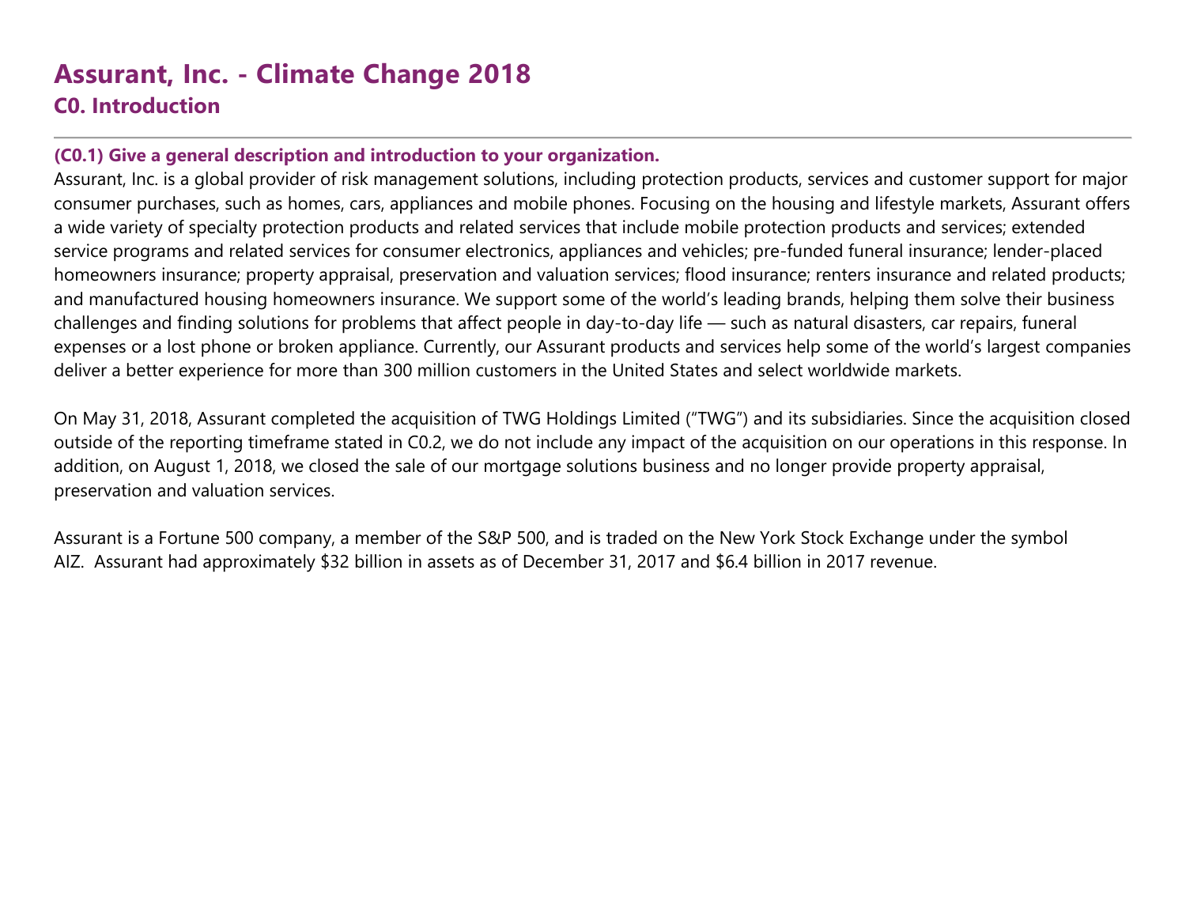# Assurant, Inc. - Climate Change 2018

## C0. Introduction

### (C0.1) Give a general description and introduction to your organization.

Assurant, Inc. is a global provider of risk management solutions, including protection products, services and customer support for major consumer purchases, such as homes, cars, appliances and mobile phones. Focusing on the housing and lifestyle markets, Assurant offers a wide variety of specialty protection products and related services that include mobile protection products and services; extended service programs and related services for consumer electronics, appliances and vehicles; pre-funded funeral insurance; lender-placed homeowners insurance; property appraisal, preservation and valuation services; flood insurance; renters insurance and related products; and manufactured housing homeowners insurance. We support some of the world's leading brands, helping them solve their business challenges and finding solutions for problems that affect people in day-to-day life — such as natural disasters, car repairs, funeral expenses or a lost phone or broken appliance. Currently, our Assurant products and services help some of the world's largest companies deliver a better experience for more than 300 million customers in the United States and select worldwide markets.

On May 31, 2018, Assurant completed the acquisition of TWG Holdings Limited ("TWG") and its subsidiaries. Since the acquisition closed outside of the reporting timeframe stated in C0.2, we do not include any impact of the acquisition on our operations in this response. In addition, on August 1, 2018, we closed the sale of our mortgage solutions business and no longer provide property appraisal, preservation and valuation services.

Assurant is a Fortune 500 company, a member of the S&P 500, and is traded on the New York Stock Exchange under the symbol AIZ. Assurant had approximately $32 billion in assets as of December 31, 2017 and $6.4 billion in 2017 revenue.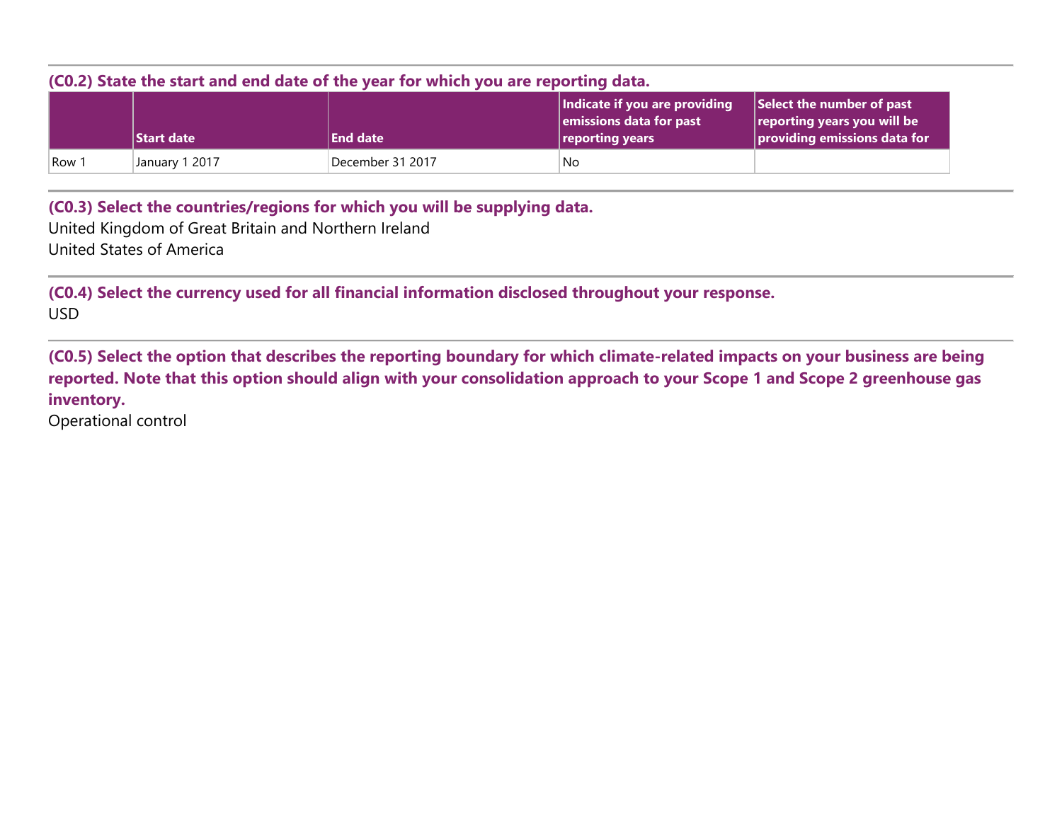### (C0.2) State the start and end date of the year for which you are reporting data.

| | Start date | End date | Indicate if you are providing emissions data for past reporting years | Select the number of past reporting years you will be providing emissions data for |
|---|---|---|---|---|
| Row 1 | January 1 2017 | December 31 2017 | No | |

### (C0.3) Select the countries/regions for which you will be supplying data.

United Kingdom of Great Britain and Northern Ireland
United States of America

### (C0.4) Select the currency used for all financial information disclosed throughout your response.

USD

### (C0.5) Select the option that describes the reporting boundary for which climate-related impacts on your business are being reported. Note that this option should align with your consolidation approach to your Scope 1 and Scope 2 greenhouse gas inventory.

Operational control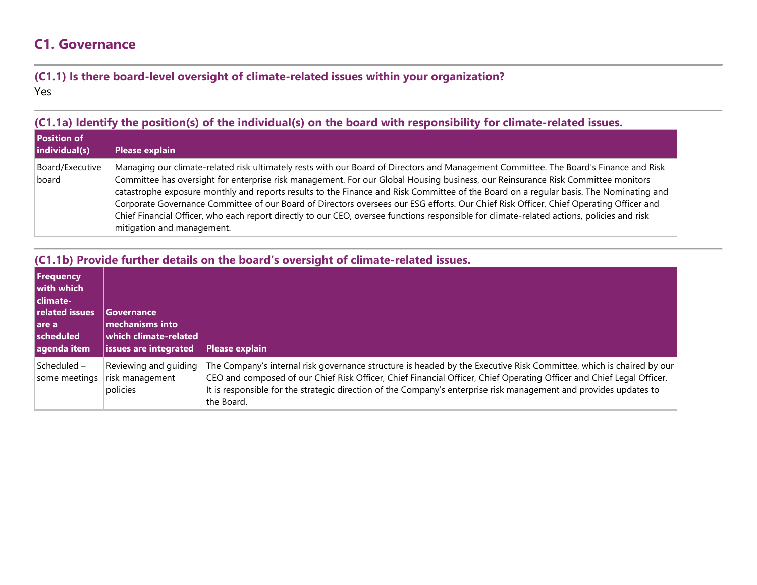## C1. Governance

### (C1.1) Is there board-level oversight of climate-related issues within your organization?

Yes

### (C1.1a) Identify the position(s) of the individual(s) on the board with responsibility for climate-related issues.

| Position of individual(s) | Please explain |
|---|---|
| Board/Executive board | Managing our climate-related risk ultimately rests with our Board of Directors and Management Committee. The Board's Finance and Risk Committee has oversight for enterprise risk management. For our Global Housing business, our Reinsurance Risk Committee monitors catastrophe exposure monthly and reports results to the Finance and Risk Committee of the Board on a regular basis. The Nominating and Corporate Governance Committee of our Board of Directors oversees our ESG efforts. Our Chief Risk Officer, Chief Operating Officer and Chief Financial Officer, who each report directly to our CEO, oversee functions responsible for climate-related actions, policies and risk mitigation and management. |

### (C1.1b) Provide further details on the board's oversight of climate-related issues.

| Frequency with which climate-related issues are a scheduled agenda item | Governance mechanisms into which climate-related issues are integrated | Please explain |
|---|---|---|
| Scheduled – some meetings | Reviewing and guiding risk management policies | The Company's internal risk governance structure is headed by the Executive Risk Committee, which is chaired by our CEO and composed of our Chief Risk Officer, Chief Financial Officer, Chief Operating Officer and Chief Legal Officer. It is responsible for the strategic direction of the Company's enterprise risk management and provides updates to the Board. |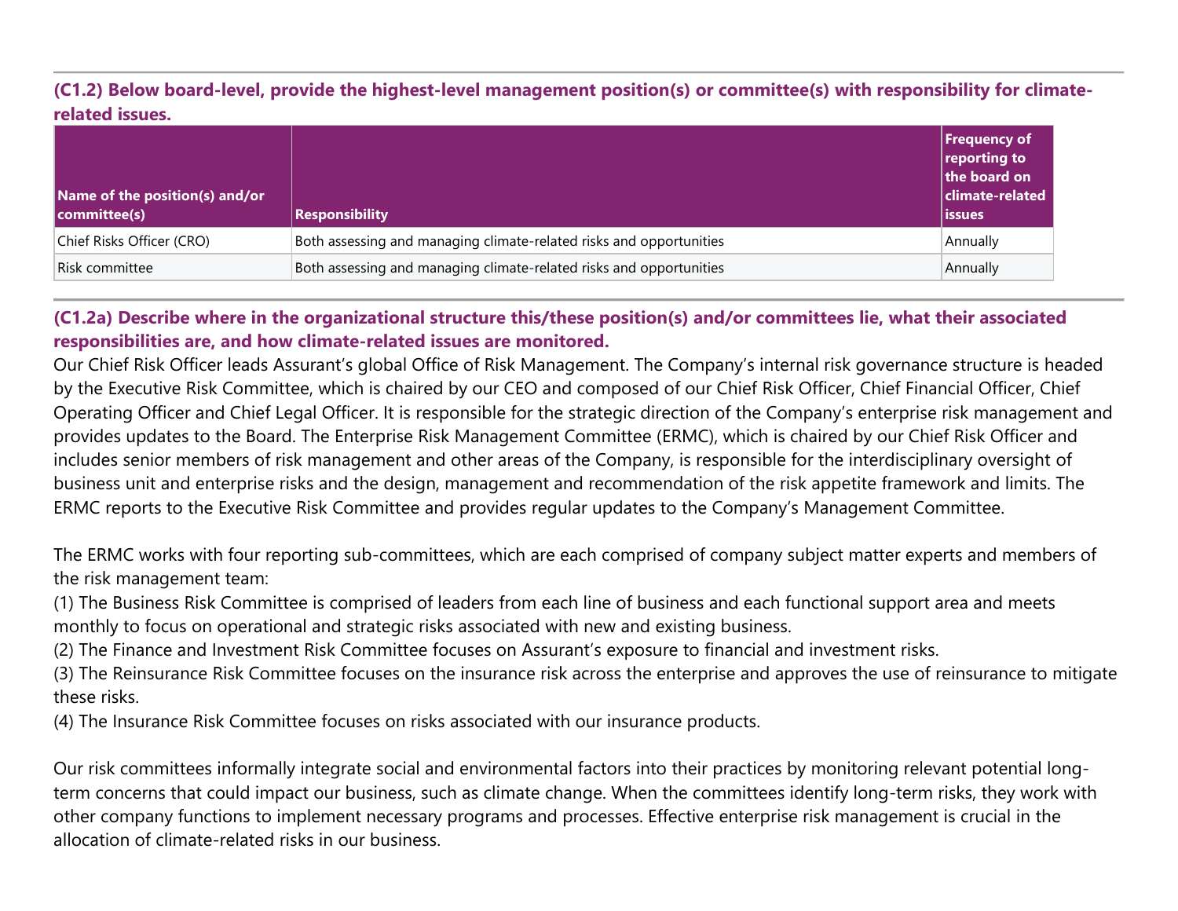### (C1.2) Below board-level, provide the highest-level management position(s) or committee(s) with responsibility for climate-related issues.

| Name of the position(s) and/or committee(s) | Responsibility | Frequency of reporting to the board on climate-related issues |
|---|---|---|
| Chief Risks Officer (CRO) | Both assessing and managing climate-related risks and opportunities | Annually |
| Risk committee | Both assessing and managing climate-related risks and opportunities | Annually |

### (C1.2a) Describe where in the organizational structure this/these position(s) and/or committees lie, what their associated responsibilities are, and how climate-related issues are monitored.

Our Chief Risk Officer leads Assurant's global Office of Risk Management. The Company's internal risk governance structure is headed by the Executive Risk Committee, which is chaired by our CEO and composed of our Chief Risk Officer, Chief Financial Officer, Chief Operating Officer and Chief Legal Officer. It is responsible for the strategic direction of the Company's enterprise risk management and provides updates to the Board. The Enterprise Risk Management Committee (ERMC), which is chaired by our Chief Risk Officer and includes senior members of risk management and other areas of the Company, is responsible for the interdisciplinary oversight of business unit and enterprise risks and the design, management and recommendation of the risk appetite framework and limits. The ERMC reports to the Executive Risk Committee and provides regular updates to the Company's Management Committee.

The ERMC works with four reporting sub-committees, which are each comprised of company subject matter experts and members of the risk management team:
(1) The Business Risk Committee is comprised of leaders from each line of business and each functional support area and meets monthly to focus on operational and strategic risks associated with new and existing business.
(2) The Finance and Investment Risk Committee focuses on Assurant's exposure to financial and investment risks.
(3) The Reinsurance Risk Committee focuses on the insurance risk across the enterprise and approves the use of reinsurance to mitigate these risks.
(4) The Insurance Risk Committee focuses on risks associated with our insurance products.

Our risk committees informally integrate social and environmental factors into their practices by monitoring relevant potential long-term concerns that could impact our business, such as climate change. When the committees identify long-term risks, they work with other company functions to implement necessary programs and processes. Effective enterprise risk management is crucial in the allocation of climate-related risks in our business.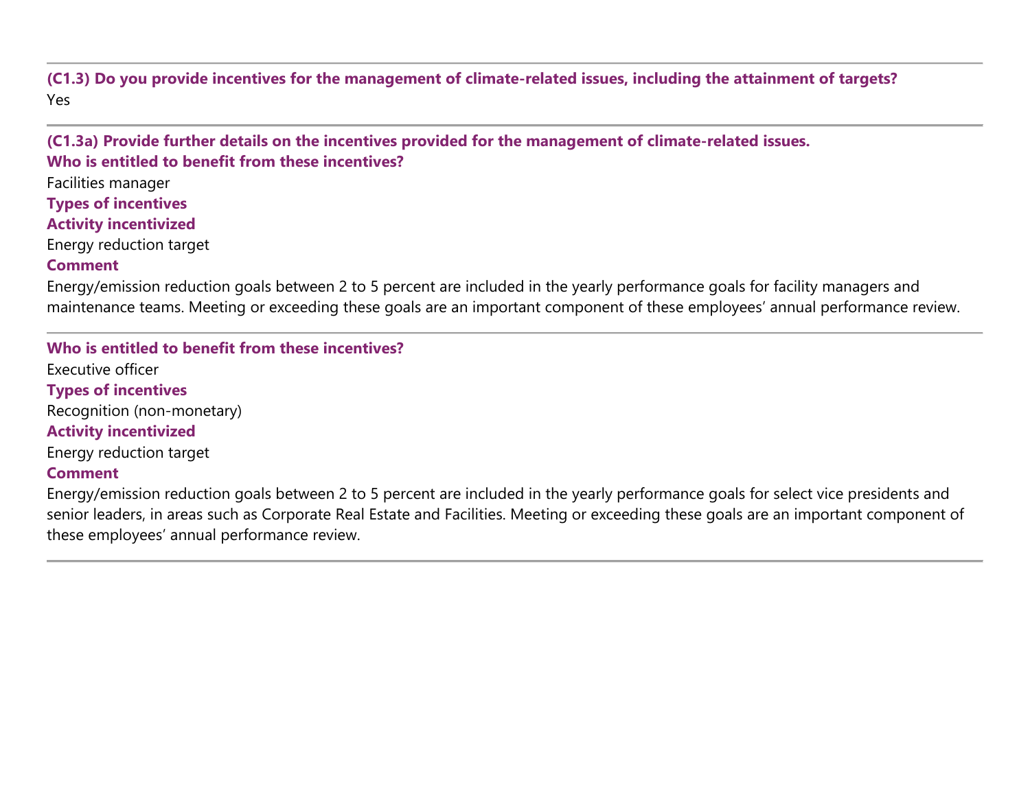**(C1.3) Do you provide incentives for the management of climate-related issues, including the attainment of targets?**

Yes

---

**(C1.3a) Provide further details on the incentives provided for the management of climate-related issues.**

**Who is entitled to benefit from these incentives?**

Facilities manager

**Types of incentives**

**Activity incentivized**

Energy reduction target

**Comment**

Energy/emission reduction goals between 2 to 5 percent are included in the yearly performance goals for facility managers and maintenance teams. Meeting or exceeding these goals are an important component of these employees' annual performance review.

---

**Who is entitled to benefit from these incentives?**

Executive officer

**Types of incentives**

Recognition (non-monetary)

**Activity incentivized**

Energy reduction target

**Comment**

Energy/emission reduction goals between 2 to 5 percent are included in the yearly performance goals for select vice presidents and senior leaders, in areas such as Corporate Real Estate and Facilities. Meeting or exceeding these goals are an important component of these employees' annual performance review.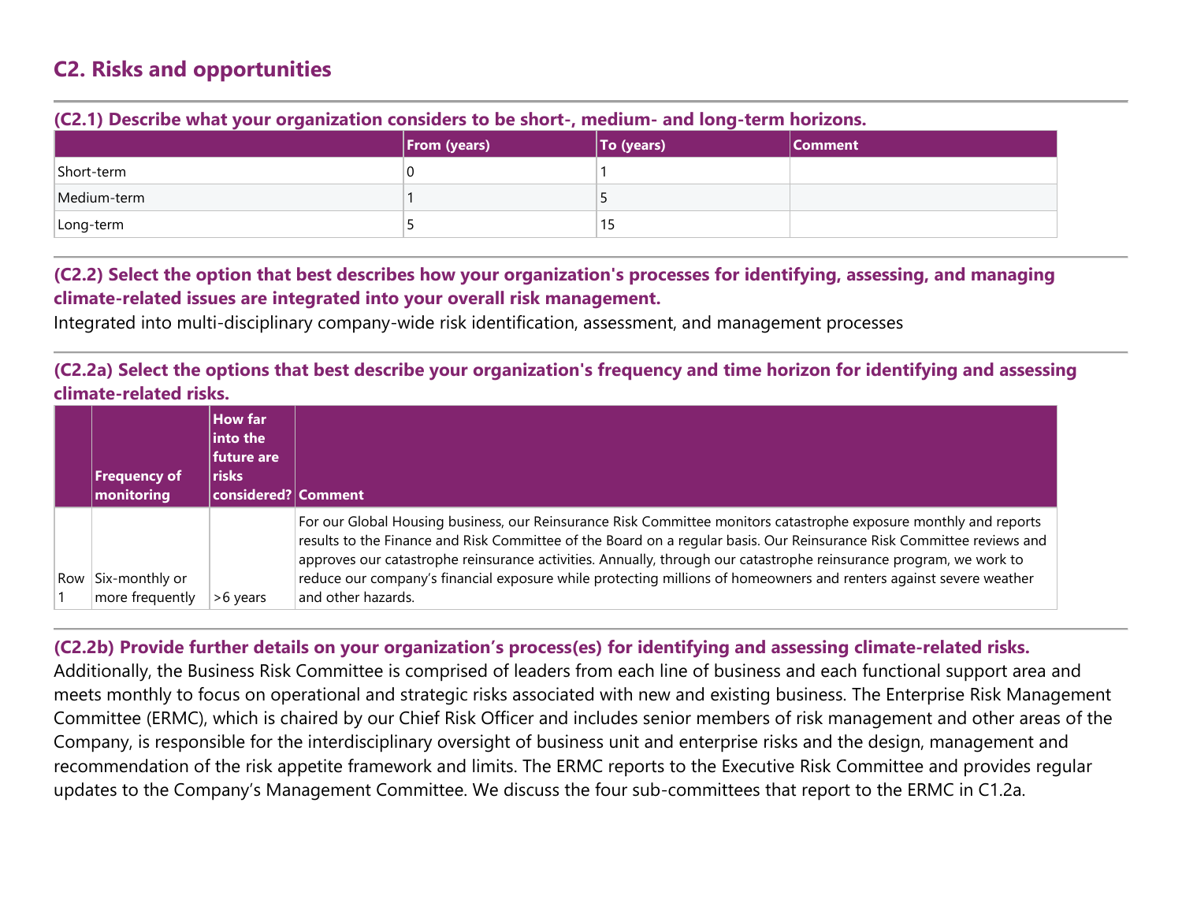## C2. Risks and opportunities

### (C2.1) Describe what your organization considers to be short-, medium- and long-term horizons.

| | From (years) | To (years) | Comment |
|---|---|---|---|
| Short-term | 0 | 1 | |
| Medium-term | 1 | 5 | |
| Long-term | 5 | 15 | |

### (C2.2) Select the option that best describes how your organization's processes for identifying, assessing, and managing climate-related issues are integrated into your overall risk management.

Integrated into multi-disciplinary company-wide risk identification, assessment, and management processes

### (C2.2a) Select the options that best describe your organization's frequency and time horizon for identifying and assessing climate-related risks.

| | Frequency of monitoring | How far into the future are risks considered? | Comment |
|---|---|---|---|
| Row 1 | Six-monthly or more frequently | >6 years | For our Global Housing business, our Reinsurance Risk Committee monitors catastrophe exposure monthly and reports results to the Finance and Risk Committee of the Board on a regular basis. Our Reinsurance Risk Committee reviews and approves our catastrophe reinsurance activities. Annually, through our catastrophe reinsurance program, we work to reduce our company's financial exposure while protecting millions of homeowners and renters against severe weather and other hazards. |

### (C2.2b) Provide further details on your organization's process(es) for identifying and assessing climate-related risks.

Additionally, the Business Risk Committee is comprised of leaders from each line of business and each functional support area and meets monthly to focus on operational and strategic risks associated with new and existing business. The Enterprise Risk Management Committee (ERMC), which is chaired by our Chief Risk Officer and includes senior members of risk management and other areas of the Company, is responsible for the interdisciplinary oversight of business unit and enterprise risks and the design, management and recommendation of the risk appetite framework and limits. The ERMC reports to the Executive Risk Committee and provides regular updates to the Company's Management Committee. We discuss the four sub-committees that report to the ERMC in C1.2a.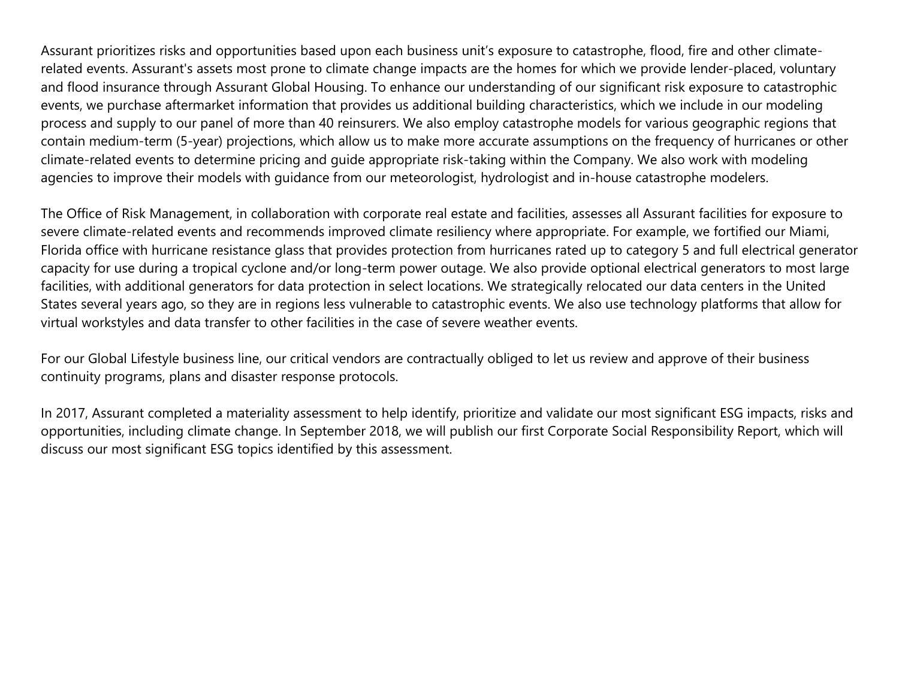Assurant prioritizes risks and opportunities based upon each business unit's exposure to catastrophe, flood, fire and other climate-related events. Assurant's assets most prone to climate change impacts are the homes for which we provide lender-placed, voluntary and flood insurance through Assurant Global Housing. To enhance our understanding of our significant risk exposure to catastrophic events, we purchase aftermarket information that provides us additional building characteristics, which we include in our modeling process and supply to our panel of more than 40 reinsurers. We also employ catastrophe models for various geographic regions that contain medium-term (5-year) projections, which allow us to make more accurate assumptions on the frequency of hurricanes or other climate-related events to determine pricing and guide appropriate risk-taking within the Company. We also work with modeling agencies to improve their models with guidance from our meteorologist, hydrologist and in-house catastrophe modelers.

The Office of Risk Management, in collaboration with corporate real estate and facilities, assesses all Assurant facilities for exposure to severe climate-related events and recommends improved climate resiliency where appropriate. For example, we fortified our Miami, Florida office with hurricane resistance glass that provides protection from hurricanes rated up to category 5 and full electrical generator capacity for use during a tropical cyclone and/or long-term power outage. We also provide optional electrical generators to most large facilities, with additional generators for data protection in select locations. We strategically relocated our data centers in the United States several years ago, so they are in regions less vulnerable to catastrophic events. We also use technology platforms that allow for virtual workstyles and data transfer to other facilities in the case of severe weather events.

For our Global Lifestyle business line, our critical vendors are contractually obliged to let us review and approve of their business continuity programs, plans and disaster response protocols.

In 2017, Assurant completed a materiality assessment to help identify, prioritize and validate our most significant ESG impacts, risks and opportunities, including climate change. In September 2018, we will publish our first Corporate Social Responsibility Report, which will discuss our most significant ESG topics identified by this assessment.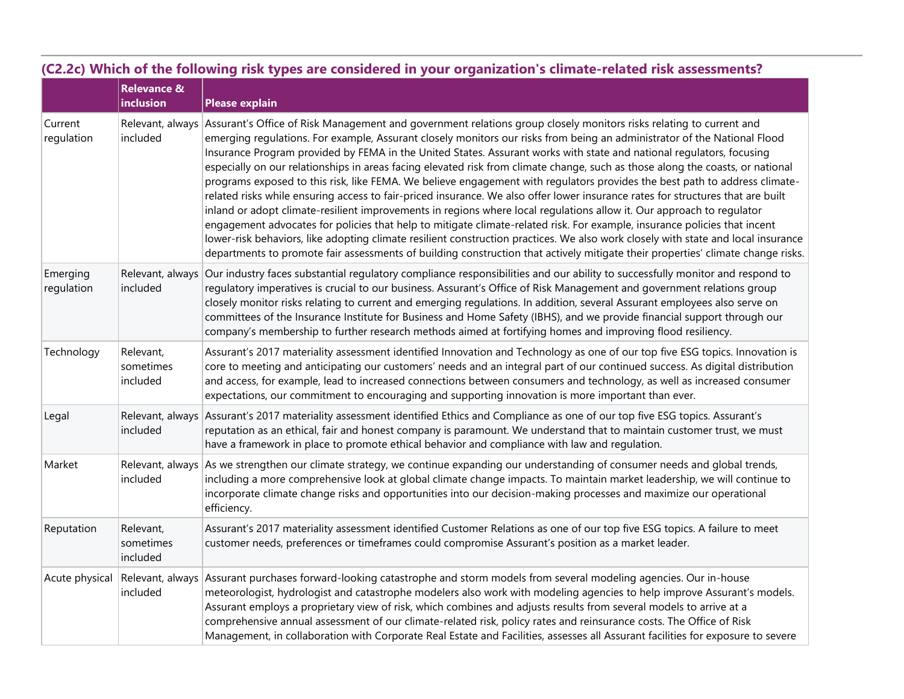### (C2.2c) Which of the following risk types are considered in your organization's climate-related risk assessments?

| | Relevance & inclusion | Please explain |
|---|---|---|
| Current regulation | Relevant, always included | Assurant's Office of Risk Management and government relations group closely monitors risks relating to current and emerging regulations. For example, Assurant closely monitors our risks from being an administrator of the National Flood Insurance Program provided by FEMA in the United States. Assurant works with state and national regulators, focusing especially on our relationships in areas facing elevated risk from climate change, such as those along the coasts, or national programs exposed to this risk, like FEMA. We believe engagement with regulators provides the best path to address climate-related risks while ensuring access to fair-priced insurance. We also offer lower insurance rates for structures that are built inland or adopt climate-resilient improvements in regions where local regulations allow it. Our approach to regulator engagement advocates for policies that help to mitigate climate-related risk. For example, insurance policies that incent lower-risk behaviors, like adopting climate resilient construction practices. We also work closely with state and local insurance departments to promote fair assessments of building construction that actively mitigate their properties' climate change risks. |
| Emerging regulation | Relevant, always included | Our industry faces substantial regulatory compliance responsibilities and our ability to successfully monitor and respond to regulatory imperatives is crucial to our business. Assurant's Office of Risk Management and government relations group closely monitor risks relating to current and emerging regulations. In addition, several Assurant employees also serve on committees of the Insurance Institute for Business and Home Safety (IBHS), and we provide financial support through our company's membership to further research methods aimed at fortifying homes and improving flood resiliency. |
| Technology | Relevant, sometimes included | Assurant's 2017 materiality assessment identified Innovation and Technology as one of our top five ESG topics. Innovation is core to meeting and anticipating our customers' needs and an integral part of our continued success. As digital distribution and access, for example, lead to increased connections between consumers and technology, as well as increased consumer expectations, our commitment to encouraging and supporting innovation is more important than ever. |
| Legal | Relevant, always included | Assurant's 2017 materiality assessment identified Ethics and Compliance as one of our top five ESG topics. Assurant's reputation as an ethical, fair and honest company is paramount. We understand that to maintain customer trust, we must have a framework in place to promote ethical behavior and compliance with law and regulation. |
| Market | Relevant, always included | As we strengthen our climate strategy, we continue expanding our understanding of consumer needs and global trends, including a more comprehensive look at global climate change impacts. To maintain market leadership, we will continue to incorporate climate change risks and opportunities into our decision-making processes and maximize our operational efficiency. |
| Reputation | Relevant, sometimes included | Assurant's 2017 materiality assessment identified Customer Relations as one of our top five ESG topics. A failure to meet customer needs, preferences or timeframes could compromise Assurant's position as a market leader. |
| Acute physical | Relevant, always included | Assurant purchases forward-looking catastrophe and storm models from several modeling agencies. Our in-house meteorologist, hydrologist and catastrophe modelers also work with modeling agencies to help improve Assurant's models. Assurant employs a proprietary view of risk, which combines and adjusts results from several models to arrive at a comprehensive annual assessment of our climate-related risk, policy rates and reinsurance costs. The Office of Risk Management, in collaboration with Corporate Real Estate and Facilities, assesses all Assurant facilities for exposure to severe |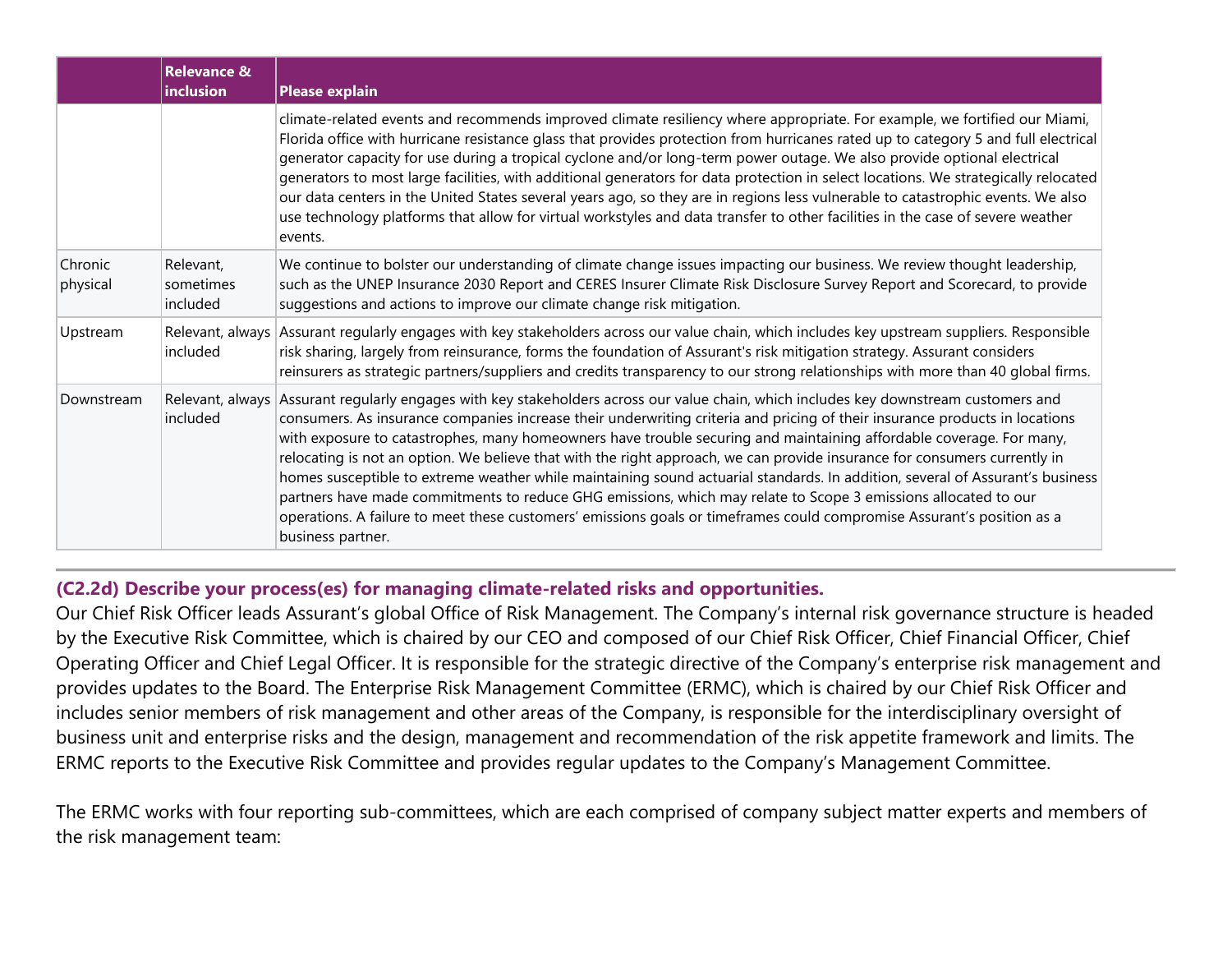| | Relevance & inclusion | Please explain |
|---|---|---|
| | | climate-related events and recommends improved climate resiliency where appropriate. For example, we fortified our Miami, Florida office with hurricane resistance glass that provides protection from hurricanes rated up to category 5 and full electrical generator capacity for use during a tropical cyclone and/or long-term power outage. We also provide optional electrical generators to most large facilities, with additional generators for data protection in select locations. We strategically relocated our data centers in the United States several years ago, so they are in regions less vulnerable to catastrophic events. We also use technology platforms that allow for virtual workstyles and data transfer to other facilities in the case of severe weather events. |
| Chronic physical | Relevant, sometimes included | We continue to bolster our understanding of climate change issues impacting our business. We review thought leadership, such as the UNEP Insurance 2030 Report and CERES Insurer Climate Risk Disclosure Survey Report and Scorecard, to provide suggestions and actions to improve our climate change risk mitigation. |
| Upstream | Relevant, always included | Assurant regularly engages with key stakeholders across our value chain, which includes key upstream suppliers. Responsible risk sharing, largely from reinsurance, forms the foundation of Assurant's risk mitigation strategy. Assurant considers reinsurers as strategic partners/suppliers and credits transparency to our strong relationships with more than 40 global firms. |
| Downstream | Relevant, always included | Assurant regularly engages with key stakeholders across our value chain, which includes key downstream customers and consumers. As insurance companies increase their underwriting criteria and pricing of their insurance products in locations with exposure to catastrophes, many homeowners have trouble securing and maintaining affordable coverage. For many, relocating is not an option. We believe that with the right approach, we can provide insurance for consumers currently in homes susceptible to extreme weather while maintaining sound actuarial standards. In addition, several of Assurant's business partners have made commitments to reduce GHG emissions, which may relate to Scope 3 emissions allocated to our operations. A failure to meet these customers' emissions goals or timeframes could compromise Assurant's position as a business partner. |

### (C2.2d) Describe your process(es) for managing climate-related risks and opportunities.

Our Chief Risk Officer leads Assurant's global Office of Risk Management. The Company's internal risk governance structure is headed by the Executive Risk Committee, which is chaired by our CEO and composed of our Chief Risk Officer, Chief Financial Officer, Chief Operating Officer and Chief Legal Officer. It is responsible for the strategic directive of the Company's enterprise risk management and provides updates to the Board. The Enterprise Risk Management Committee (ERMC), which is chaired by our Chief Risk Officer and includes senior members of risk management and other areas of the Company, is responsible for the interdisciplinary oversight of business unit and enterprise risks and the design, management and recommendation of the risk appetite framework and limits. The ERMC reports to the Executive Risk Committee and provides regular updates to the Company's Management Committee.

The ERMC works with four reporting sub-committees, which are each comprised of company subject matter experts and members of the risk management team: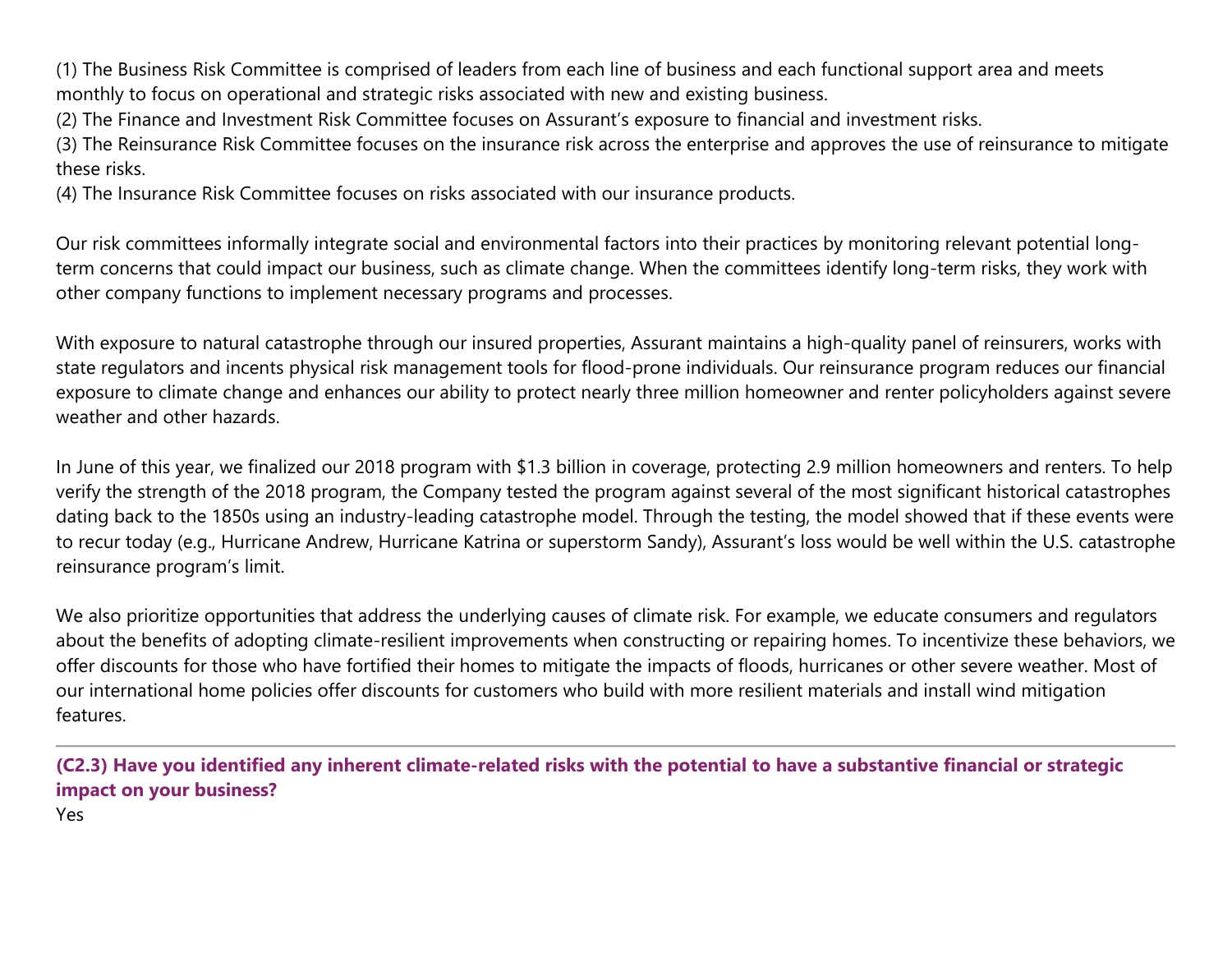(1) The Business Risk Committee is comprised of leaders from each line of business and each functional support area and meets monthly to focus on operational and strategic risks associated with new and existing business.
(2) The Finance and Investment Risk Committee focuses on Assurant's exposure to financial and investment risks.
(3) The Reinsurance Risk Committee focuses on the insurance risk across the enterprise and approves the use of reinsurance to mitigate these risks.
(4) The Insurance Risk Committee focuses on risks associated with our insurance products.

Our risk committees informally integrate social and environmental factors into their practices by monitoring relevant potential long-term concerns that could impact our business, such as climate change. When the committees identify long-term risks, they work with other company functions to implement necessary programs and processes.

With exposure to natural catastrophe through our insured properties, Assurant maintains a high-quality panel of reinsurers, works with state regulators and incents physical risk management tools for flood-prone individuals. Our reinsurance program reduces our financial exposure to climate change and enhances our ability to protect nearly three million homeowner and renter policyholders against severe weather and other hazards.

In June of this year, we finalized our 2018 program with $1.3 billion in coverage, protecting 2.9 million homeowners and renters. To help verify the strength of the 2018 program, the Company tested the program against several of the most significant historical catastrophes dating back to the 1850s using an industry-leading catastrophe model. Through the testing, the model showed that if these events were to recur today (e.g., Hurricane Andrew, Hurricane Katrina or superstorm Sandy), Assurant's loss would be well within the U.S. catastrophe reinsurance program's limit.

We also prioritize opportunities that address the underlying causes of climate risk. For example, we educate consumers and regulators about the benefits of adopting climate-resilient improvements when constructing or repairing homes. To incentivize these behaviors, we offer discounts for those who have fortified their homes to mitigate the impacts of floods, hurricanes or other severe weather. Most of our international home policies offer discounts for customers who build with more resilient materials and install wind mitigation features.

---

**(C2.3) Have you identified any inherent climate-related risks with the potential to have a substantive financial or strategic impact on your business?**

Yes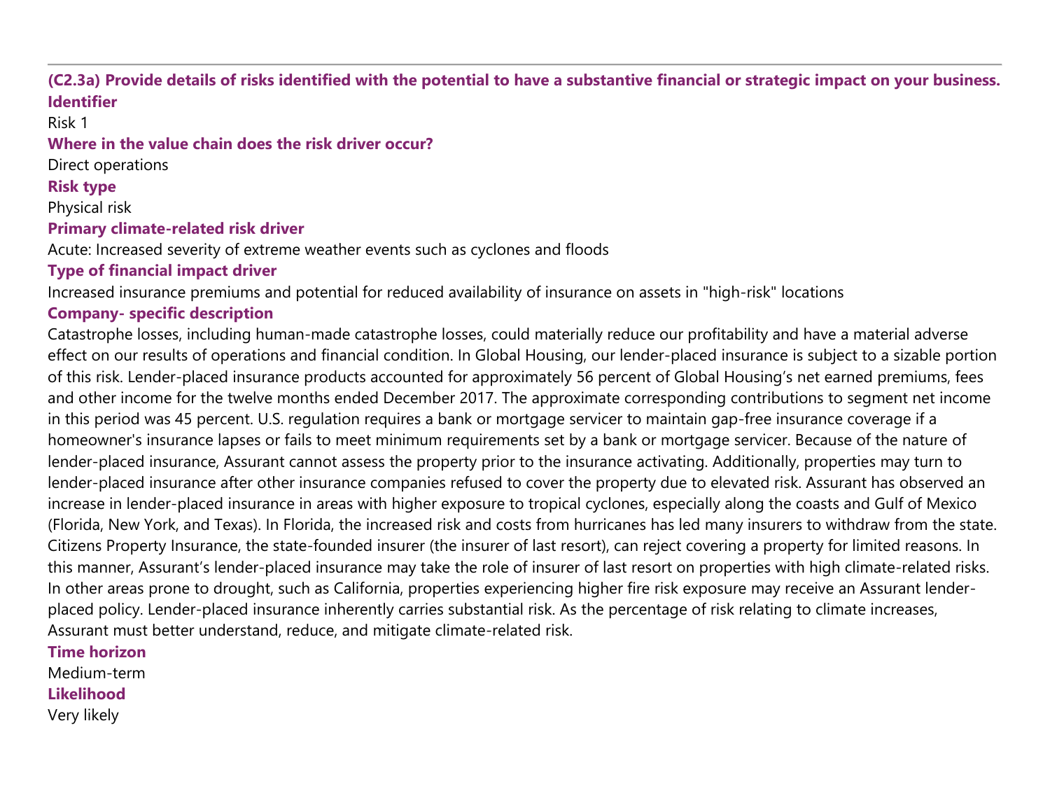### (C2.3a) Provide details of risks identified with the potential to have a substantive financial or strategic impact on your business.

**Identifier**

Risk 1

**Where in the value chain does the risk driver occur?**

Direct operations

**Risk type**

Physical risk

**Primary climate-related risk driver**

Acute: Increased severity of extreme weather events such as cyclones and floods

**Type of financial impact driver**

Increased insurance premiums and potential for reduced availability of insurance on assets in "high-risk" locations

**Company- specific description**

Catastrophe losses, including human-made catastrophe losses, could materially reduce our profitability and have a material adverse effect on our results of operations and financial condition. In Global Housing, our lender-placed insurance is subject to a sizable portion of this risk. Lender-placed insurance products accounted for approximately 56 percent of Global Housing's net earned premiums, fees and other income for the twelve months ended December 2017. The approximate corresponding contributions to segment net income in this period was 45 percent. U.S. regulation requires a bank or mortgage servicer to maintain gap-free insurance coverage if a homeowner's insurance lapses or fails to meet minimum requirements set by a bank or mortgage servicer. Because of the nature of lender-placed insurance, Assurant cannot assess the property prior to the insurance activating. Additionally, properties may turn to lender-placed insurance after other insurance companies refused to cover the property due to elevated risk. Assurant has observed an increase in lender-placed insurance in areas with higher exposure to tropical cyclones, especially along the coasts and Gulf of Mexico (Florida, New York, and Texas). In Florida, the increased risk and costs from hurricanes has led many insurers to withdraw from the state. Citizens Property Insurance, the state-founded insurer (the insurer of last resort), can reject covering a property for limited reasons. In this manner, Assurant's lender-placed insurance may take the role of insurer of last resort on properties with high climate-related risks. In other areas prone to drought, such as California, properties experiencing higher fire risk exposure may receive an Assurant lender-placed policy. Lender-placed insurance inherently carries substantial risk. As the percentage of risk relating to climate increases, Assurant must better understand, reduce, and mitigate climate-related risk.

**Time horizon**

Medium-term

**Likelihood**

Very likely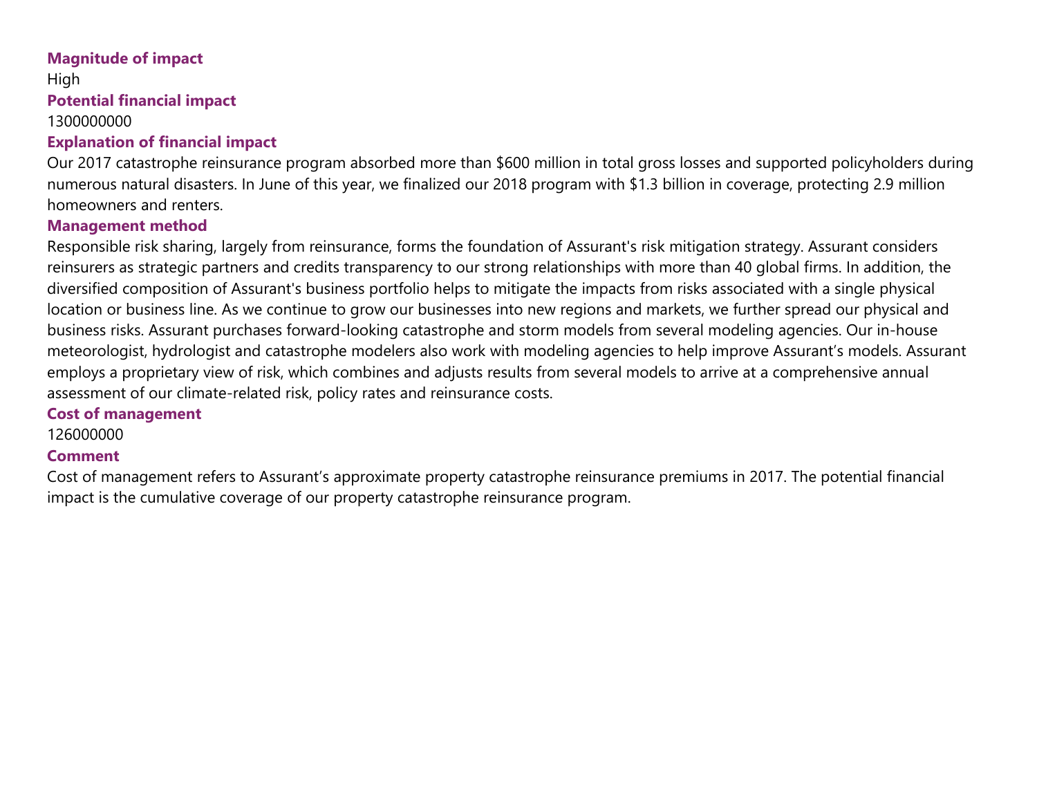**Magnitude of impact**

High

**Potential financial impact**

1300000000

**Explanation of financial impact**

Our 2017 catastrophe reinsurance program absorbed more than $600 million in total gross losses and supported policyholders during numerous natural disasters. In June of this year, we finalized our 2018 program with $1.3 billion in coverage, protecting 2.9 million homeowners and renters.

**Management method**

Responsible risk sharing, largely from reinsurance, forms the foundation of Assurant's risk mitigation strategy. Assurant considers reinsurers as strategic partners and credits transparency to our strong relationships with more than 40 global firms. In addition, the diversified composition of Assurant's business portfolio helps to mitigate the impacts from risks associated with a single physical location or business line. As we continue to grow our businesses into new regions and markets, we further spread our physical and business risks. Assurant purchases forward-looking catastrophe and storm models from several modeling agencies. Our in-house meteorologist, hydrologist and catastrophe modelers also work with modeling agencies to help improve Assurant's models. Assurant employs a proprietary view of risk, which combines and adjusts results from several models to arrive at a comprehensive annual assessment of our climate-related risk, policy rates and reinsurance costs.

**Cost of management**

126000000

**Comment**

Cost of management refers to Assurant's approximate property catastrophe reinsurance premiums in 2017. The potential financial impact is the cumulative coverage of our property catastrophe reinsurance program.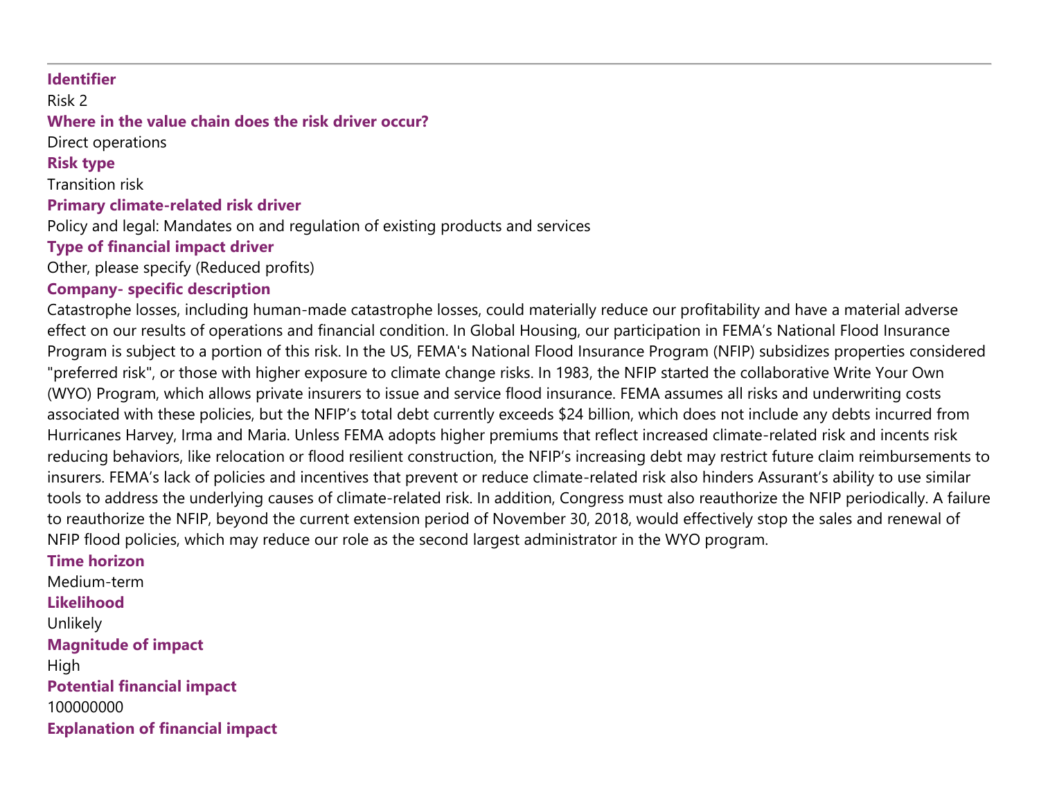---

**Identifier**

Risk 2

**Where in the value chain does the risk driver occur?**

Direct operations

**Risk type**

Transition risk

**Primary climate-related risk driver**

Policy and legal: Mandates on and regulation of existing products and services

**Type of financial impact driver**

Other, please specify (Reduced profits)

**Company- specific description**

Catastrophe losses, including human-made catastrophe losses, could materially reduce our profitability and have a material adverse effect on our results of operations and financial condition. In Global Housing, our participation in FEMA's National Flood Insurance Program is subject to a portion of this risk. In the US, FEMA's National Flood Insurance Program (NFIP) subsidizes properties considered "preferred risk", or those with higher exposure to climate change risks. In 1983, the NFIP started the collaborative Write Your Own (WYO) Program, which allows private insurers to issue and service flood insurance. FEMA assumes all risks and underwriting costs associated with these policies, but the NFIP's total debt currently exceeds $24 billion, which does not include any debts incurred from Hurricanes Harvey, Irma and Maria. Unless FEMA adopts higher premiums that reflect increased climate-related risk and incents risk reducing behaviors, like relocation or flood resilient construction, the NFIP's increasing debt may restrict future claim reimbursements to insurers. FEMA's lack of policies and incentives that prevent or reduce climate-related risk also hinders Assurant's ability to use similar tools to address the underlying causes of climate-related risk. In addition, Congress must also reauthorize the NFIP periodically. A failure to reauthorize the NFIP, beyond the current extension period of November 30, 2018, would effectively stop the sales and renewal of NFIP flood policies, which may reduce our role as the second largest administrator in the WYO program.

**Time horizon**

Medium-term

**Likelihood**

Unlikely

**Magnitude of impact**

High

**Potential financial impact**

100000000

**Explanation of financial impact**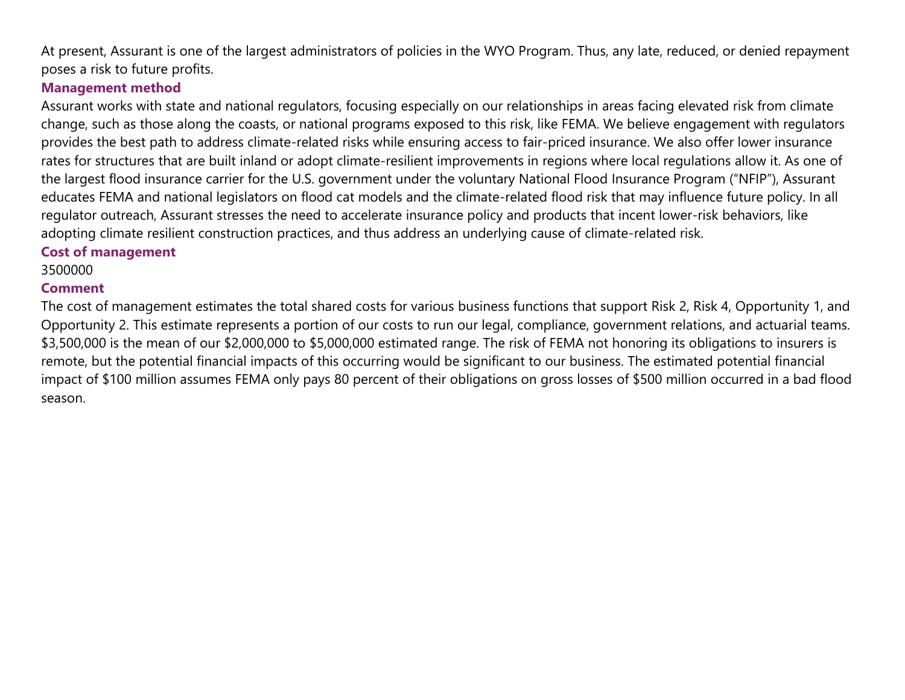At present, Assurant is one of the largest administrators of policies in the WYO Program. Thus, any late, reduced, or denied repayment poses a risk to future profits.

**Management method**

Assurant works with state and national regulators, focusing especially on our relationships in areas facing elevated risk from climate change, such as those along the coasts, or national programs exposed to this risk, like FEMA. We believe engagement with regulators provides the best path to address climate-related risks while ensuring access to fair-priced insurance. We also offer lower insurance rates for structures that are built inland or adopt climate-resilient improvements in regions where local regulations allow it. As one of the largest flood insurance carrier for the U.S. government under the voluntary National Flood Insurance Program ("NFIP"), Assurant educates FEMA and national legislators on flood cat models and the climate-related flood risk that may influence future policy. In all regulator outreach, Assurant stresses the need to accelerate insurance policy and products that incent lower-risk behaviors, like adopting climate resilient construction practices, and thus address an underlying cause of climate-related risk.

**Cost of management**

3500000

**Comment**

The cost of management estimates the total shared costs for various business functions that support Risk 2, Risk 4, Opportunity 1, and Opportunity 2. This estimate represents a portion of our costs to run our legal, compliance, government relations, and actuarial teams. $3,500,000 is the mean of our $2,000,000 to $5,000,000 estimated range. The risk of FEMA not honoring its obligations to insurers is remote, but the potential financial impacts of this occurring would be significant to our business. The estimated potential financial impact of $100 million assumes FEMA only pays 80 percent of their obligations on gross losses of $500 million occurred in a bad flood season.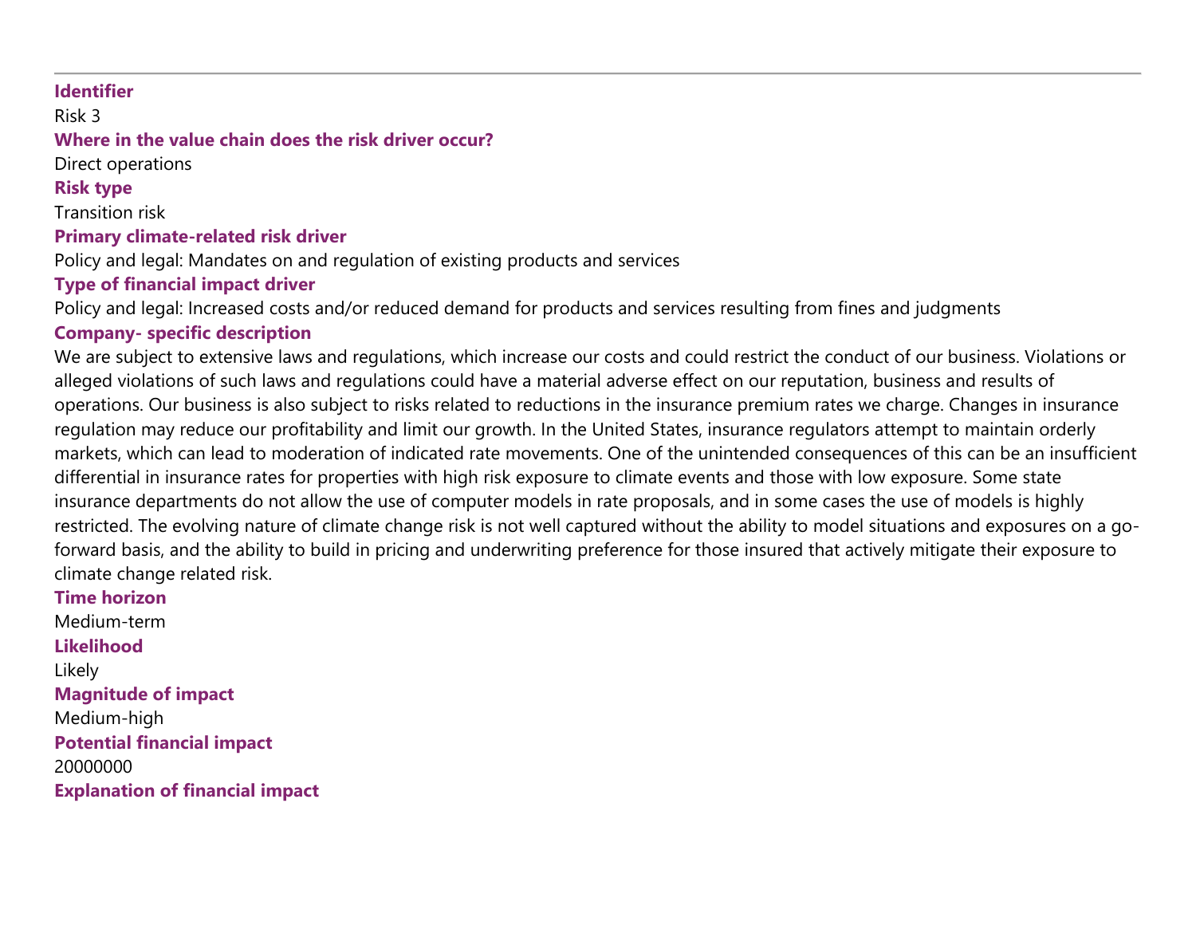**Identifier**

Risk 3

**Where in the value chain does the risk driver occur?**

Direct operations

**Risk type**

Transition risk

**Primary climate-related risk driver**

Policy and legal: Mandates on and regulation of existing products and services

**Type of financial impact driver**

Policy and legal: Increased costs and/or reduced demand for products and services resulting from fines and judgments

**Company- specific description**

We are subject to extensive laws and regulations, which increase our costs and could restrict the conduct of our business. Violations or alleged violations of such laws and regulations could have a material adverse effect on our reputation, business and results of operations. Our business is also subject to risks related to reductions in the insurance premium rates we charge. Changes in insurance regulation may reduce our profitability and limit our growth. In the United States, insurance regulators attempt to maintain orderly markets, which can lead to moderation of indicated rate movements. One of the unintended consequences of this can be an insufficient differential in insurance rates for properties with high risk exposure to climate events and those with low exposure. Some state insurance departments do not allow the use of computer models in rate proposals, and in some cases the use of models is highly restricted. The evolving nature of climate change risk is not well captured without the ability to model situations and exposures on a go-forward basis, and the ability to build in pricing and underwriting preference for those insured that actively mitigate their exposure to climate change related risk.

**Time horizon**

Medium-term

**Likelihood**

Likely

**Magnitude of impact**

Medium-high

**Potential financial impact**

20000000

**Explanation of financial impact**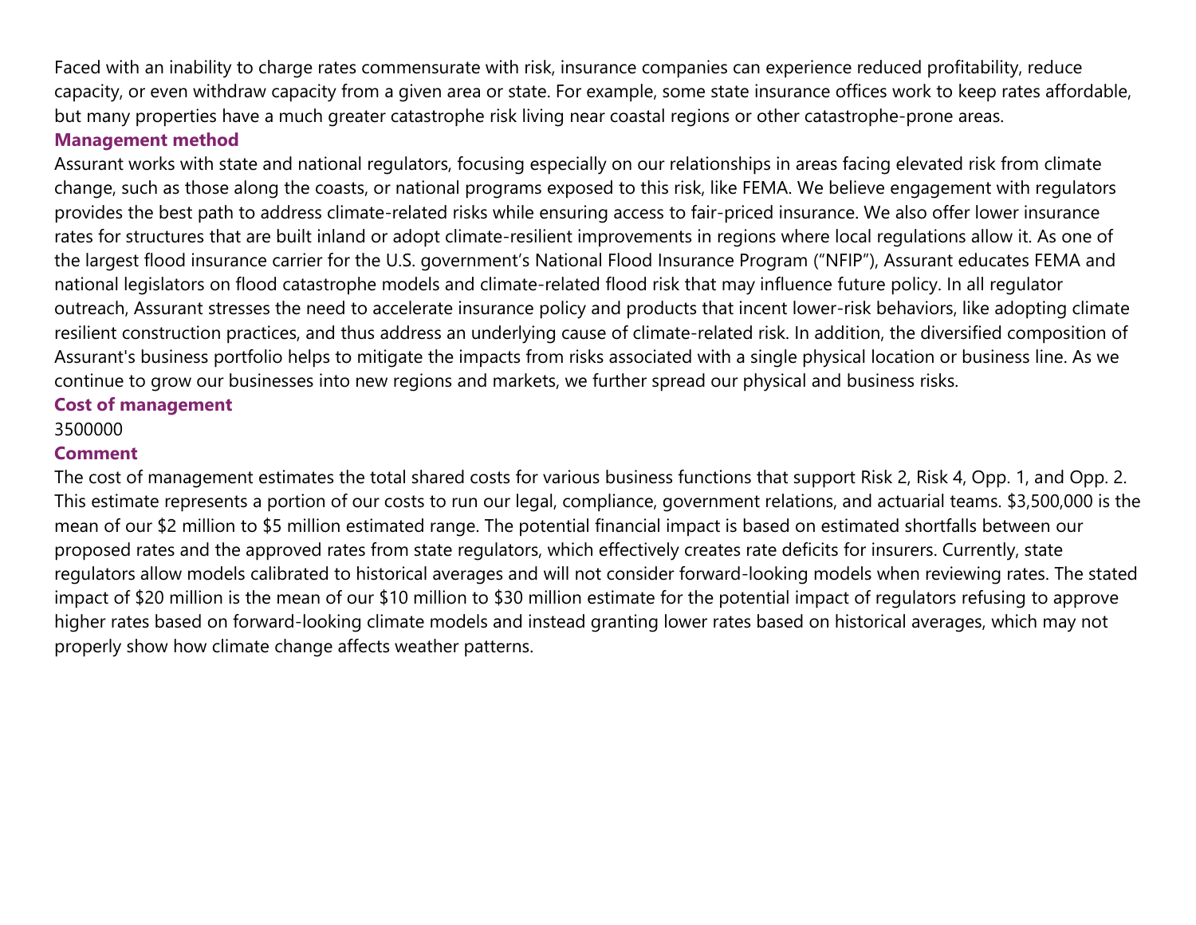Faced with an inability to charge rates commensurate with risk, insurance companies can experience reduced profitability, reduce capacity, or even withdraw capacity from a given area or state. For example, some state insurance offices work to keep rates affordable, but many properties have a much greater catastrophe risk living near coastal regions or other catastrophe-prone areas.

**Management method**

Assurant works with state and national regulators, focusing especially on our relationships in areas facing elevated risk from climate change, such as those along the coasts, or national programs exposed to this risk, like FEMA. We believe engagement with regulators provides the best path to address climate-related risks while ensuring access to fair-priced insurance. We also offer lower insurance rates for structures that are built inland or adopt climate-resilient improvements in regions where local regulations allow it. As one of the largest flood insurance carrier for the U.S. government's National Flood Insurance Program ("NFIP"), Assurant educates FEMA and national legislators on flood catastrophe models and climate-related flood risk that may influence future policy. In all regulator outreach, Assurant stresses the need to accelerate insurance policy and products that incent lower-risk behaviors, like adopting climate resilient construction practices, and thus address an underlying cause of climate-related risk. In addition, the diversified composition of Assurant's business portfolio helps to mitigate the impacts from risks associated with a single physical location or business line. As we continue to grow our businesses into new regions and markets, we further spread our physical and business risks.

**Cost of management**

3500000

**Comment**

The cost of management estimates the total shared costs for various business functions that support Risk 2, Risk 4, Opp. 1, and Opp. 2. This estimate represents a portion of our costs to run our legal, compliance, government relations, and actuarial teams. $3,500,000 is the mean of our $2 million to $5 million estimated range. The potential financial impact is based on estimated shortfalls between our proposed rates and the approved rates from state regulators, which effectively creates rate deficits for insurers. Currently, state regulators allow models calibrated to historical averages and will not consider forward-looking models when reviewing rates. The stated impact of $20 million is the mean of our $10 million to $30 million estimate for the potential impact of regulators refusing to approve higher rates based on forward-looking climate models and instead granting lower rates based on historical averages, which may not properly show how climate change affects weather patterns.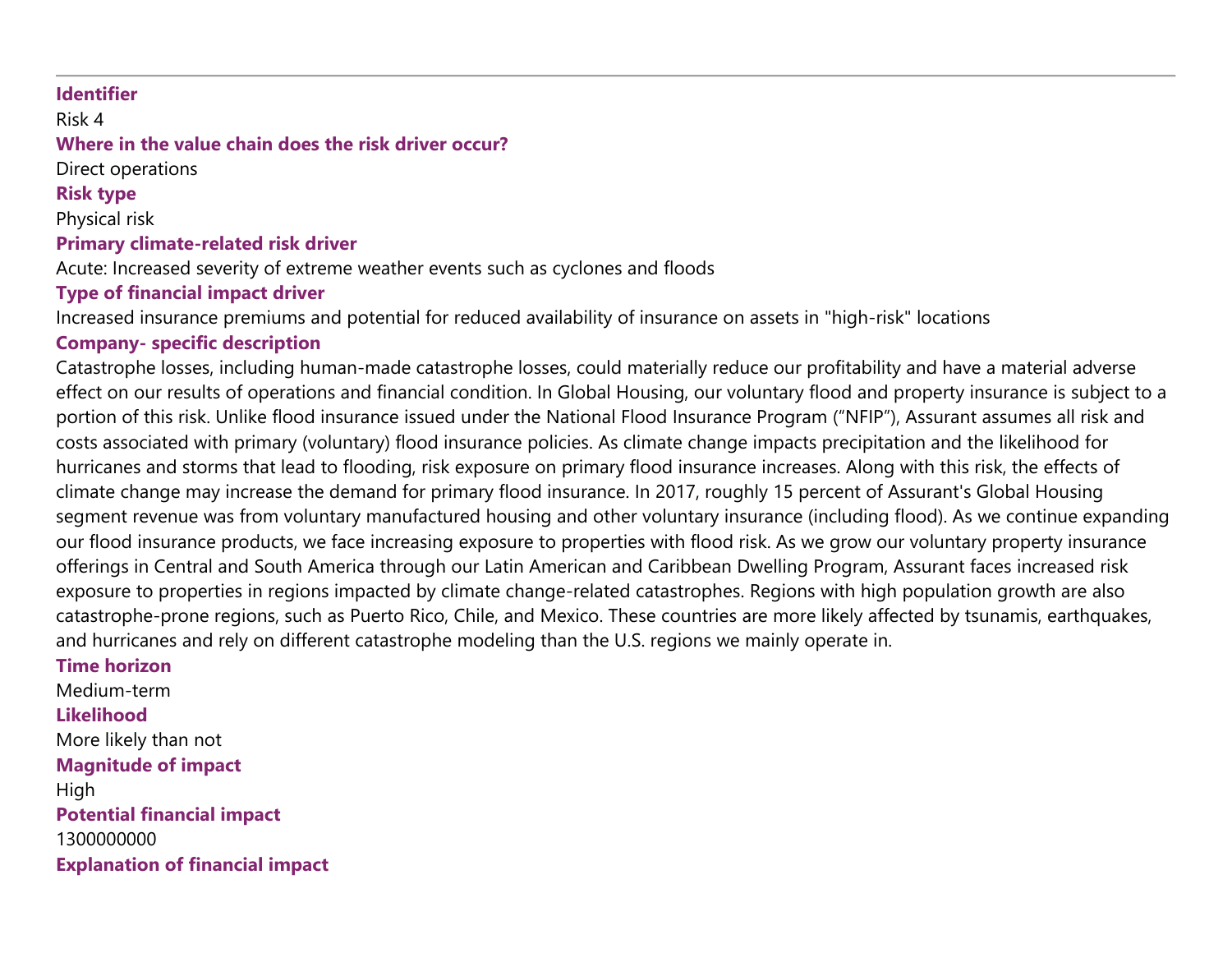---

**Identifier**

Risk 4

**Where in the value chain does the risk driver occur?**

Direct operations

**Risk type**

Physical risk

**Primary climate-related risk driver**

Acute: Increased severity of extreme weather events such as cyclones and floods

**Type of financial impact driver**

Increased insurance premiums and potential for reduced availability of insurance on assets in "high-risk" locations

**Company- specific description**

Catastrophe losses, including human-made catastrophe losses, could materially reduce our profitability and have a material adverse effect on our results of operations and financial condition. In Global Housing, our voluntary flood and property insurance is subject to a portion of this risk. Unlike flood insurance issued under the National Flood Insurance Program ("NFIP"), Assurant assumes all risk and costs associated with primary (voluntary) flood insurance policies. As climate change impacts precipitation and the likelihood for hurricanes and storms that lead to flooding, risk exposure on primary flood insurance increases. Along with this risk, the effects of climate change may increase the demand for primary flood insurance. In 2017, roughly 15 percent of Assurant's Global Housing segment revenue was from voluntary manufactured housing and other voluntary insurance (including flood). As we continue expanding our flood insurance products, we face increasing exposure to properties with flood risk. As we grow our voluntary property insurance offerings in Central and South America through our Latin American and Caribbean Dwelling Program, Assurant faces increased risk exposure to properties in regions impacted by climate change-related catastrophes. Regions with high population growth are also catastrophe-prone regions, such as Puerto Rico, Chile, and Mexico. These countries are more likely affected by tsunamis, earthquakes, and hurricanes and rely on different catastrophe modeling than the U.S. regions we mainly operate in.

**Time horizon**

Medium-term

**Likelihood**

More likely than not

**Magnitude of impact**

High

**Potential financial impact**

1300000000

**Explanation of financial impact**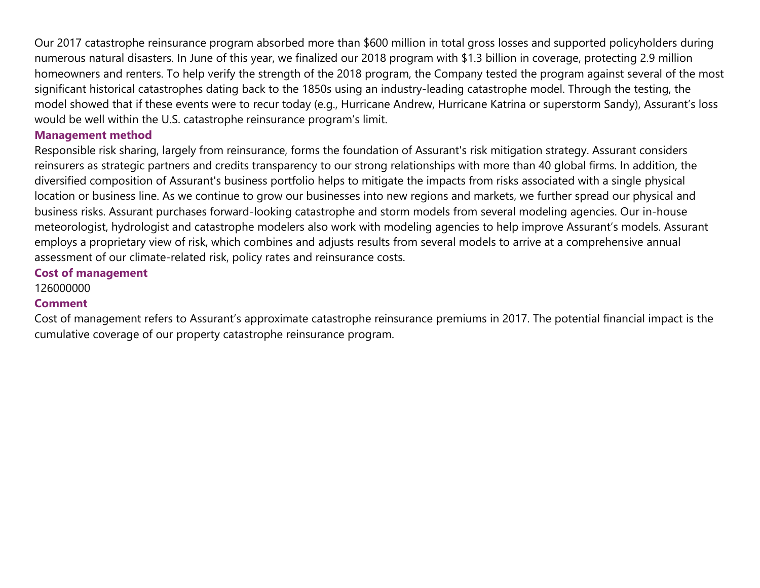Our 2017 catastrophe reinsurance program absorbed more than $600 million in total gross losses and supported policyholders during numerous natural disasters. In June of this year, we finalized our 2018 program with $1.3 billion in coverage, protecting 2.9 million homeowners and renters. To help verify the strength of the 2018 program, the Company tested the program against several of the most significant historical catastrophes dating back to the 1850s using an industry-leading catastrophe model. Through the testing, the model showed that if these events were to recur today (e.g., Hurricane Andrew, Hurricane Katrina or superstorm Sandy), Assurant's loss would be well within the U.S. catastrophe reinsurance program's limit.

### Management method

Responsible risk sharing, largely from reinsurance, forms the foundation of Assurant's risk mitigation strategy. Assurant considers reinsurers as strategic partners and credits transparency to our strong relationships with more than 40 global firms. In addition, the diversified composition of Assurant's business portfolio helps to mitigate the impacts from risks associated with a single physical location or business line. As we continue to grow our businesses into new regions and markets, we further spread our physical and business risks. Assurant purchases forward-looking catastrophe and storm models from several modeling agencies. Our in-house meteorologist, hydrologist and catastrophe modelers also work with modeling agencies to help improve Assurant's models. Assurant employs a proprietary view of risk, which combines and adjusts results from several models to arrive at a comprehensive annual assessment of our climate-related risk, policy rates and reinsurance costs.

### Cost of management

126000000

### Comment

Cost of management refers to Assurant's approximate catastrophe reinsurance premiums in 2017. The potential financial impact is the cumulative coverage of our property catastrophe reinsurance program.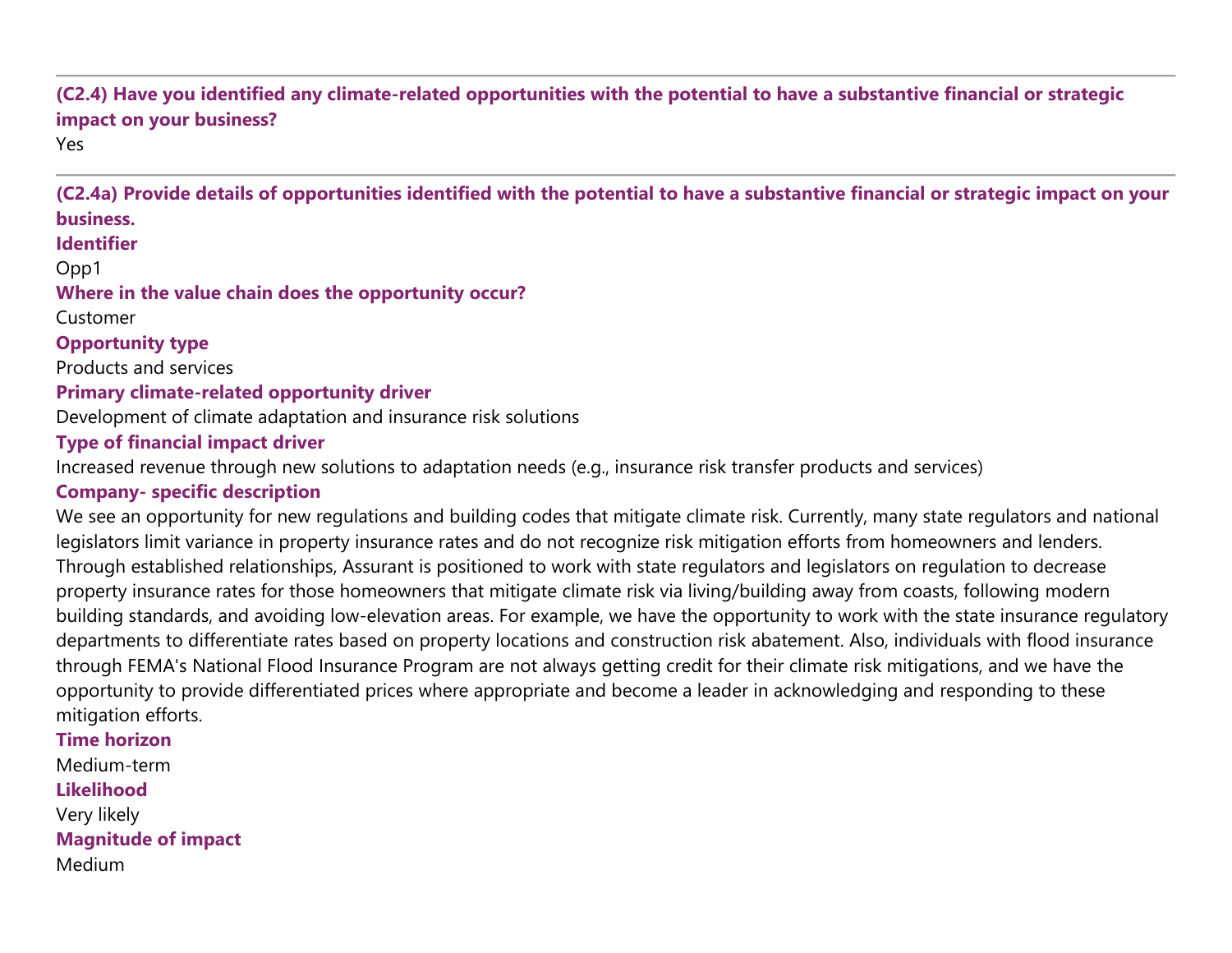**(C2.4) Have you identified any climate-related opportunities with the potential to have a substantive financial or strategic impact on your business?**

Yes

**(C2.4a) Provide details of opportunities identified with the potential to have a substantive financial or strategic impact on your business.**

**Identifier**

Opp1

**Where in the value chain does the opportunity occur?**

Customer

**Opportunity type**

Products and services

**Primary climate-related opportunity driver**

Development of climate adaptation and insurance risk solutions

**Type of financial impact driver**

Increased revenue through new solutions to adaptation needs (e.g., insurance risk transfer products and services)

**Company- specific description**

We see an opportunity for new regulations and building codes that mitigate climate risk. Currently, many state regulators and national legislators limit variance in property insurance rates and do not recognize risk mitigation efforts from homeowners and lenders. Through established relationships, Assurant is positioned to work with state regulators and legislators on regulation to decrease property insurance rates for those homeowners that mitigate climate risk via living/building away from coasts, following modern building standards, and avoiding low-elevation areas. For example, we have the opportunity to work with the state insurance regulatory departments to differentiate rates based on property locations and construction risk abatement. Also, individuals with flood insurance through FEMA's National Flood Insurance Program are not always getting credit for their climate risk mitigations, and we have the opportunity to provide differentiated prices where appropriate and become a leader in acknowledging and responding to these mitigation efforts.

**Time horizon**

Medium-term

**Likelihood**

Very likely

**Magnitude of impact**

Medium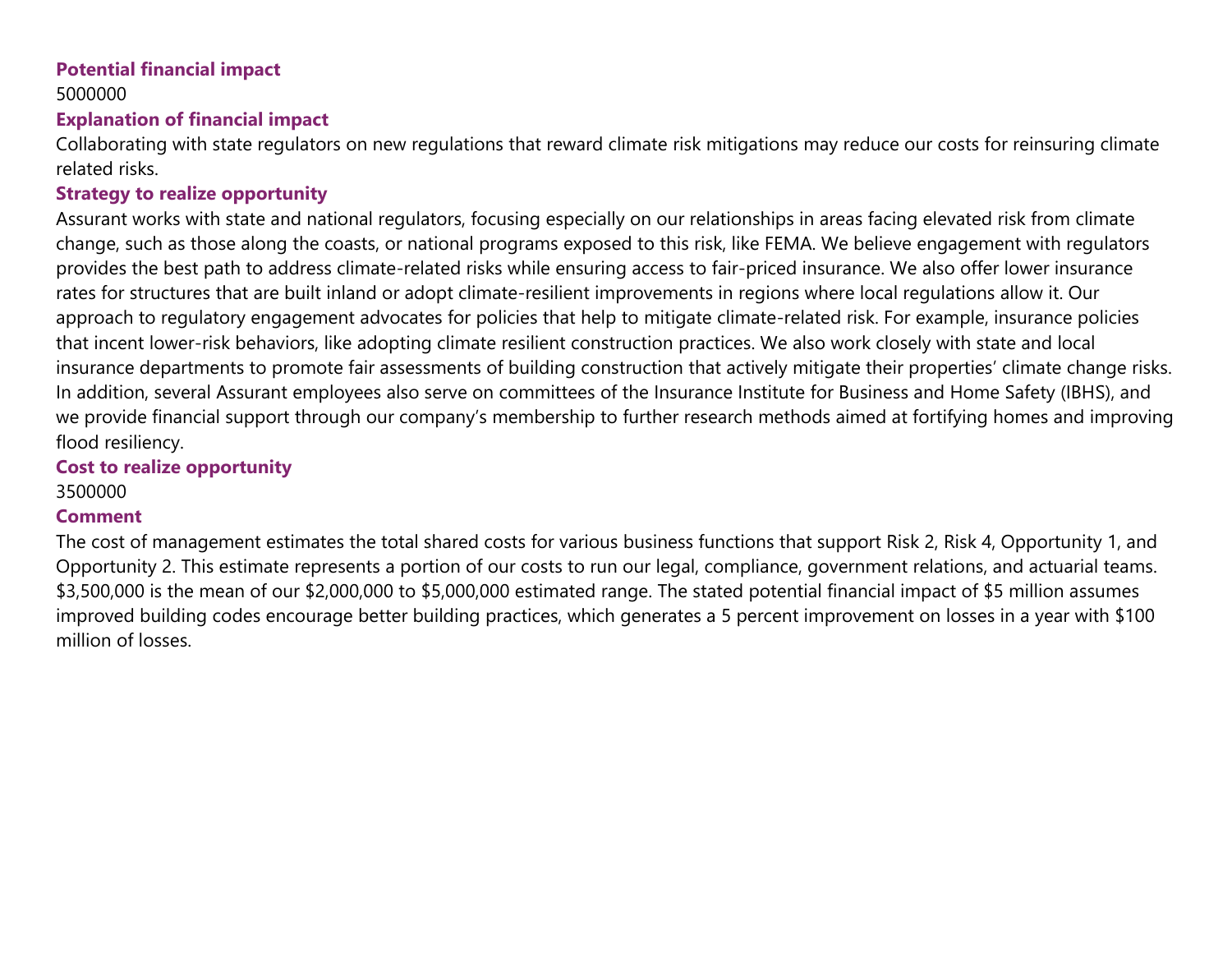**Potential financial impact**

5000000

**Explanation of financial impact**

Collaborating with state regulators on new regulations that reward climate risk mitigations may reduce our costs for reinsuring climate related risks.

**Strategy to realize opportunity**

Assurant works with state and national regulators, focusing especially on our relationships in areas facing elevated risk from climate change, such as those along the coasts, or national programs exposed to this risk, like FEMA. We believe engagement with regulators provides the best path to address climate-related risks while ensuring access to fair-priced insurance. We also offer lower insurance rates for structures that are built inland or adopt climate-resilient improvements in regions where local regulations allow it. Our approach to regulatory engagement advocates for policies that help to mitigate climate-related risk. For example, insurance policies that incent lower-risk behaviors, like adopting climate resilient construction practices. We also work closely with state and local insurance departments to promote fair assessments of building construction that actively mitigate their properties' climate change risks. In addition, several Assurant employees also serve on committees of the Insurance Institute for Business and Home Safety (IBHS), and we provide financial support through our company's membership to further research methods aimed at fortifying homes and improving flood resiliency.

**Cost to realize opportunity**

3500000

**Comment**

The cost of management estimates the total shared costs for various business functions that support Risk 2, Risk 4, Opportunity 1, and Opportunity 2. This estimate represents a portion of our costs to run our legal, compliance, government relations, and actuarial teams. $3,500,000 is the mean of our $2,000,000 to $5,000,000 estimated range. The stated potential financial impact of $5 million assumes improved building codes encourage better building practices, which generates a 5 percent improvement on losses in a year with $100 million of losses.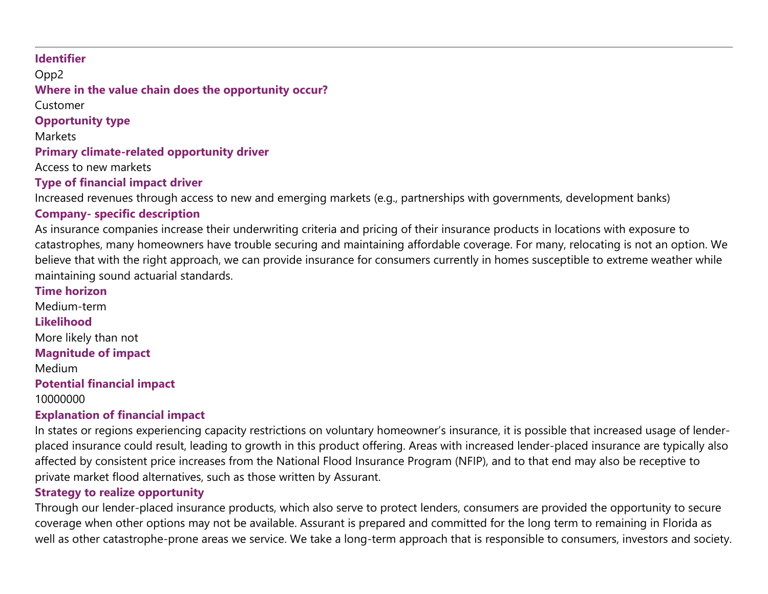**Identifier**

Opp2

**Where in the value chain does the opportunity occur?**

Customer

**Opportunity type**

Markets

**Primary climate-related opportunity driver**

Access to new markets

**Type of financial impact driver**

Increased revenues through access to new and emerging markets (e.g., partnerships with governments, development banks)

**Company- specific description**

As insurance companies increase their underwriting criteria and pricing of their insurance products in locations with exposure to catastrophes, many homeowners have trouble securing and maintaining affordable coverage. For many, relocating is not an option. We believe that with the right approach, we can provide insurance for consumers currently in homes susceptible to extreme weather while maintaining sound actuarial standards.

**Time horizon**

Medium-term

**Likelihood**

More likely than not

**Magnitude of impact**

Medium

**Potential financial impact**

10000000

**Explanation of financial impact**

In states or regions experiencing capacity restrictions on voluntary homeowner's insurance, it is possible that increased usage of lender-placed insurance could result, leading to growth in this product offering. Areas with increased lender-placed insurance are typically also affected by consistent price increases from the National Flood Insurance Program (NFIP), and to that end may also be receptive to private market flood alternatives, such as those written by Assurant.

**Strategy to realize opportunity**

Through our lender-placed insurance products, which also serve to protect lenders, consumers are provided the opportunity to secure coverage when other options may not be available. Assurant is prepared and committed for the long term to remaining in Florida as well as other catastrophe-prone areas we service. We take a long-term approach that is responsible to consumers, investors and society.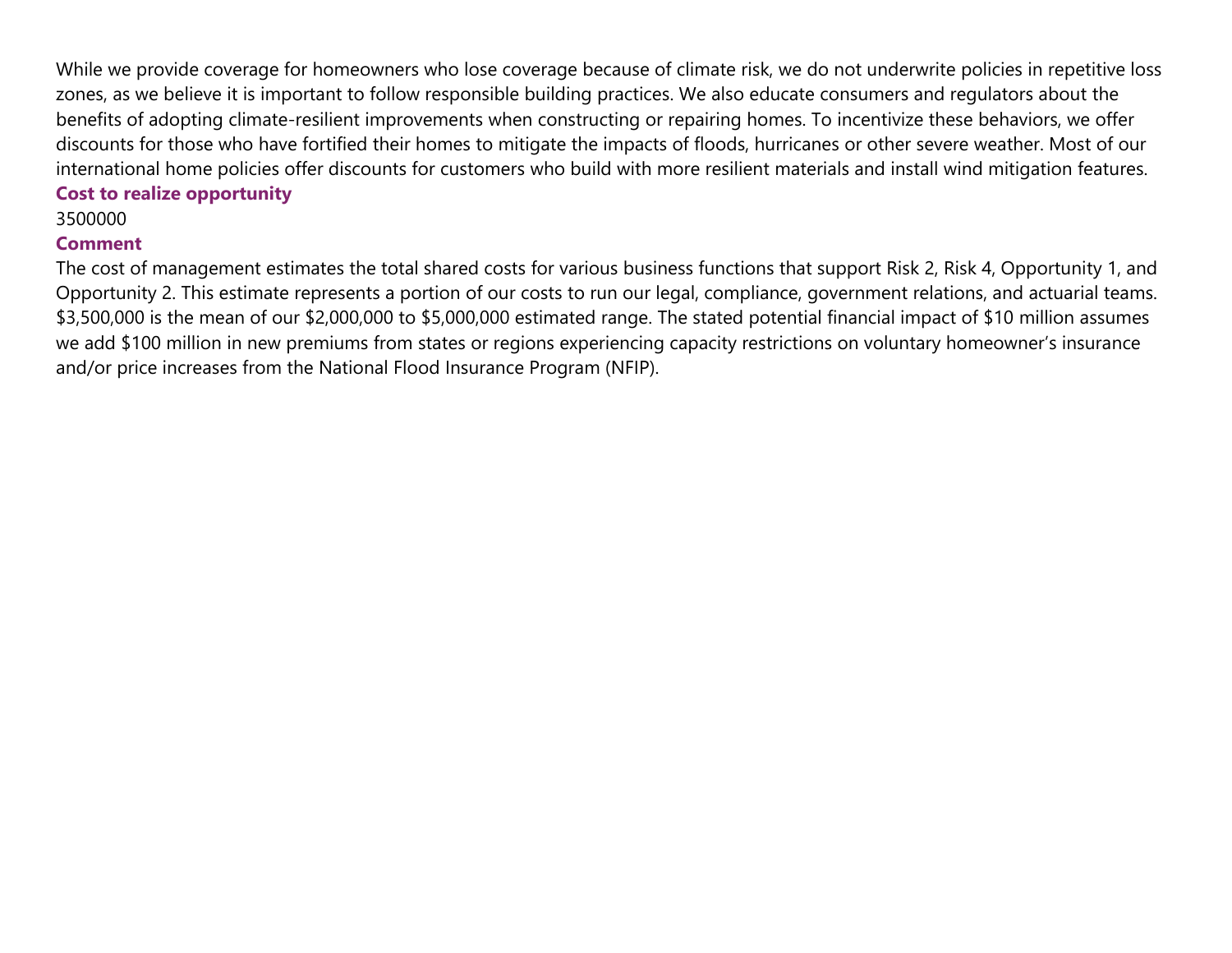While we provide coverage for homeowners who lose coverage because of climate risk, we do not underwrite policies in repetitive loss zones, as we believe it is important to follow responsible building practices. We also educate consumers and regulators about the benefits of adopting climate-resilient improvements when constructing or repairing homes. To incentivize these behaviors, we offer discounts for those who have fortified their homes to mitigate the impacts of floods, hurricanes or other severe weather. Most of our international home policies offer discounts for customers who build with more resilient materials and install wind mitigation features.

**Cost to realize opportunity**

3500000

**Comment**

The cost of management estimates the total shared costs for various business functions that support Risk 2, Risk 4, Opportunity 1, and Opportunity 2. This estimate represents a portion of our costs to run our legal, compliance, government relations, and actuarial teams. $3,500,000 is the mean of our $2,000,000 to $5,000,000 estimated range. The stated potential financial impact of $10 million assumes we add $100 million in new premiums from states or regions experiencing capacity restrictions on voluntary homeowner's insurance and/or price increases from the National Flood Insurance Program (NFIP).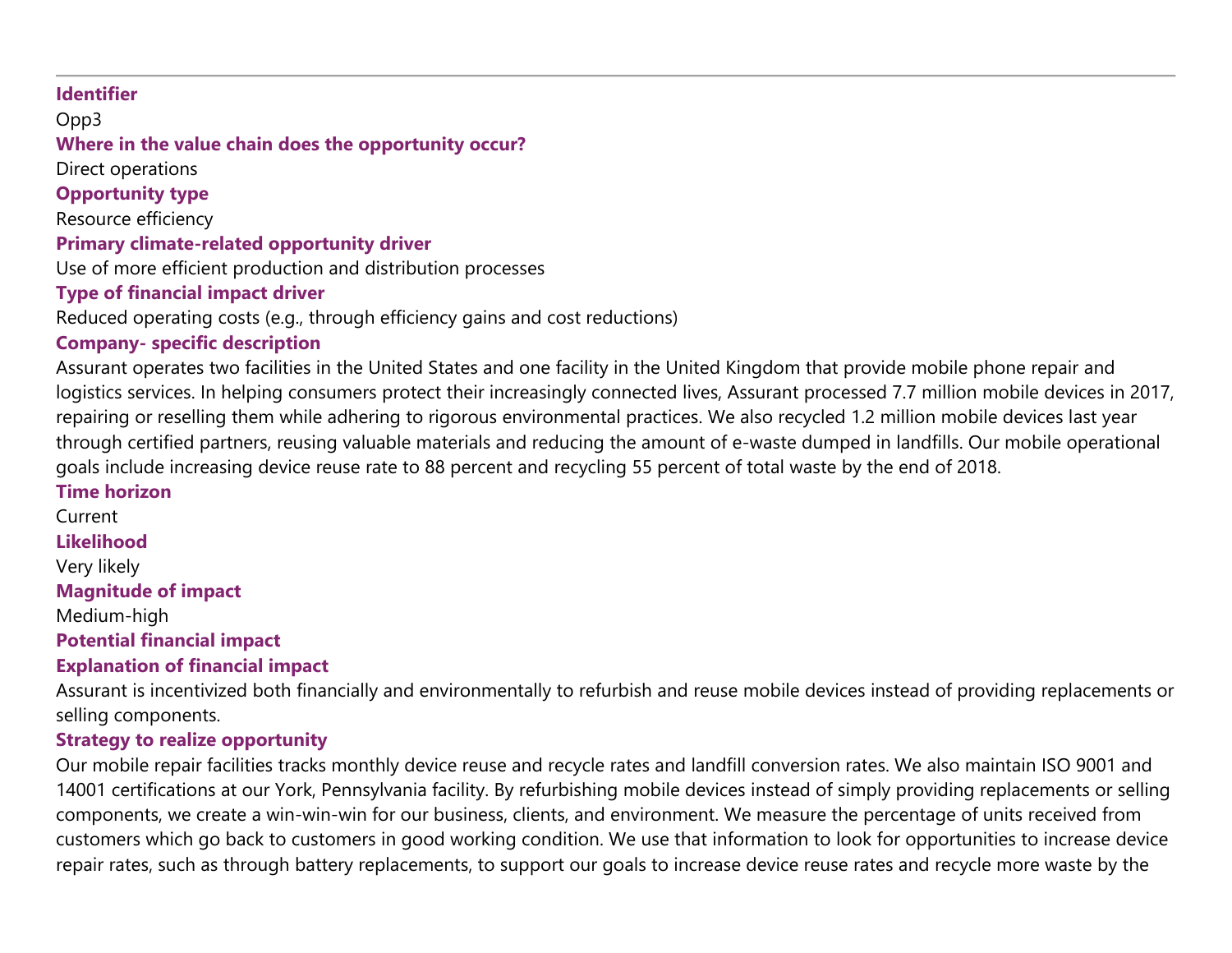**Identifier**

Opp3

**Where in the value chain does the opportunity occur?**

Direct operations

**Opportunity type**

Resource efficiency

**Primary climate-related opportunity driver**

Use of more efficient production and distribution processes

**Type of financial impact driver**

Reduced operating costs (e.g., through efficiency gains and cost reductions)

**Company- specific description**

Assurant operates two facilities in the United States and one facility in the United Kingdom that provide mobile phone repair and logistics services. In helping consumers protect their increasingly connected lives, Assurant processed 7.7 million mobile devices in 2017, repairing or reselling them while adhering to rigorous environmental practices. We also recycled 1.2 million mobile devices last year through certified partners, reusing valuable materials and reducing the amount of e-waste dumped in landfills. Our mobile operational goals include increasing device reuse rate to 88 percent and recycling 55 percent of total waste by the end of 2018.

**Time horizon**

Current

**Likelihood**

Very likely

**Magnitude of impact**

Medium-high

**Potential financial impact**

**Explanation of financial impact**

Assurant is incentivized both financially and environmentally to refurbish and reuse mobile devices instead of providing replacements or selling components.

**Strategy to realize opportunity**

Our mobile repair facilities tracks monthly device reuse and recycle rates and landfill conversion rates. We also maintain ISO 9001 and 14001 certifications at our York, Pennsylvania facility. By refurbishing mobile devices instead of simply providing replacements or selling components, we create a win-win-win for our business, clients, and environment. We measure the percentage of units received from customers which go back to customers in good working condition. We use that information to look for opportunities to increase device repair rates, such as through battery replacements, to support our goals to increase device reuse rates and recycle more waste by the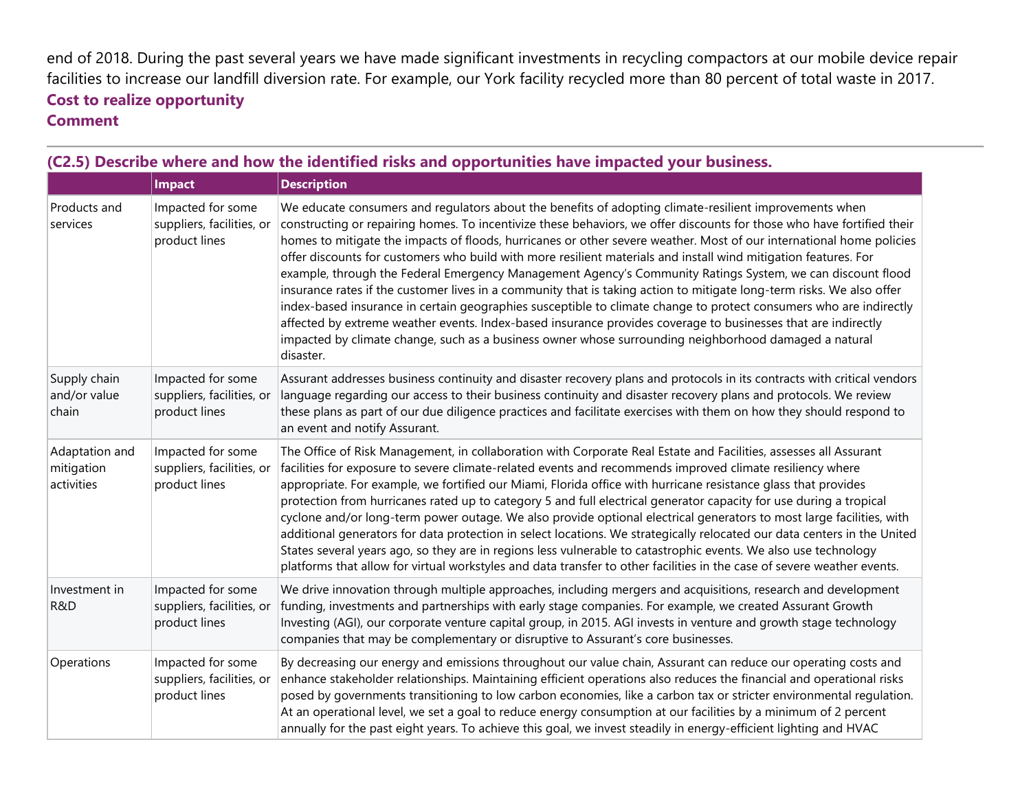end of 2018. During the past several years we have made significant investments in recycling compactors at our mobile device repair facilities to increase our landfill diversion rate. For example, our York facility recycled more than 80 percent of total waste in 2017.

**Cost to realize opportunity**

**Comment**

### (C2.5) Describe where and how the identified risks and opportunities have impacted your business.

| | Impact | Description |
|---|---|---|
| Products and services | Impacted for some suppliers, facilities, or product lines | We educate consumers and regulators about the benefits of adopting climate-resilient improvements when constructing or repairing homes. To incentivize these behaviors, we offer discounts for those who have fortified their homes to mitigate the impacts of floods, hurricanes or other severe weather. Most of our international home policies offer discounts for customers who build with more resilient materials and install wind mitigation features. For example, through the Federal Emergency Management Agency's Community Ratings System, we can discount flood insurance rates if the customer lives in a community that is taking action to mitigate long-term risks. We also offer index-based insurance in certain geographies susceptible to climate change to protect consumers who are indirectly affected by extreme weather events. Index-based insurance provides coverage to businesses that are indirectly impacted by climate change, such as a business owner whose surrounding neighborhood damaged a natural disaster. |
| Supply chain and/or value chain | Impacted for some suppliers, facilities, or product lines | Assurant addresses business continuity and disaster recovery plans and protocols in its contracts with critical vendors language regarding our access to their business continuity and disaster recovery plans and protocols. We review these plans as part of our due diligence practices and facilitate exercises with them on how they should respond to an event and notify Assurant. |
| Adaptation and mitigation activities | Impacted for some suppliers, facilities, or product lines | The Office of Risk Management, in collaboration with Corporate Real Estate and Facilities, assesses all Assurant facilities for exposure to severe climate-related events and recommends improved climate resiliency where appropriate. For example, we fortified our Miami, Florida office with hurricane resistance glass that provides protection from hurricanes rated up to category 5 and full electrical generator capacity for use during a tropical cyclone and/or long-term power outage. We also provide optional electrical generators to most large facilities, with additional generators for data protection in select locations. We strategically relocated our data centers in the United States several years ago, so they are in regions less vulnerable to catastrophic events. We also use technology platforms that allow for virtual workstyles and data transfer to other facilities in the case of severe weather events. |
| Investment in R&D | Impacted for some suppliers, facilities, or product lines | We drive innovation through multiple approaches, including mergers and acquisitions, research and development funding, investments and partnerships with early stage companies. For example, we created Assurant Growth Investing (AGI), our corporate venture capital group, in 2015. AGI invests in venture and growth stage technology companies that may be complementary or disruptive to Assurant's core businesses. |
| Operations | Impacted for some suppliers, facilities, or product lines | By decreasing our energy and emissions throughout our value chain, Assurant can reduce our operating costs and enhance stakeholder relationships. Maintaining efficient operations also reduces the financial and operational risks posed by governments transitioning to low carbon economies, like a carbon tax or stricter environmental regulation. At an operational level, we set a goal to reduce energy consumption at our facilities by a minimum of 2 percent annually for the past eight years. To achieve this goal, we invest steadily in energy-efficient lighting and HVAC |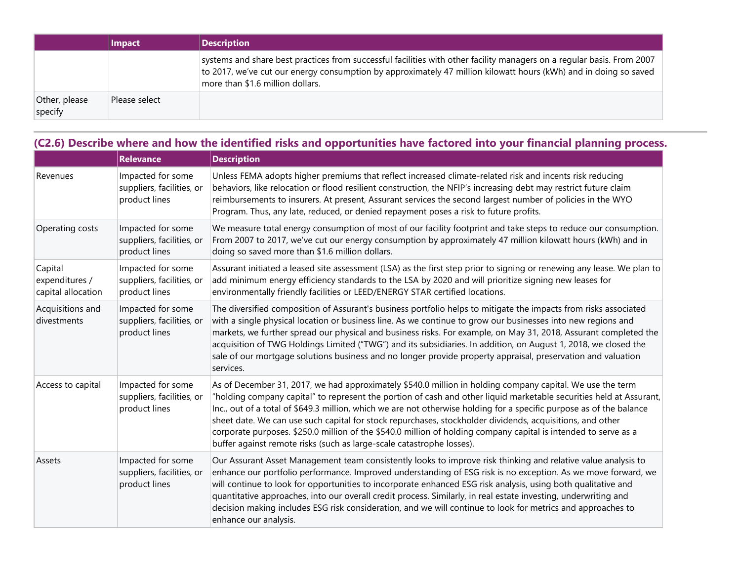| | Impact | Description |
|---|---|---|
| | | systems and share best practices from successful facilities with other facility managers on a regular basis. From 2007 to 2017, we've cut our energy consumption by approximately 47 million kilowatt hours (kWh) and in doing so saved more than $1.6 million dollars. |
| Other, please specify | Please select | |

## (C2.6) Describe where and how the identified risks and opportunities have factored into your financial planning process.

| | Relevance | Description |
|---|---|---|
| Revenues | Impacted for some suppliers, facilities, or product lines | Unless FEMA adopts higher premiums that reflect increased climate-related risk and incents risk reducing behaviors, like relocation or flood resilient construction, the NFIP's increasing debt may restrict future claim reimbursements to insurers. At present, Assurant services the second largest number of policies in the WYO Program. Thus, any late, reduced, or denied repayment poses a risk to future profits. |
| Operating costs | Impacted for some suppliers, facilities, or product lines | We measure total energy consumption of most of our facility footprint and take steps to reduce our consumption. From 2007 to 2017, we've cut our energy consumption by approximately 47 million kilowatt hours (kWh) and in doing so saved more than $1.6 million dollars. |
| Capital expenditures / capital allocation | Impacted for some suppliers, facilities, or product lines | Assurant initiated a leased site assessment (LSA) as the first step prior to signing or renewing any lease. We plan to add minimum energy efficiency standards to the LSA by 2020 and will prioritize signing new leases for environmentally friendly facilities or LEED/ENERGY STAR certified locations. |
| Acquisitions and divestments | Impacted for some suppliers, facilities, or product lines | The diversified composition of Assurant's business portfolio helps to mitigate the impacts from risks associated with a single physical location or business line. As we continue to grow our businesses into new regions and markets, we further spread our physical and business risks. For example, on May 31, 2018, Assurant completed the acquisition of TWG Holdings Limited ("TWG") and its subsidiaries. In addition, on August 1, 2018, we closed the sale of our mortgage solutions business and no longer provide property appraisal, preservation and valuation services. |
| Access to capital | Impacted for some suppliers, facilities, or product lines | As of December 31, 2017, we had approximately $540.0 million in holding company capital. We use the term "holding company capital" to represent the portion of cash and other liquid marketable securities held at Assurant, Inc., out of a total of $649.3 million, which we are not otherwise holding for a specific purpose as of the balance sheet date. We can use such capital for stock repurchases, stockholder dividends, acquisitions, and other corporate purposes. $250.0 million of the $540.0 million of holding company capital is intended to serve as a buffer against remote risks (such as large-scale catastrophe losses). |
| Assets | Impacted for some suppliers, facilities, or product lines | Our Assurant Asset Management team consistently looks to improve risk thinking and relative value analysis to enhance our portfolio performance. Improved understanding of ESG risk is no exception. As we move forward, we will continue to look for opportunities to incorporate enhanced ESG risk analysis, using both qualitative and quantitative approaches, into our overall credit process. Similarly, in real estate investing, underwriting and decision making includes ESG risk consideration, and we will continue to look for metrics and approaches to enhance our analysis. |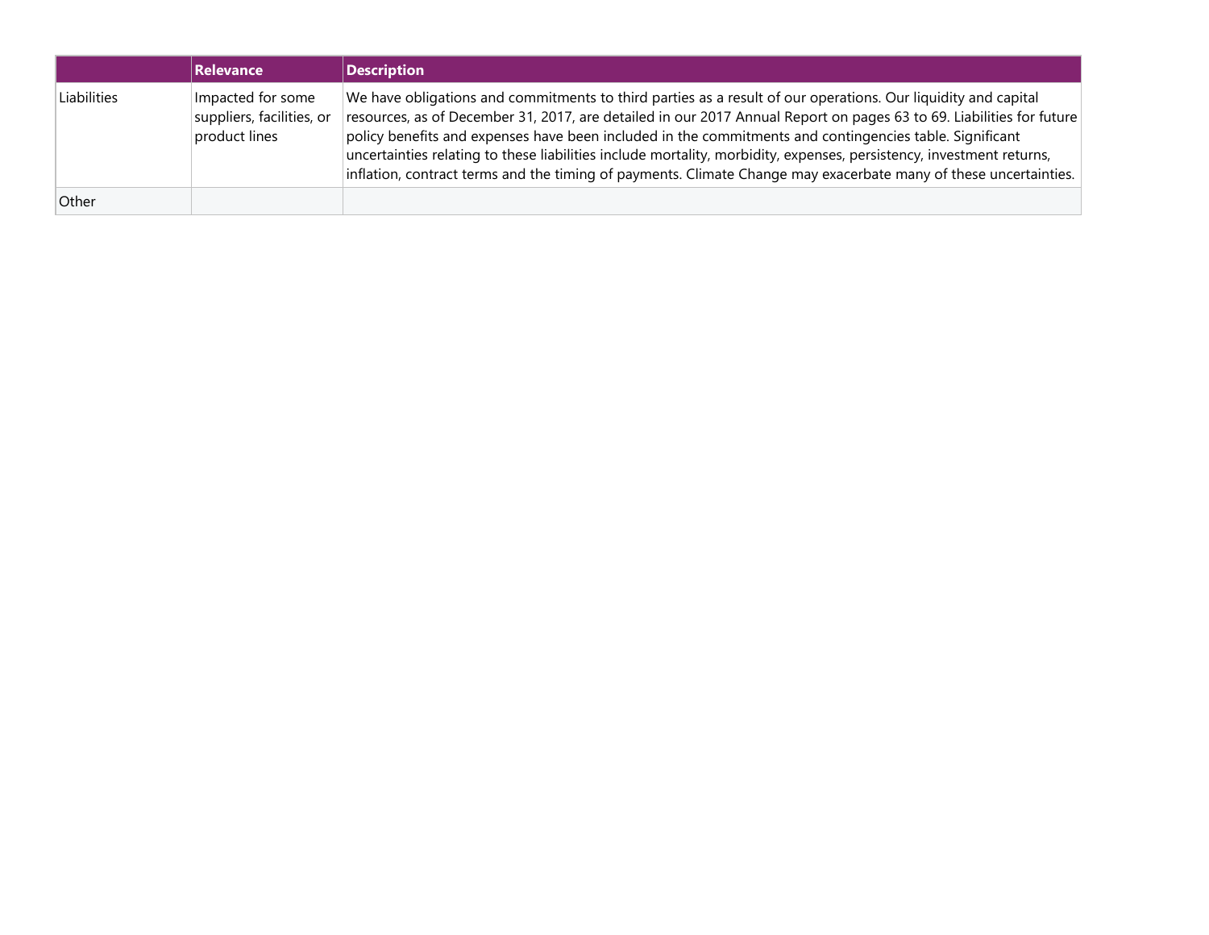| | Relevance | Description |
|---|---|---|
| Liabilities | Impacted for some suppliers, facilities, or product lines | We have obligations and commitments to third parties as a result of our operations. Our liquidity and capital resources, as of December 31, 2017, are detailed in our 2017 Annual Report on pages 63 to 69. Liabilities for future policy benefits and expenses have been included in the commitments and contingencies table. Significant uncertainties relating to these liabilities include mortality, morbidity, expenses, persistency, investment returns, inflation, contract terms and the timing of payments. Climate Change may exacerbate many of these uncertainties. |
| Other | | |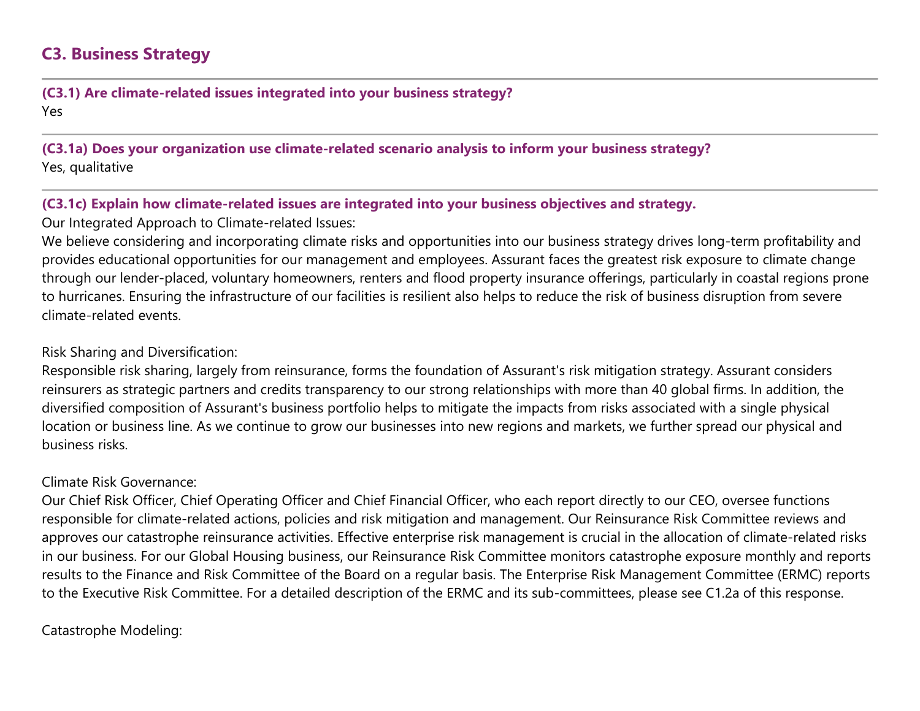## C3. Business Strategy

**(C3.1) Are climate-related issues integrated into your business strategy?**
Yes

**(C3.1a) Does your organization use climate-related scenario analysis to inform your business strategy?**
Yes, qualitative

**(C3.1c) Explain how climate-related issues are integrated into your business objectives and strategy.**
Our Integrated Approach to Climate-related Issues:
We believe considering and incorporating climate risks and opportunities into our business strategy drives long-term profitability and provides educational opportunities for our management and employees. Assurant faces the greatest risk exposure to climate change through our lender-placed, voluntary homeowners, renters and flood property insurance offerings, particularly in coastal regions prone to hurricanes. Ensuring the infrastructure of our facilities is resilient also helps to reduce the risk of business disruption from severe climate-related events.

Risk Sharing and Diversification:
Responsible risk sharing, largely from reinsurance, forms the foundation of Assurant's risk mitigation strategy. Assurant considers reinsurers as strategic partners and credits transparency to our strong relationships with more than 40 global firms. In addition, the diversified composition of Assurant's business portfolio helps to mitigate the impacts from risks associated with a single physical location or business line. As we continue to grow our businesses into new regions and markets, we further spread our physical and business risks.

Climate Risk Governance:
Our Chief Risk Officer, Chief Operating Officer and Chief Financial Officer, who each report directly to our CEO, oversee functions responsible for climate-related actions, policies and risk mitigation and management. Our Reinsurance Risk Committee reviews and approves our catastrophe reinsurance activities. Effective enterprise risk management is crucial in the allocation of climate-related risks in our business. For our Global Housing business, our Reinsurance Risk Committee monitors catastrophe exposure monthly and reports results to the Finance and Risk Committee of the Board on a regular basis. The Enterprise Risk Management Committee (ERMC) reports to the Executive Risk Committee. For a detailed description of the ERMC and its sub-committees, please see C1.2a of this response.

Catastrophe Modeling: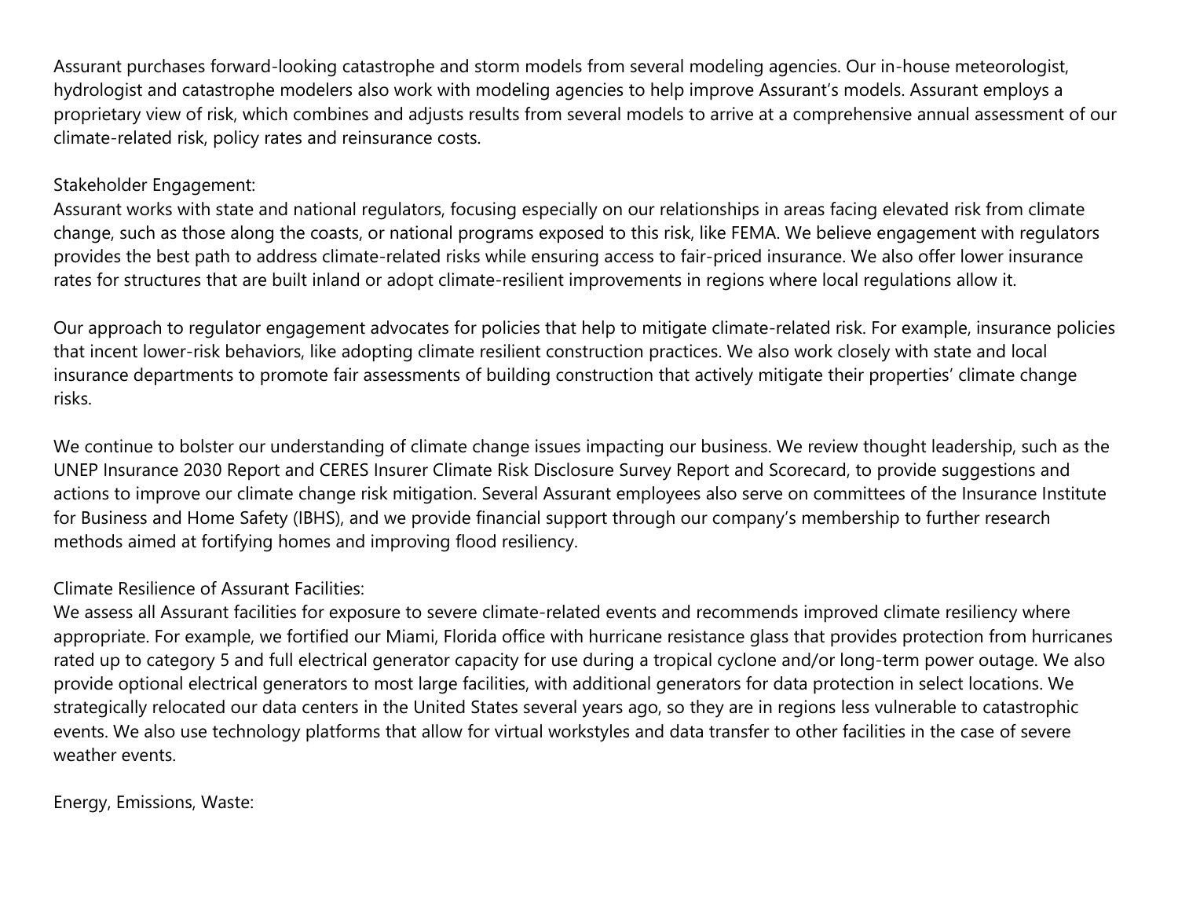Assurant purchases forward-looking catastrophe and storm models from several modeling agencies. Our in-house meteorologist, hydrologist and catastrophe modelers also work with modeling agencies to help improve Assurant's models. Assurant employs a proprietary view of risk, which combines and adjusts results from several models to arrive at a comprehensive annual assessment of our climate-related risk, policy rates and reinsurance costs.

Stakeholder Engagement:

Assurant works with state and national regulators, focusing especially on our relationships in areas facing elevated risk from climate change, such as those along the coasts, or national programs exposed to this risk, like FEMA. We believe engagement with regulators provides the best path to address climate-related risks while ensuring access to fair-priced insurance. We also offer lower insurance rates for structures that are built inland or adopt climate-resilient improvements in regions where local regulations allow it.

Our approach to regulator engagement advocates for policies that help to mitigate climate-related risk. For example, insurance policies that incent lower-risk behaviors, like adopting climate resilient construction practices. We also work closely with state and local insurance departments to promote fair assessments of building construction that actively mitigate their properties' climate change risks.

We continue to bolster our understanding of climate change issues impacting our business. We review thought leadership, such as the UNEP Insurance 2030 Report and CERES Insurer Climate Risk Disclosure Survey Report and Scorecard, to provide suggestions and actions to improve our climate change risk mitigation. Several Assurant employees also serve on committees of the Insurance Institute for Business and Home Safety (IBHS), and we provide financial support through our company's membership to further research methods aimed at fortifying homes and improving flood resiliency.

Climate Resilience of Assurant Facilities:

We assess all Assurant facilities for exposure to severe climate-related events and recommends improved climate resiliency where appropriate. For example, we fortified our Miami, Florida office with hurricane resistance glass that provides protection from hurricanes rated up to category 5 and full electrical generator capacity for use during a tropical cyclone and/or long-term power outage. We also provide optional electrical generators to most large facilities, with additional generators for data protection in select locations. We strategically relocated our data centers in the United States several years ago, so they are in regions less vulnerable to catastrophic events. We also use technology platforms that allow for virtual workstyles and data transfer to other facilities in the case of severe weather events.

Energy, Emissions, Waste: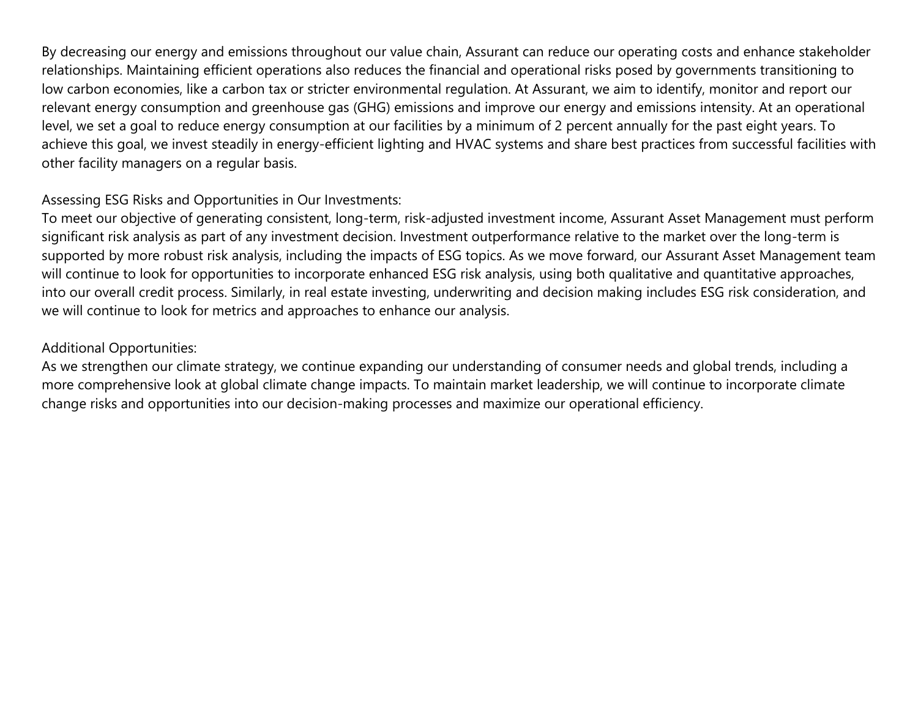By decreasing our energy and emissions throughout our value chain, Assurant can reduce our operating costs and enhance stakeholder relationships. Maintaining efficient operations also reduces the financial and operational risks posed by governments transitioning to low carbon economies, like a carbon tax or stricter environmental regulation. At Assurant, we aim to identify, monitor and report our relevant energy consumption and greenhouse gas (GHG) emissions and improve our energy and emissions intensity. At an operational level, we set a goal to reduce energy consumption at our facilities by a minimum of 2 percent annually for the past eight years. To achieve this goal, we invest steadily in energy-efficient lighting and HVAC systems and share best practices from successful facilities with other facility managers on a regular basis.

Assessing ESG Risks and Opportunities in Our Investments:
To meet our objective of generating consistent, long-term, risk-adjusted investment income, Assurant Asset Management must perform significant risk analysis as part of any investment decision. Investment outperformance relative to the market over the long-term is supported by more robust risk analysis, including the impacts of ESG topics. As we move forward, our Assurant Asset Management team will continue to look for opportunities to incorporate enhanced ESG risk analysis, using both qualitative and quantitative approaches, into our overall credit process. Similarly, in real estate investing, underwriting and decision making includes ESG risk consideration, and we will continue to look for metrics and approaches to enhance our analysis.

Additional Opportunities:
As we strengthen our climate strategy, we continue expanding our understanding of consumer needs and global trends, including a more comprehensive look at global climate change impacts. To maintain market leadership, we will continue to incorporate climate change risks and opportunities into our decision-making processes and maximize our operational efficiency.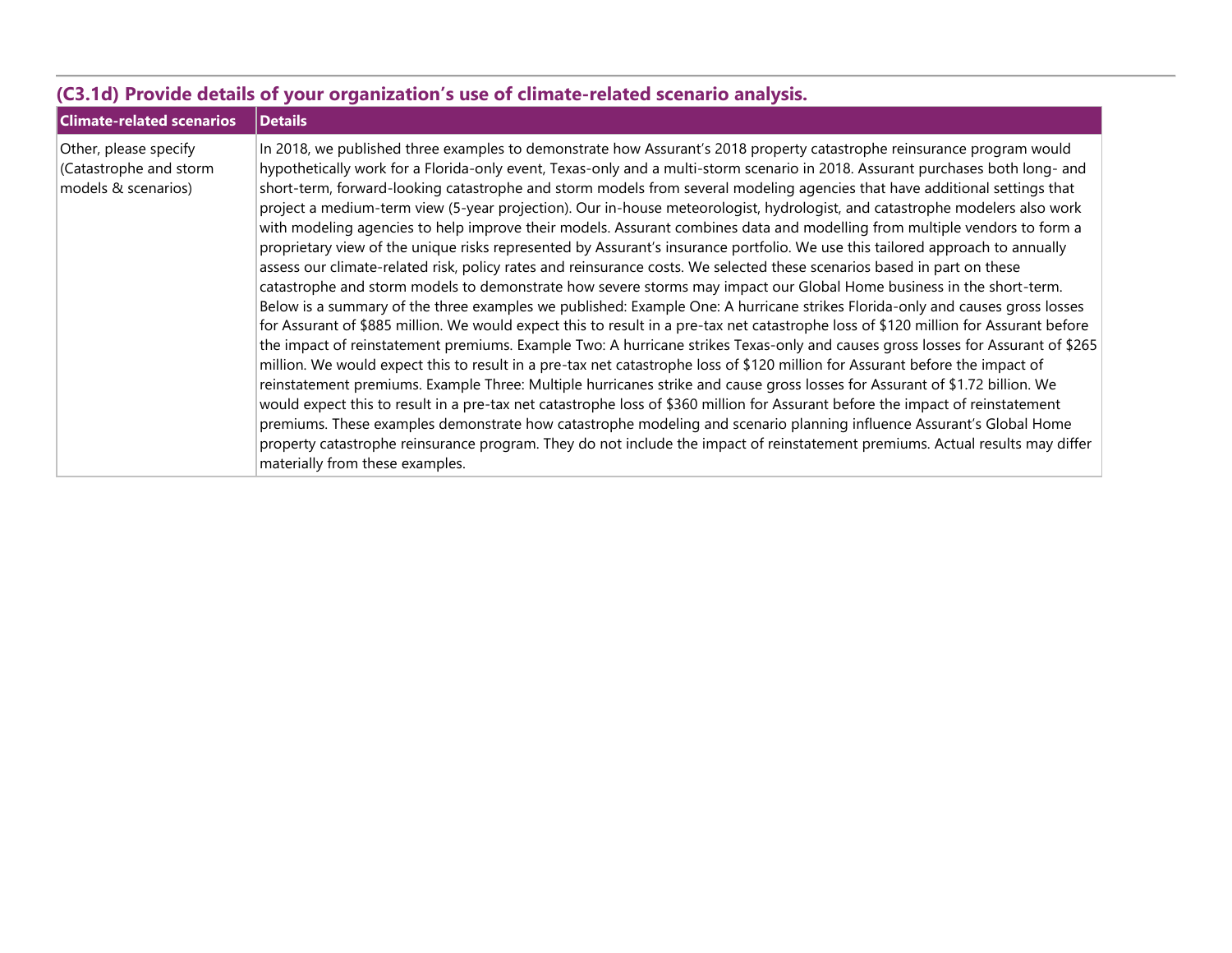## (C3.1d) Provide details of your organization's use of climate-related scenario analysis.

| Climate-related scenarios | Details |
| --- | --- |
| Other, please specify (Catastrophe and storm models & scenarios) | In 2018, we published three examples to demonstrate how Assurant's 2018 property catastrophe reinsurance program would hypothetically work for a Florida-only event, Texas-only and a multi-storm scenario in 2018. Assurant purchases both long- and short-term, forward-looking catastrophe and storm models from several modeling agencies that have additional settings that project a medium-term view (5-year projection). Our in-house meteorologist, hydrologist, and catastrophe modelers also work with modeling agencies to help improve their models. Assurant combines data and modelling from multiple vendors to form a proprietary view of the unique risks represented by Assurant's insurance portfolio. We use this tailored approach to annually assess our climate-related risk, policy rates and reinsurance costs. We selected these scenarios based in part on these catastrophe and storm models to demonstrate how severe storms may impact our Global Home business in the short-term. Below is a summary of the three examples we published: Example One: A hurricane strikes Florida-only and causes gross losses for Assurant of $885 million. We would expect this to result in a pre-tax net catastrophe loss of $120 million for Assurant before the impact of reinstatement premiums. Example Two: A hurricane strikes Texas-only and causes gross losses for Assurant of $265 million. We would expect this to result in a pre-tax net catastrophe loss of $120 million for Assurant before the impact of reinstatement premiums. Example Three: Multiple hurricanes strike and cause gross losses for Assurant of $1.72 billion. We would expect this to result in a pre-tax net catastrophe loss of $360 million for Assurant before the impact of reinstatement premiums. These examples demonstrate how catastrophe modeling and scenario planning influence Assurant's Global Home property catastrophe reinsurance program. They do not include the impact of reinstatement premiums. Actual results may differ materially from these examples. |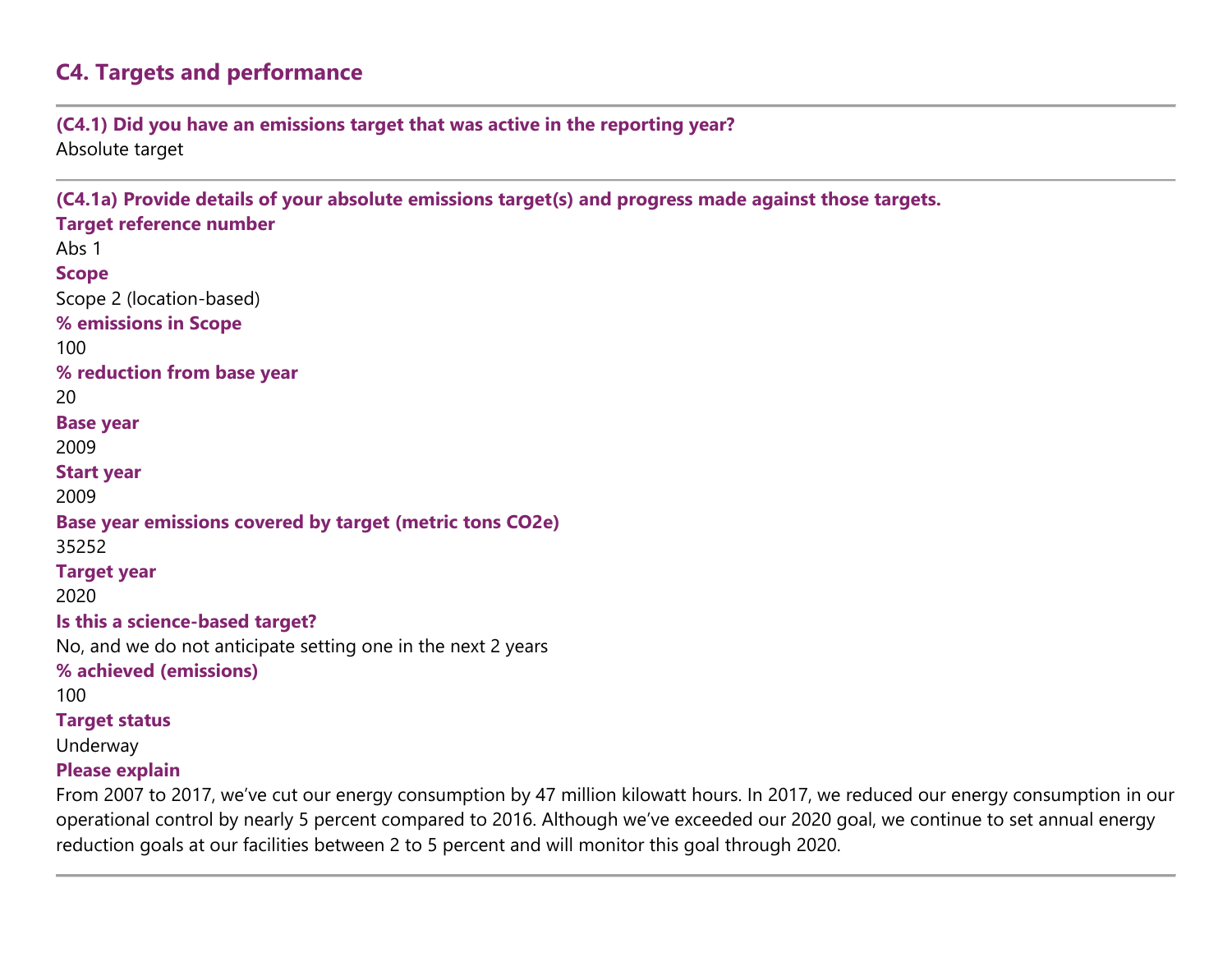## C4. Targets and performance

**(C4.1) Did you have an emissions target that was active in the reporting year?**

Absolute target

**(C4.1a) Provide details of your absolute emissions target(s) and progress made against those targets.**

**Target reference number**

Abs 1

**Scope**

Scope 2 (location-based)

**% emissions in Scope**

100

**% reduction from base year**

20

**Base year**

2009

**Start year**

2009

**Base year emissions covered by target (metric tons CO2e)**

35252

**Target year**

2020

**Is this a science-based target?**

No, and we do not anticipate setting one in the next 2 years

**% achieved (emissions)**

100

**Target status**

Underway

**Please explain**

From 2007 to 2017, we've cut our energy consumption by 47 million kilowatt hours. In 2017, we reduced our energy consumption in our operational control by nearly 5 percent compared to 2016. Although we've exceeded our 2020 goal, we continue to set annual energy reduction goals at our facilities between 2 to 5 percent and will monitor this goal through 2020.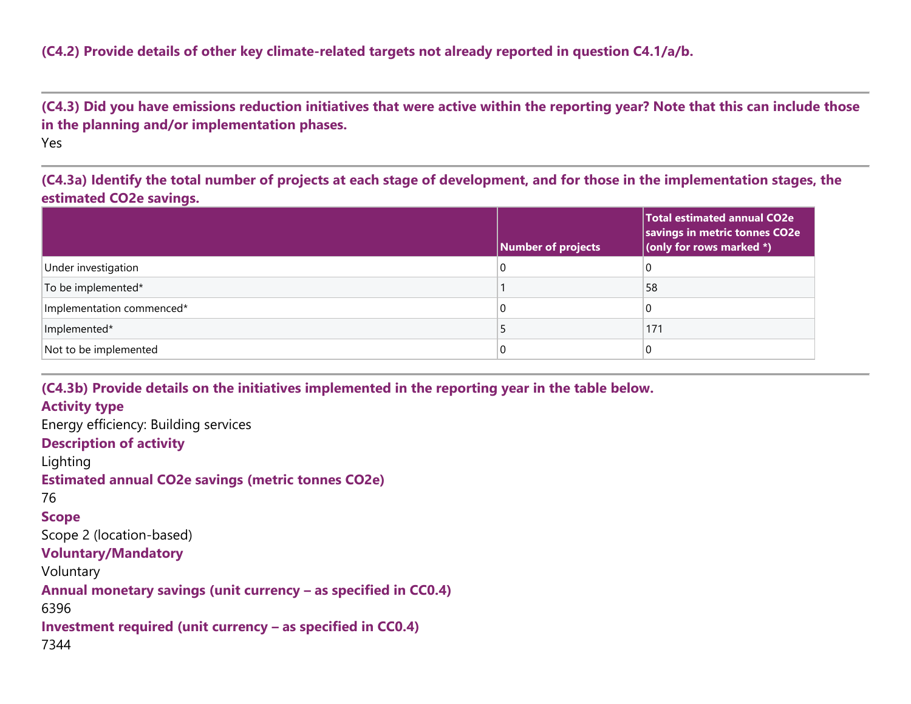**(C4.2) Provide details of other key climate-related targets not already reported in question C4.1/a/b.**

---

**(C4.3) Did you have emissions reduction initiatives that were active within the reporting year? Note that this can include those in the planning and/or implementation phases.**

Yes

---

**(C4.3a) Identify the total number of projects at each stage of development, and for those in the implementation stages, the estimated CO2e savings.**

| | Number of projects | Total estimated annual CO2e savings in metric tonnes CO2e (only for rows marked *) |
|---|---|---|
| Under investigation | 0 | 0 |
| To be implemented* | 1 | 58 |
| Implementation commenced* | 0 | 0 |
| Implemented* | 5 | 171 |
| Not to be implemented | 0 | 0 |

---

**(C4.3b) Provide details on the initiatives implemented in the reporting year in the table below.**

**Activity type**

Energy efficiency: Building services

**Description of activity**

Lighting

**Estimated annual CO2e savings (metric tonnes CO2e)**

76

**Scope**

Scope 2 (location-based)

**Voluntary/Mandatory**

Voluntary

**Annual monetary savings (unit currency – as specified in CC0.4)**

6396

**Investment required (unit currency – as specified in CC0.4)**

7344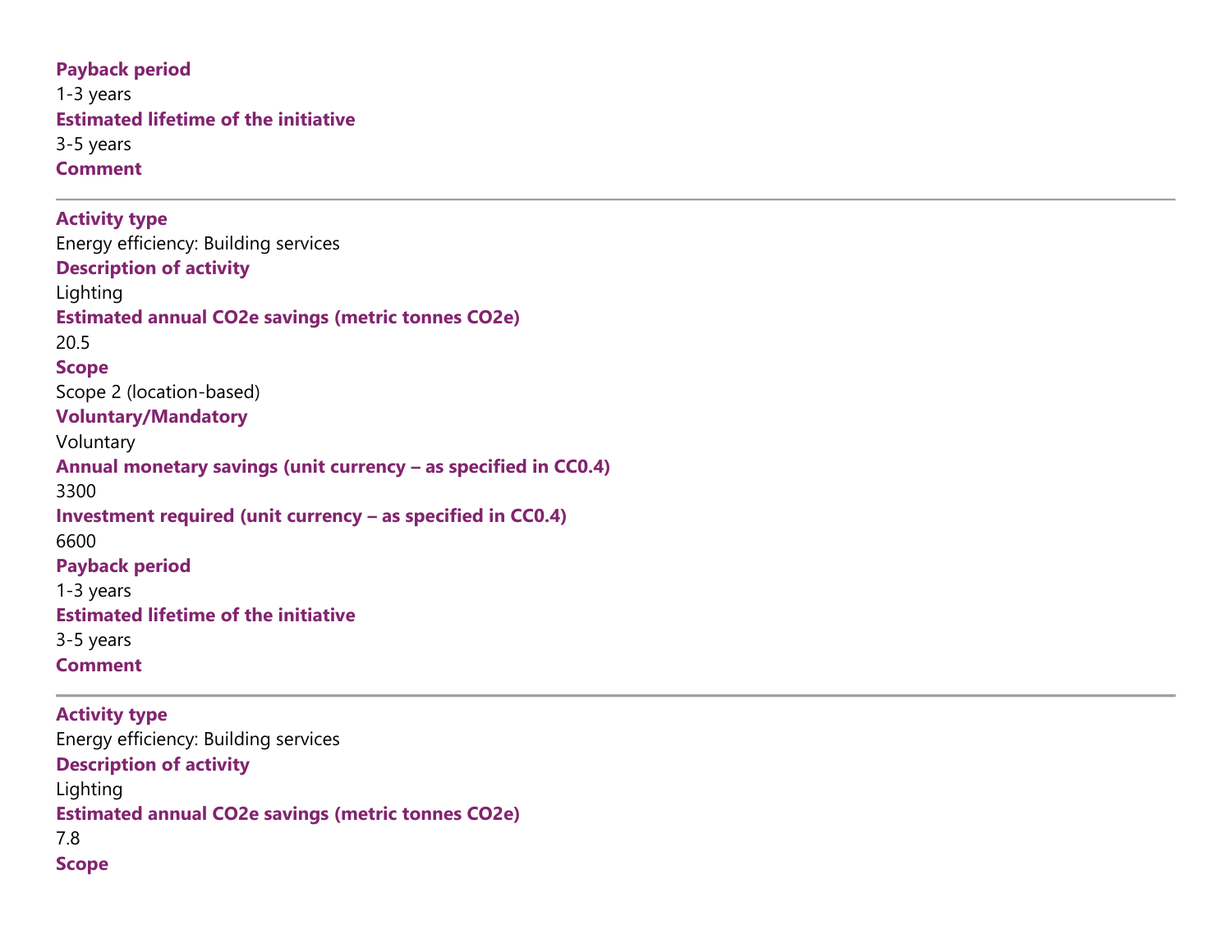**Payback period**

1-3 years

**Estimated lifetime of the initiative**

3-5 years

**Comment**

---

**Activity type**

Energy efficiency: Building services

**Description of activity**

Lighting

**Estimated annual CO2e savings (metric tonnes CO2e)**

20.5

**Scope**

Scope 2 (location-based)

**Voluntary/Mandatory**

Voluntary

**Annual monetary savings (unit currency – as specified in CC0.4)**

3300

**Investment required (unit currency – as specified in CC0.4)**

6600

**Payback period**

1-3 years

**Estimated lifetime of the initiative**

3-5 years

**Comment**

---

**Activity type**

Energy efficiency: Building services

**Description of activity**

Lighting

**Estimated annual CO2e savings (metric tonnes CO2e)**

7.8

**Scope**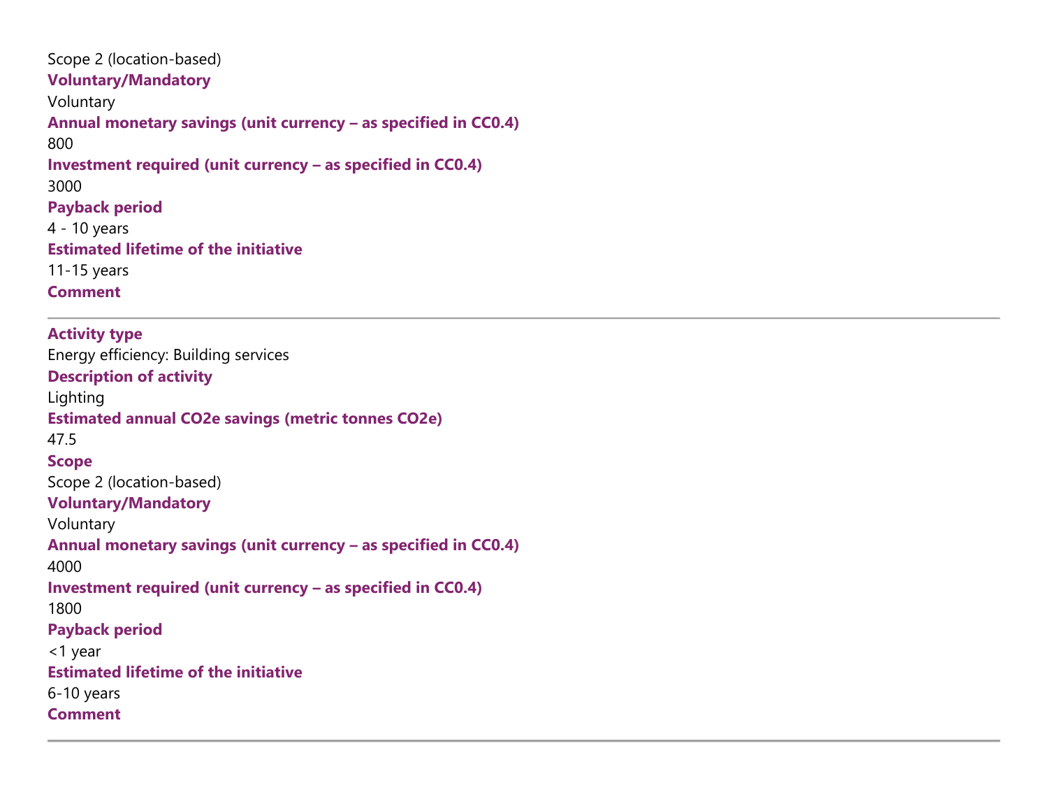Scope 2 (location-based)

**Voluntary/Mandatory**

Voluntary

**Annual monetary savings (unit currency – as specified in CC0.4)**

800

**Investment required (unit currency – as specified in CC0.4)**

3000

**Payback period**

4 - 10 years

**Estimated lifetime of the initiative**

11-15 years

**Comment**

---

**Activity type**

Energy efficiency: Building services

**Description of activity**

Lighting

**Estimated annual CO2e savings (metric tonnes CO2e)**

47.5

**Scope**

Scope 2 (location-based)

**Voluntary/Mandatory**

Voluntary

**Annual monetary savings (unit currency – as specified in CC0.4)**

4000

**Investment required (unit currency – as specified in CC0.4)**

1800

**Payback period**

<1 year

**Estimated lifetime of the initiative**

6-10 years

**Comment**

---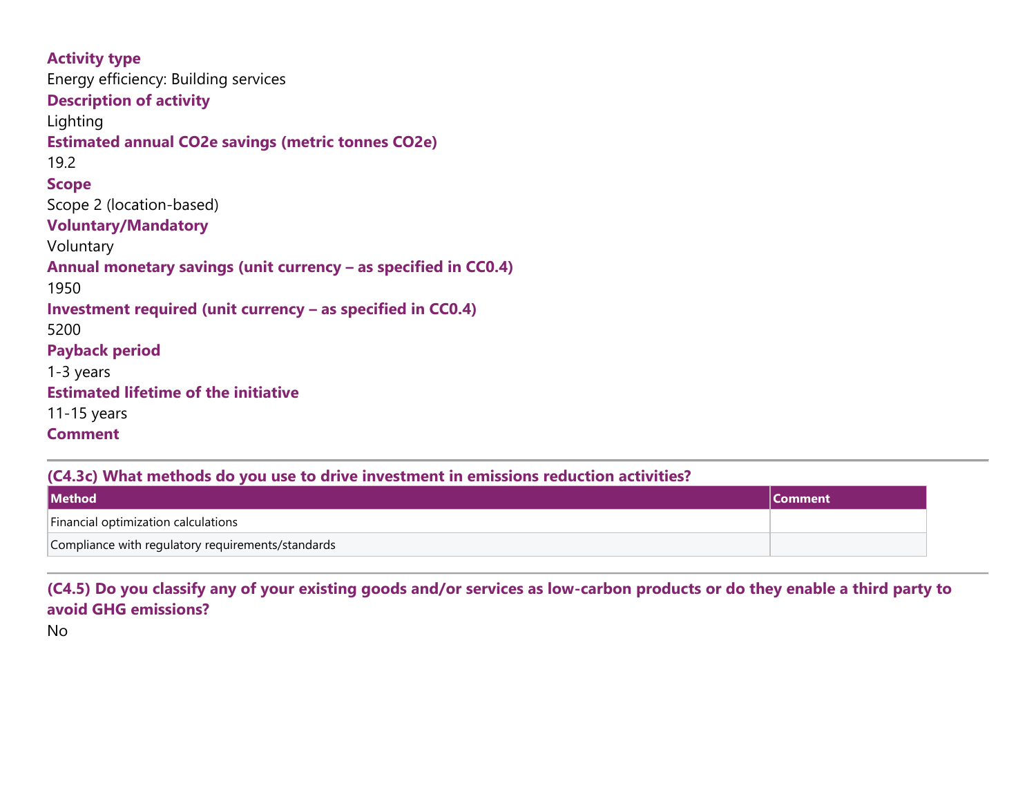**Activity type**

Energy efficiency: Building services

**Description of activity**

Lighting

**Estimated annual CO2e savings (metric tonnes CO2e)**

19.2

**Scope**

Scope 2 (location-based)

**Voluntary/Mandatory**

Voluntary

**Annual monetary savings (unit currency – as specified in CC0.4)**

1950

**Investment required (unit currency – as specified in CC0.4)**

5200

**Payback period**

1-3 years

**Estimated lifetime of the initiative**

11-15 years

**Comment**

---

### (C4.3c) What methods do you use to drive investment in emissions reduction activities?

| Method | Comment |
| --- | --- |
| Financial optimization calculations | |
| Compliance with regulatory requirements/standards | |

---

### (C4.5) Do you classify any of your existing goods and/or services as low-carbon products or do they enable a third party to avoid GHG emissions?

No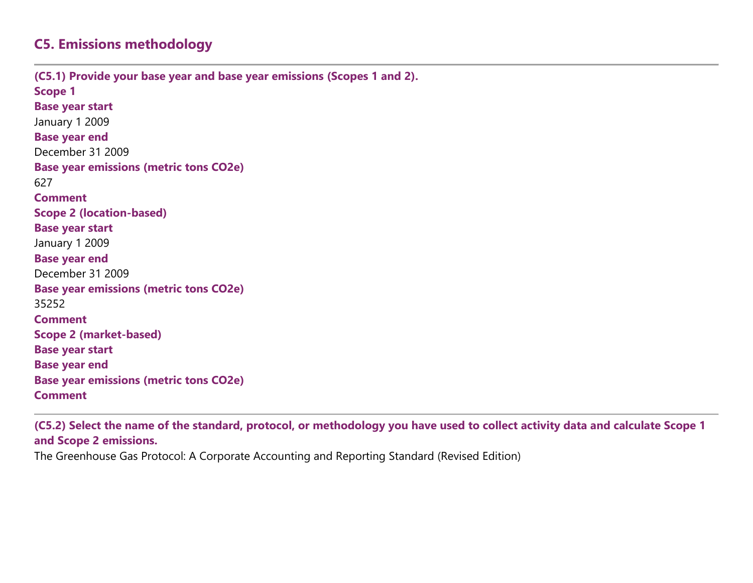## C5. Emissions methodology

**(C5.1) Provide your base year and base year emissions (Scopes 1 and 2).**

**Scope 1**

**Base year start**

January 1 2009

**Base year end**

December 31 2009

**Base year emissions (metric tons CO2e)**

627

**Comment**

**Scope 2 (location-based)**

**Base year start**

January 1 2009

**Base year end**

December 31 2009

**Base year emissions (metric tons CO2e)**

35252

**Comment**

**Scope 2 (market-based)**

**Base year start**

**Base year end**

**Base year emissions (metric tons CO2e)**

**Comment**

**(C5.2) Select the name of the standard, protocol, or methodology you have used to collect activity data and calculate Scope 1 and Scope 2 emissions.**

The Greenhouse Gas Protocol: A Corporate Accounting and Reporting Standard (Revised Edition)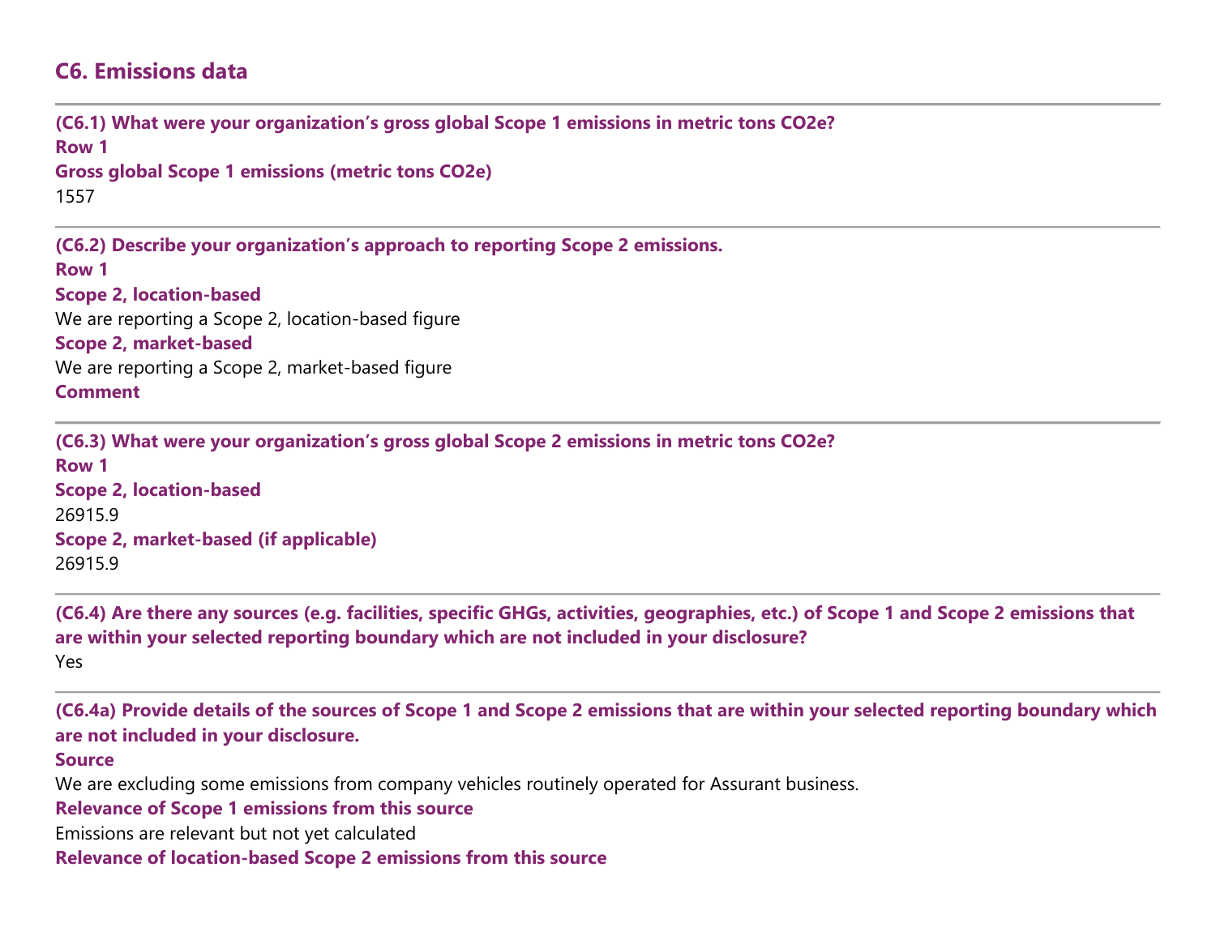## C6. Emissions data

**(C6.1) What were your organization's gross global Scope 1 emissions in metric tons CO2e?**

**Row 1**

**Gross global Scope 1 emissions (metric tons CO2e)**

1557

**(C6.2) Describe your organization's approach to reporting Scope 2 emissions.**

**Row 1**

**Scope 2, location-based**

We are reporting a Scope 2, location-based figure

**Scope 2, market-based**

We are reporting a Scope 2, market-based figure

**Comment**

**(C6.3) What were your organization's gross global Scope 2 emissions in metric tons CO2e?**

**Row 1**

**Scope 2, location-based**

26915.9

**Scope 2, market-based (if applicable)**

26915.9

**(C6.4) Are there any sources (e.g. facilities, specific GHGs, activities, geographies, etc.) of Scope 1 and Scope 2 emissions that are within your selected reporting boundary which are not included in your disclosure?**

Yes

**(C6.4a) Provide details of the sources of Scope 1 and Scope 2 emissions that are within your selected reporting boundary which are not included in your disclosure.**

**Source**

We are excluding some emissions from company vehicles routinely operated for Assurant business.

**Relevance of Scope 1 emissions from this source**

Emissions are relevant but not yet calculated

**Relevance of location-based Scope 2 emissions from this source**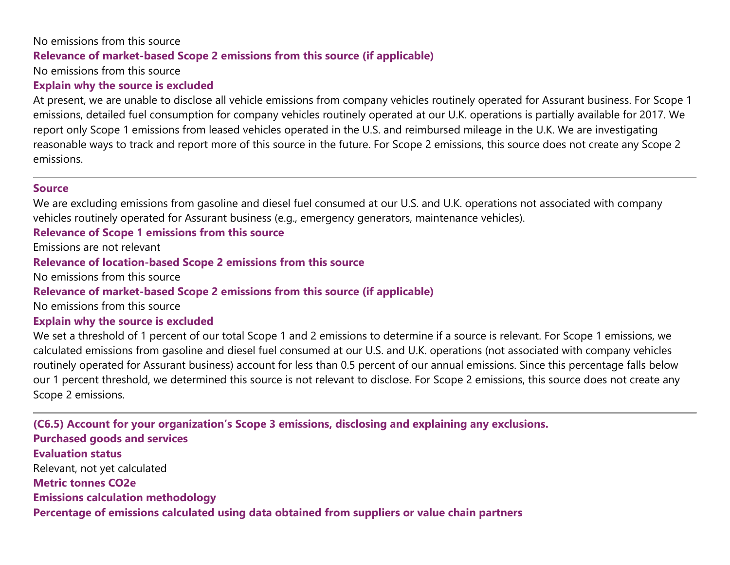No emissions from this source

**Relevance of market-based Scope 2 emissions from this source (if applicable)**

No emissions from this source

**Explain why the source is excluded**

At present, we are unable to disclose all vehicle emissions from company vehicles routinely operated for Assurant business. For Scope 1 emissions, detailed fuel consumption for company vehicles routinely operated at our U.K. operations is partially available for 2017. We report only Scope 1 emissions from leased vehicles operated in the U.S. and reimbursed mileage in the U.K. We are investigating reasonable ways to track and report more of this source in the future. For Scope 2 emissions, this source does not create any Scope 2 emissions.

---

**Source**

We are excluding emissions from gasoline and diesel fuel consumed at our U.S. and U.K. operations not associated with company vehicles routinely operated for Assurant business (e.g., emergency generators, maintenance vehicles).

**Relevance of Scope 1 emissions from this source**

Emissions are not relevant

**Relevance of location-based Scope 2 emissions from this source**

No emissions from this source

**Relevance of market-based Scope 2 emissions from this source (if applicable)**

No emissions from this source

**Explain why the source is excluded**

We set a threshold of 1 percent of our total Scope 1 and 2 emissions to determine if a source is relevant. For Scope 1 emissions, we calculated emissions from gasoline and diesel fuel consumed at our U.S. and U.K. operations (not associated with company vehicles routinely operated for Assurant business) account for less than 0.5 percent of our annual emissions. Since this percentage falls below our 1 percent threshold, we determined this source is not relevant to disclose. For Scope 2 emissions, this source does not create any Scope 2 emissions.

---

**(C6.5) Account for your organization's Scope 3 emissions, disclosing and explaining any exclusions.**

**Purchased goods and services**

**Evaluation status**

Relevant, not yet calculated

**Metric tonnes CO2e**

**Emissions calculation methodology**

**Percentage of emissions calculated using data obtained from suppliers or value chain partners**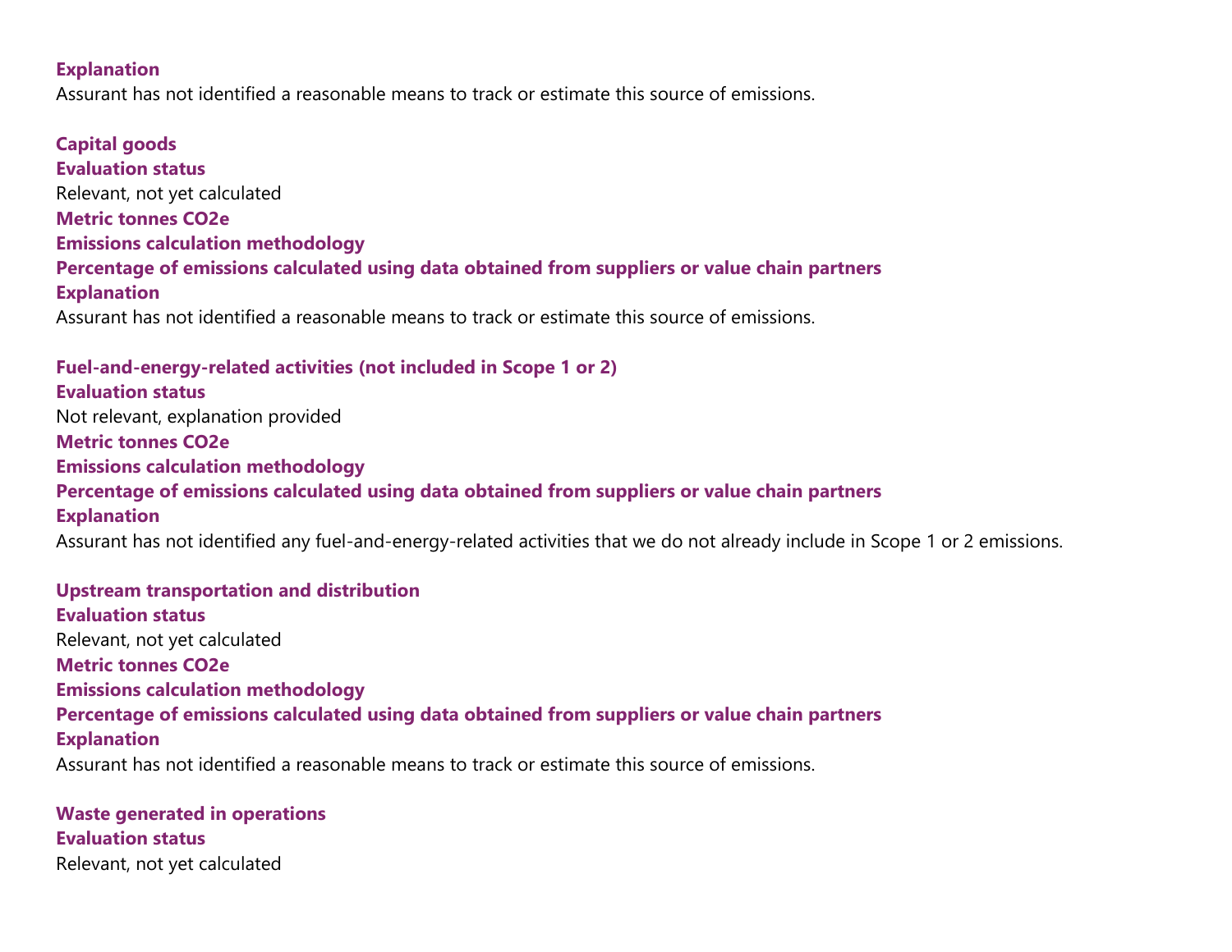**Explanation**

Assurant has not identified a reasonable means to track or estimate this source of emissions.

**Capital goods**

**Evaluation status**

Relevant, not yet calculated

**Metric tonnes CO2e**

**Emissions calculation methodology**

**Percentage of emissions calculated using data obtained from suppliers or value chain partners**

**Explanation**

Assurant has not identified a reasonable means to track or estimate this source of emissions.

**Fuel-and-energy-related activities (not included in Scope 1 or 2)**

**Evaluation status**

Not relevant, explanation provided

**Metric tonnes CO2e**

**Emissions calculation methodology**

**Percentage of emissions calculated using data obtained from suppliers or value chain partners**

**Explanation**

Assurant has not identified any fuel-and-energy-related activities that we do not already include in Scope 1 or 2 emissions.

**Upstream transportation and distribution**

**Evaluation status**

Relevant, not yet calculated

**Metric tonnes CO2e**

**Emissions calculation methodology**

**Percentage of emissions calculated using data obtained from suppliers or value chain partners**

**Explanation**

Assurant has not identified a reasonable means to track or estimate this source of emissions.

**Waste generated in operations**

**Evaluation status**

Relevant, not yet calculated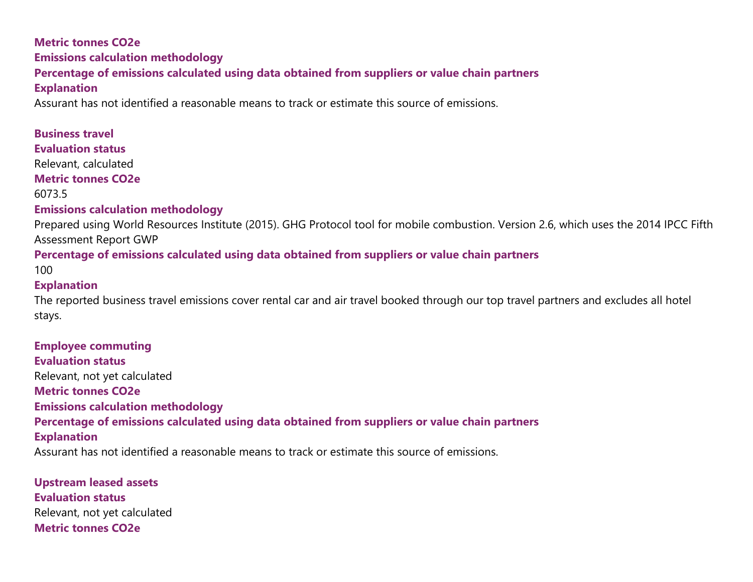**Metric tonnes CO2e**

**Emissions calculation methodology**

**Percentage of emissions calculated using data obtained from suppliers or value chain partners**

**Explanation**

Assurant has not identified a reasonable means to track or estimate this source of emissions.

**Business travel**

**Evaluation status**

Relevant, calculated

**Metric tonnes CO2e**

6073.5

**Emissions calculation methodology**

Prepared using World Resources Institute (2015). GHG Protocol tool for mobile combustion. Version 2.6, which uses the 2014 IPCC Fifth Assessment Report GWP

**Percentage of emissions calculated using data obtained from suppliers or value chain partners**

100

**Explanation**

The reported business travel emissions cover rental car and air travel booked through our top travel partners and excludes all hotel stays.

**Employee commuting**

**Evaluation status**

Relevant, not yet calculated

**Metric tonnes CO2e**

**Emissions calculation methodology**

**Percentage of emissions calculated using data obtained from suppliers or value chain partners**

**Explanation**

Assurant has not identified a reasonable means to track or estimate this source of emissions.

**Upstream leased assets**

**Evaluation status**

Relevant, not yet calculated

**Metric tonnes CO2e**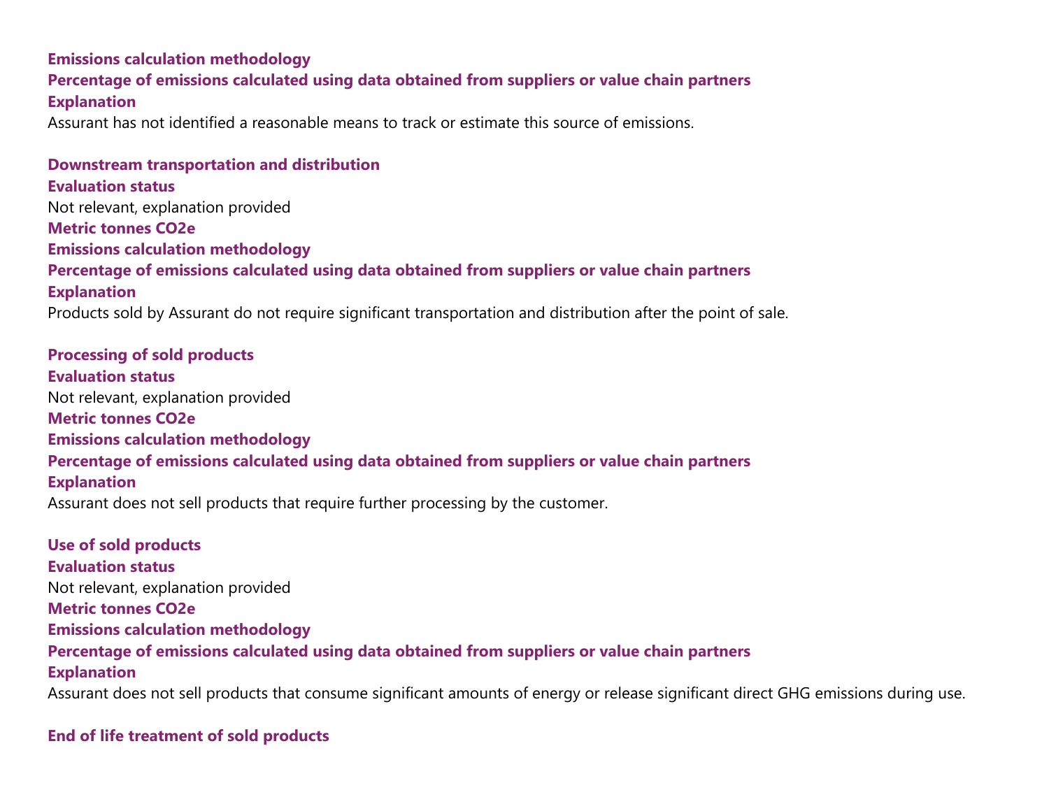**Emissions calculation methodology**

**Percentage of emissions calculated using data obtained from suppliers or value chain partners**

**Explanation**

Assurant has not identified a reasonable means to track or estimate this source of emissions.

**Downstream transportation and distribution**

**Evaluation status**

Not relevant, explanation provided

**Metric tonnes CO2e**

**Emissions calculation methodology**

**Percentage of emissions calculated using data obtained from suppliers or value chain partners**

**Explanation**

Products sold by Assurant do not require significant transportation and distribution after the point of sale.

**Processing of sold products**

**Evaluation status**

Not relevant, explanation provided

**Metric tonnes CO2e**

**Emissions calculation methodology**

**Percentage of emissions calculated using data obtained from suppliers or value chain partners**

**Explanation**

Assurant does not sell products that require further processing by the customer.

**Use of sold products**

**Evaluation status**

Not relevant, explanation provided

**Metric tonnes CO2e**

**Emissions calculation methodology**

**Percentage of emissions calculated using data obtained from suppliers or value chain partners**

**Explanation**

Assurant does not sell products that consume significant amounts of energy or release significant direct GHG emissions during use.

**End of life treatment of sold products**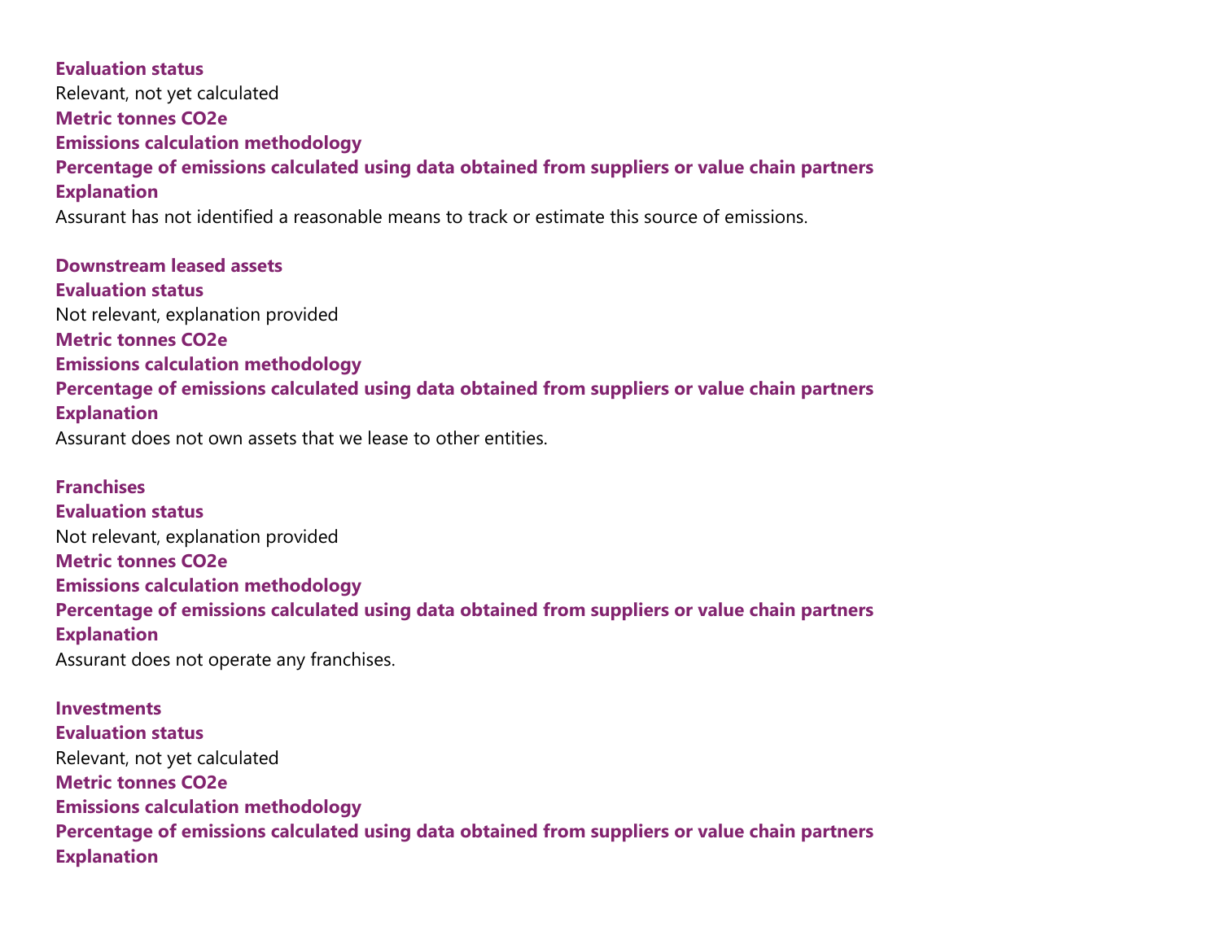**Evaluation status**

Relevant, not yet calculated

**Metric tonnes CO2e**

**Emissions calculation methodology**

**Percentage of emissions calculated using data obtained from suppliers or value chain partners**

**Explanation**

Assurant has not identified a reasonable means to track or estimate this source of emissions.

**Downstream leased assets**

**Evaluation status**

Not relevant, explanation provided

**Metric tonnes CO2e**

**Emissions calculation methodology**

**Percentage of emissions calculated using data obtained from suppliers or value chain partners**

**Explanation**

Assurant does not own assets that we lease to other entities.

**Franchises**

**Evaluation status**

Not relevant, explanation provided

**Metric tonnes CO2e**

**Emissions calculation methodology**

**Percentage of emissions calculated using data obtained from suppliers or value chain partners**

**Explanation**

Assurant does not operate any franchises.

**Investments**

**Evaluation status**

Relevant, not yet calculated

**Metric tonnes CO2e**

**Emissions calculation methodology**

**Percentage of emissions calculated using data obtained from suppliers or value chain partners**

**Explanation**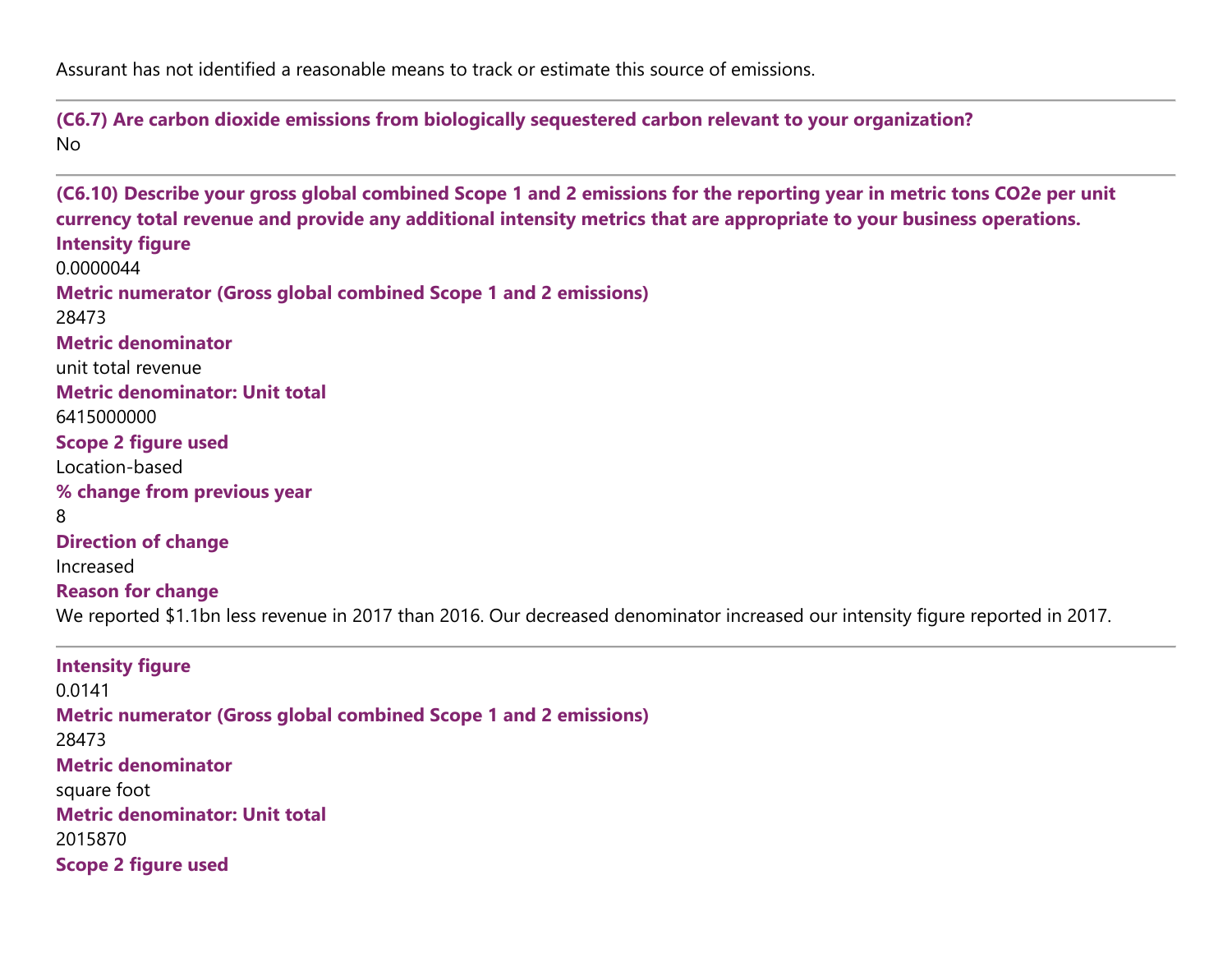Assurant has not identified a reasonable means to track or estimate this source of emissions.

---

**(C6.7) Are carbon dioxide emissions from biologically sequestered carbon relevant to your organization?**

No

---

**(C6.10) Describe your gross global combined Scope 1 and 2 emissions for the reporting year in metric tons CO2e per unit currency total revenue and provide any additional intensity metrics that are appropriate to your business operations.**

**Intensity figure**

0.0000044

**Metric numerator (Gross global combined Scope 1 and 2 emissions)**

28473

**Metric denominator**

unit total revenue

**Metric denominator: Unit total**

6415000000

**Scope 2 figure used**

Location-based

**% change from previous year**

8

**Direction of change**

Increased

**Reason for change**

We reported $1.1bn less revenue in 2017 than 2016. Our decreased denominator increased our intensity figure reported in 2017.

---

**Intensity figure**

0.0141

**Metric numerator (Gross global combined Scope 1 and 2 emissions)**

28473

**Metric denominator**

square foot

**Metric denominator: Unit total**

2015870

**Scope 2 figure used**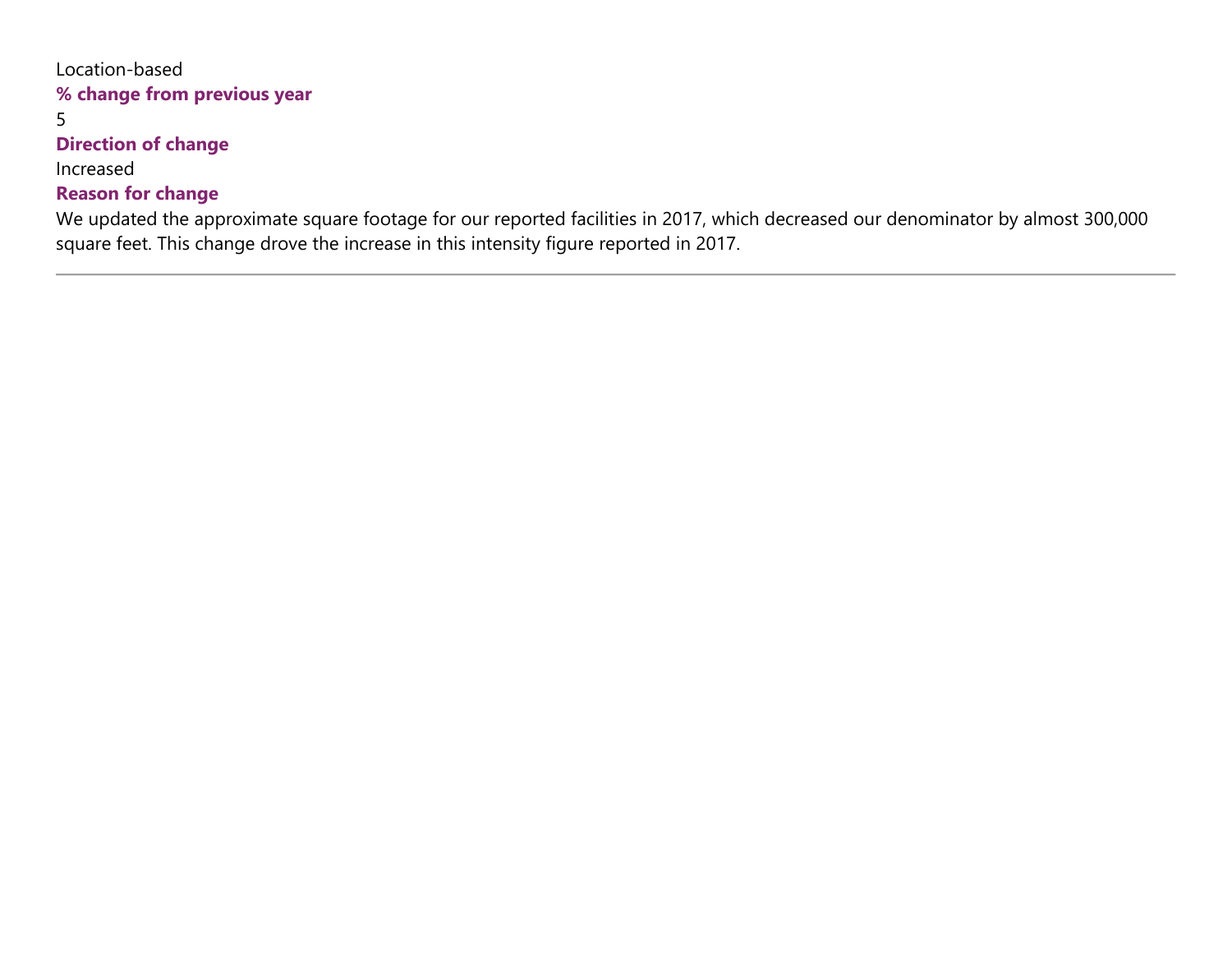Location-based

**% change from previous year**

5

**Direction of change**

Increased

**Reason for change**

We updated the approximate square footage for our reported facilities in 2017, which decreased our denominator by almost 300,000 square feet. This change drove the increase in this intensity figure reported in 2017.

---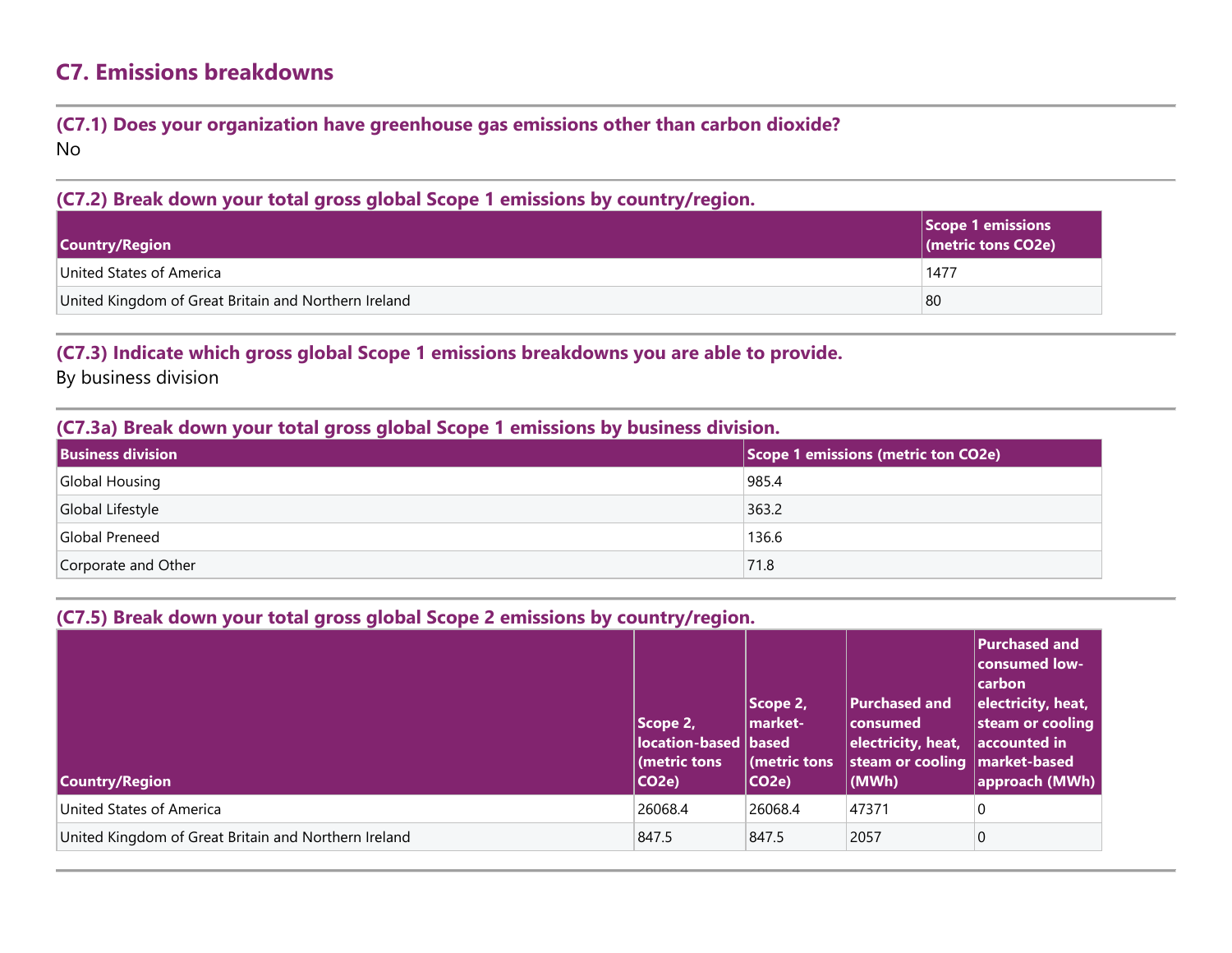## C7. Emissions breakdowns

### (C7.1) Does your organization have greenhouse gas emissions other than carbon dioxide?

No

### (C7.2) Break down your total gross global Scope 1 emissions by country/region.

| Country/Region | Scope 1 emissions (metric tons CO2e) |
|---|---|
| United States of America | 1477 |
| United Kingdom of Great Britain and Northern Ireland | 80 |

### (C7.3) Indicate which gross global Scope 1 emissions breakdowns you are able to provide.

By business division

### (C7.3a) Break down your total gross global Scope 1 emissions by business division.

| Business division | Scope 1 emissions (metric ton CO2e) |
|---|---|
| Global Housing | 985.4 |
| Global Lifestyle | 363.2 |
| Global Preneed | 136.6 |
| Corporate and Other | 71.8 |

### (C7.5) Break down your total gross global Scope 2 emissions by country/region.

| Country/Region | Scope 2, location-based (metric tons CO2e) | Scope 2, market-based (metric tons CO2e) | Purchased and consumed electricity, heat, steam or cooling (MWh) | Purchased and consumed low-carbon electricity, heat, steam or cooling accounted in market-based approach (MWh) |
|---|---|---|---|---|
| United States of America | 26068.4 | 26068.4 | 47371 | 0 |
| United Kingdom of Great Britain and Northern Ireland | 847.5 | 847.5 | 2057 | 0 |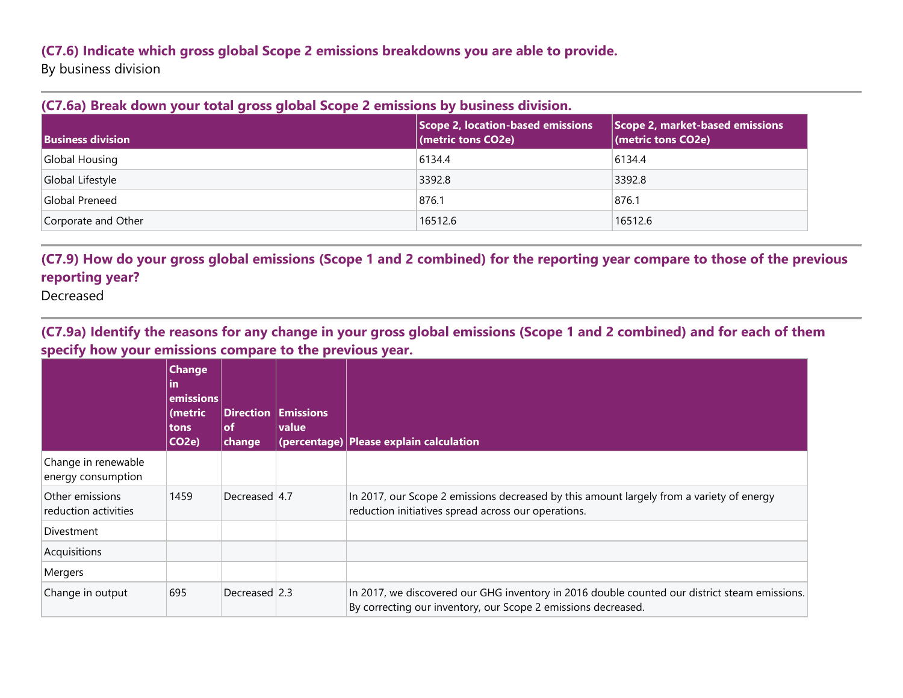### (C7.6) Indicate which gross global Scope 2 emissions breakdowns you are able to provide.

By business division

### (C7.6a) Break down your total gross global Scope 2 emissions by business division.

| Business division | Scope 2, location-based emissions (metric tons CO2e) | Scope 2, market-based emissions (metric tons CO2e) |
|---|---|---|
| Global Housing | 6134.4 | 6134.4 |
| Global Lifestyle | 3392.8 | 3392.8 |
| Global Preneed | 876.1 | 876.1 |
| Corporate and Other | 16512.6 | 16512.6 |

### (C7.9) How do your gross global emissions (Scope 1 and 2 combined) for the reporting year compare to those of the previous reporting year?

Decreased

### (C7.9a) Identify the reasons for any change in your gross global emissions (Scope 1 and 2 combined) and for each of them specify how your emissions compare to the previous year.

| | Change in emissions (metric tons CO2e) | Direction of change | Emissions value (percentage) | Please explain calculation |
|---|---|---|---|---|
| Change in renewable energy consumption | | | | |
| Other emissions reduction activities | 1459 | Decreased | 4.7 | In 2017, our Scope 2 emissions decreased by this amount largely from a variety of energy reduction initiatives spread across our operations. |
| Divestment | | | | |
| Acquisitions | | | | |
| Mergers | | | | |
| Change in output | 695 | Decreased | 2.3 | In 2017, we discovered our GHG inventory in 2016 double counted our district steam emissions. By correcting our inventory, our Scope 2 emissions decreased. |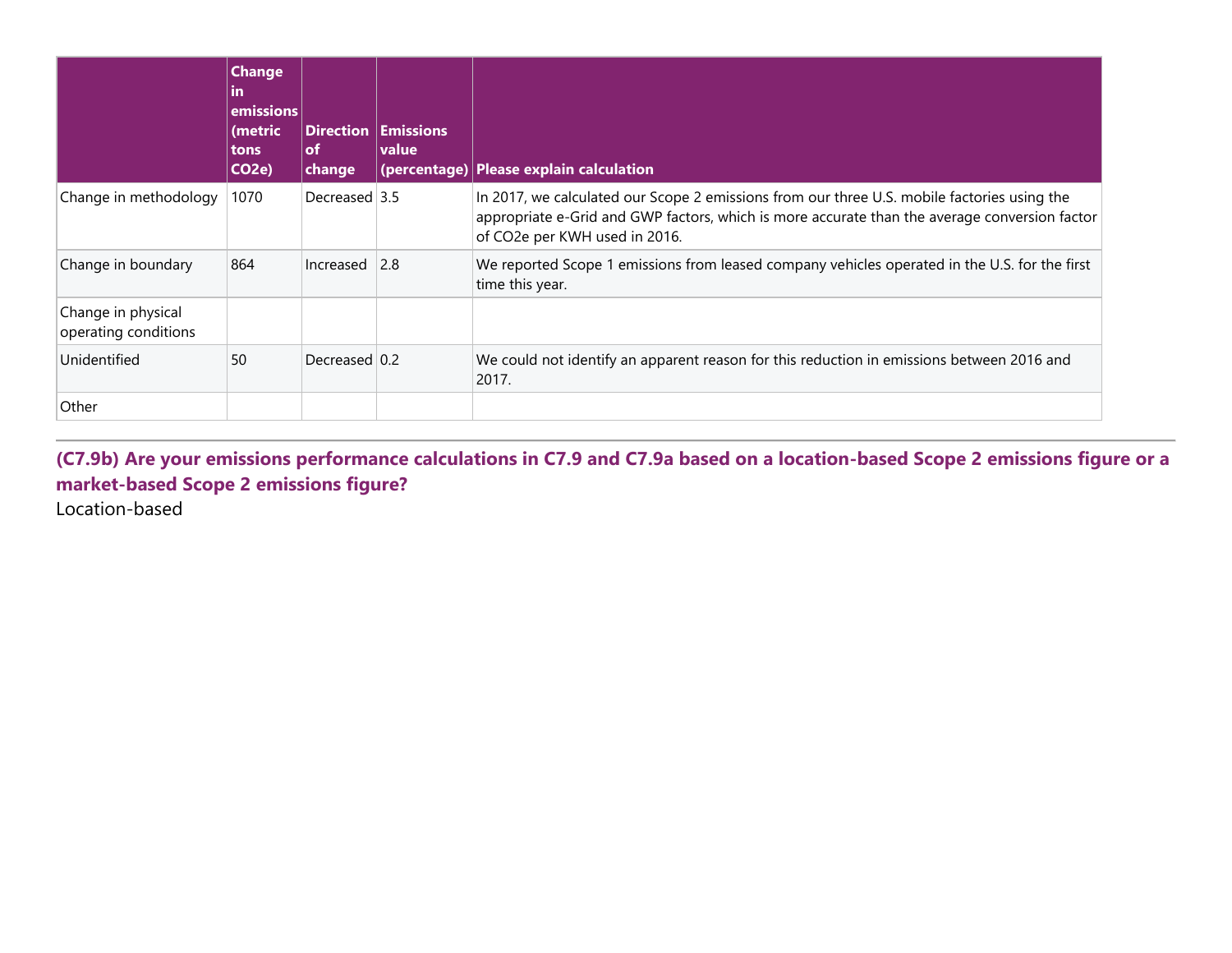| | Change in emissions (metric tons CO2e) | Direction of change | Emissions value (percentage) | Please explain calculation |
|---|---|---|---|---|
| Change in methodology | 1070 | Decreased | 3.5 | In 2017, we calculated our Scope 2 emissions from our three U.S. mobile factories using the appropriate e-Grid and GWP factors, which is more accurate than the average conversion factor of CO2e per KWH used in 2016. |
| Change in boundary | 864 | Increased | 2.8 | We reported Scope 1 emissions from leased company vehicles operated in the U.S. for the first time this year. |
| Change in physical operating conditions | | | | |
| Unidentified | 50 | Decreased | 0.2 | We could not identify an apparent reason for this reduction in emissions between 2016 and 2017. |
| Other | | | | |

### (C7.9b) Are your emissions performance calculations in C7.9 and C7.9a based on a location-based Scope 2 emissions figure or a market-based Scope 2 emissions figure?

Location-based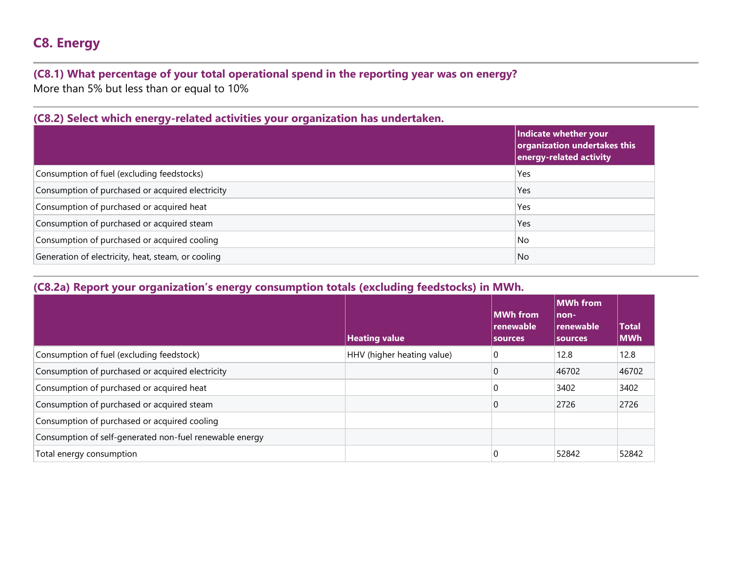## C8. Energy

### (C8.1) What percentage of your total operational spend in the reporting year was on energy?

More than 5% but less than or equal to 10%

### (C8.2) Select which energy-related activities your organization has undertaken.

| | Indicate whether your organization undertakes this energy-related activity |
|---|---|
| Consumption of fuel (excluding feedstocks) | Yes |
| Consumption of purchased or acquired electricity | Yes |
| Consumption of purchased or acquired heat | Yes |
| Consumption of purchased or acquired steam | Yes |
| Consumption of purchased or acquired cooling | No |
| Generation of electricity, heat, steam, or cooling | No |

### (C8.2a) Report your organization's energy consumption totals (excluding feedstocks) in MWh.

| | Heating value | MWh from renewable sources | MWh from non-renewable sources | Total MWh |
|---|---|---|---|---|
| Consumption of fuel (excluding feedstock) | HHV (higher heating value) | 0 | 12.8 | 12.8 |
| Consumption of purchased or acquired electricity | | 0 | 46702 | 46702 |
| Consumption of purchased or acquired heat | | 0 | 3402 | 3402 |
| Consumption of purchased or acquired steam | | 0 | 2726 | 2726 |
| Consumption of purchased or acquired cooling | | | | |
| Consumption of self-generated non-fuel renewable energy | | | | |
| Total energy consumption | | 0 | 52842 | 52842 |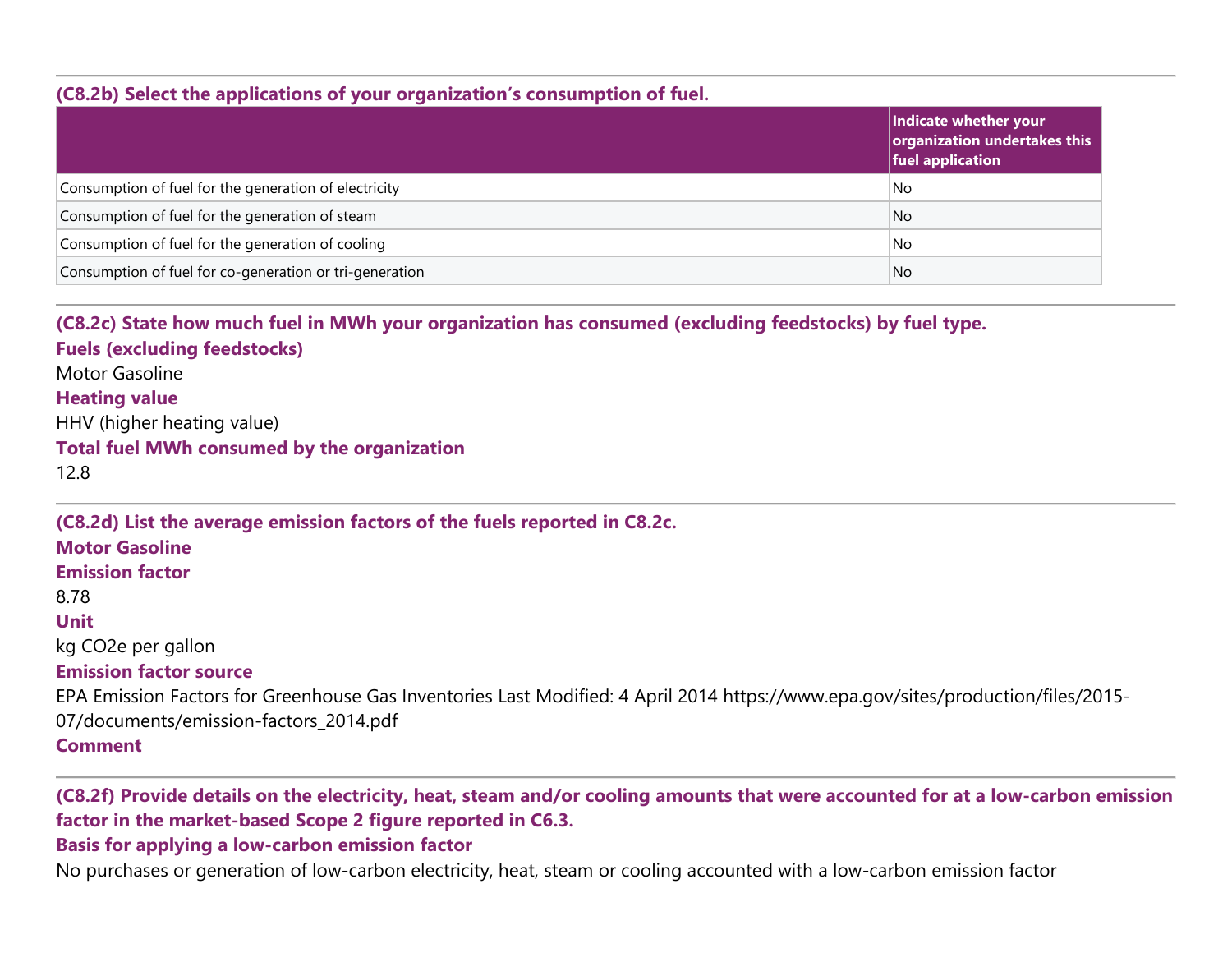### (C8.2b) Select the applications of your organization’s consumption of fuel.

| | Indicate whether your organization undertakes this fuel application |
|---|---|
| Consumption of fuel for the generation of electricity | No |
| Consumption of fuel for the generation of steam | No |
| Consumption of fuel for the generation of cooling | No |
| Consumption of fuel for co-generation or tri-generation | No |

### (C8.2c) State how much fuel in MWh your organization has consumed (excluding feedstocks) by fuel type.

**Fuels (excluding feedstocks)**

Motor Gasoline

**Heating value**

HHV (higher heating value)

**Total fuel MWh consumed by the organization**

12.8

### (C8.2d) List the average emission factors of the fuels reported in C8.2c.

**Motor Gasoline**

**Emission factor**

8.78

**Unit**

kg CO2e per gallon

**Emission factor source**

EPA Emission Factors for Greenhouse Gas Inventories Last Modified: 4 April 2014 https://www.epa.gov/sites/production/files/2015-07/documents/emission-factors_2014.pdf

**Comment**

### (C8.2f) Provide details on the electricity, heat, steam and/or cooling amounts that were accounted for at a low-carbon emission factor in the market-based Scope 2 figure reported in C6.3.

**Basis for applying a low-carbon emission factor**

No purchases or generation of low-carbon electricity, heat, steam or cooling accounted with a low-carbon emission factor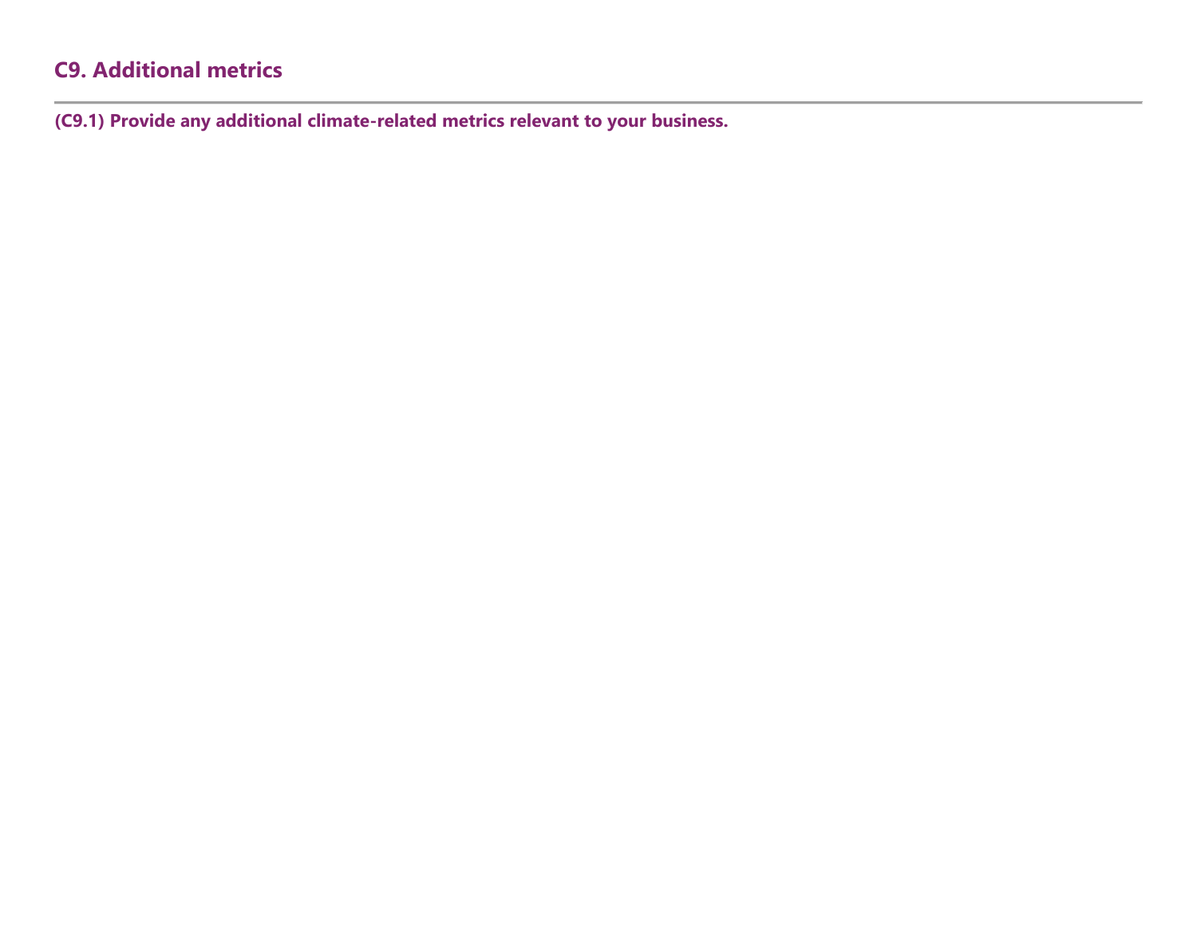## C9. Additional metrics

**(C9.1) Provide any additional climate-related metrics relevant to your business.**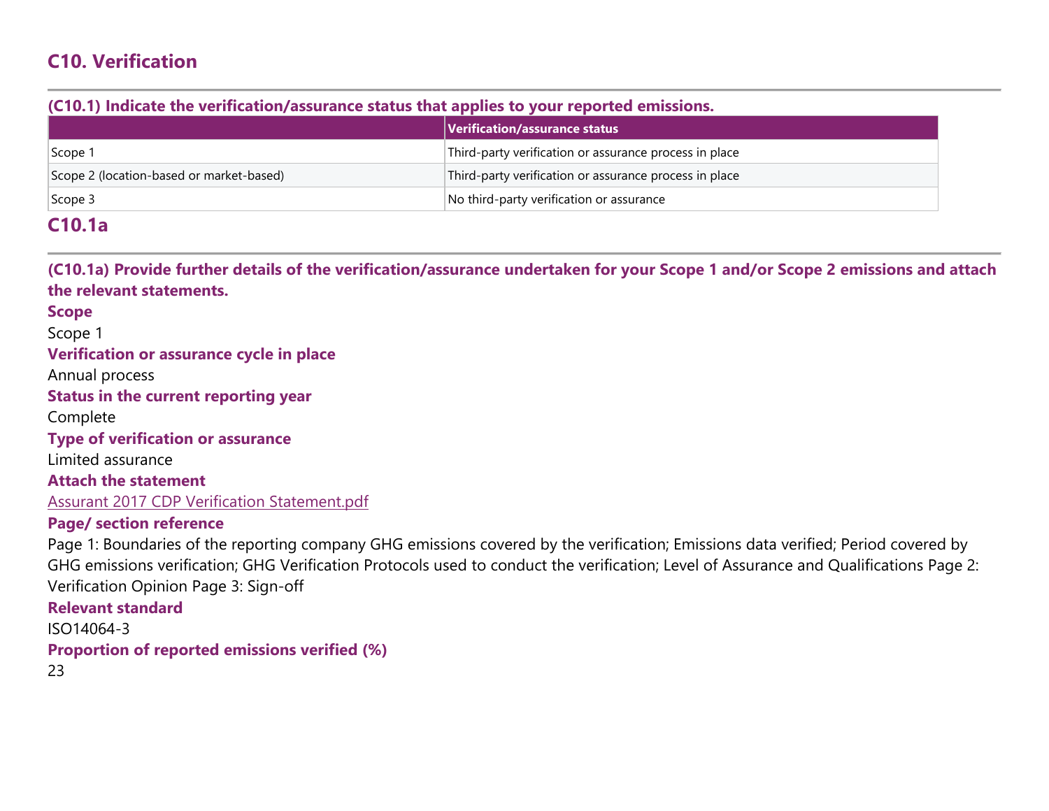## C10. Verification

**(C10.1) Indicate the verification/assurance status that applies to your reported emissions.**

| | Verification/assurance status |
|---|---|
| Scope 1 | Third-party verification or assurance process in place |
| Scope 2 (location-based or market-based) | Third-party verification or assurance process in place |
| Scope 3 | No third-party verification or assurance |

## C10.1a

**(C10.1a) Provide further details of the verification/assurance undertaken for your Scope 1 and/or Scope 2 emissions and attach the relevant statements.**

**Scope**

Scope 1

**Verification or assurance cycle in place**

Annual process

**Status in the current reporting year**

Complete

**Type of verification or assurance**

Limited assurance

**Attach the statement**

Assurant 2017 CDP Verification Statement.pdf

**Page/ section reference**

Page 1: Boundaries of the reporting company GHG emissions covered by the verification; Emissions data verified; Period covered by GHG emissions verification; GHG Verification Protocols used to conduct the verification; Level of Assurance and Qualifications Page 2: Verification Opinion Page 3: Sign-off

**Relevant standard**

ISO14064-3

**Proportion of reported emissions verified (%)**

23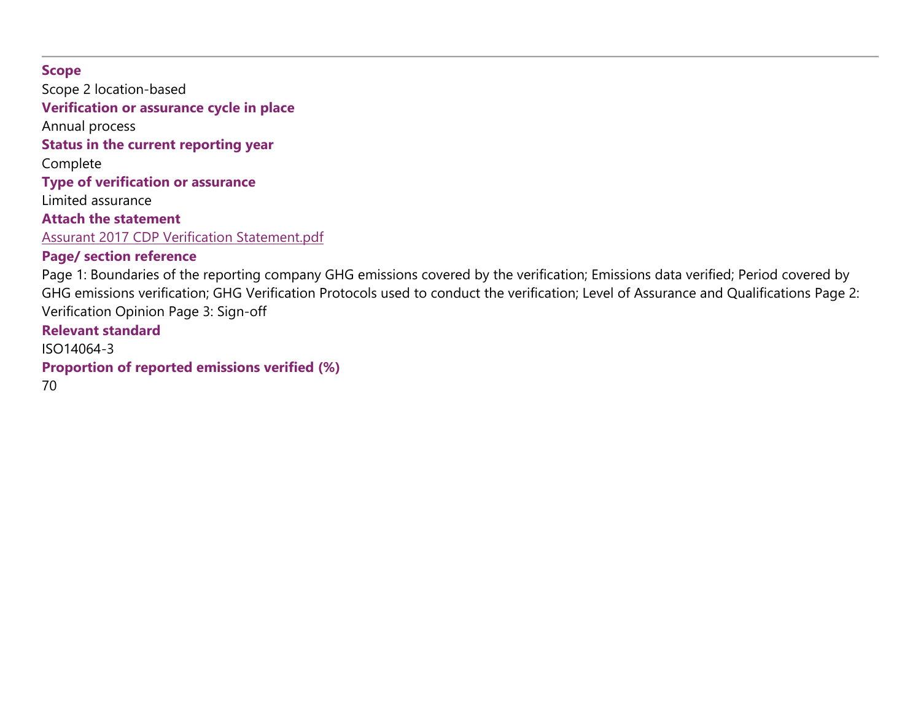---

**Scope**

Scope 2 location-based

**Verification or assurance cycle in place**

Annual process

**Status in the current reporting year**

Complete

**Type of verification or assurance**

Limited assurance

**Attach the statement**

Assurant 2017 CDP Verification Statement.pdf

**Page/ section reference**

Page 1: Boundaries of the reporting company GHG emissions covered by the verification; Emissions data verified; Period covered by GHG emissions verification; GHG Verification Protocols used to conduct the verification; Level of Assurance and Qualifications Page 2: Verification Opinion Page 3: Sign-off

**Relevant standard**

ISO14064-3

**Proportion of reported emissions verified (%)**

70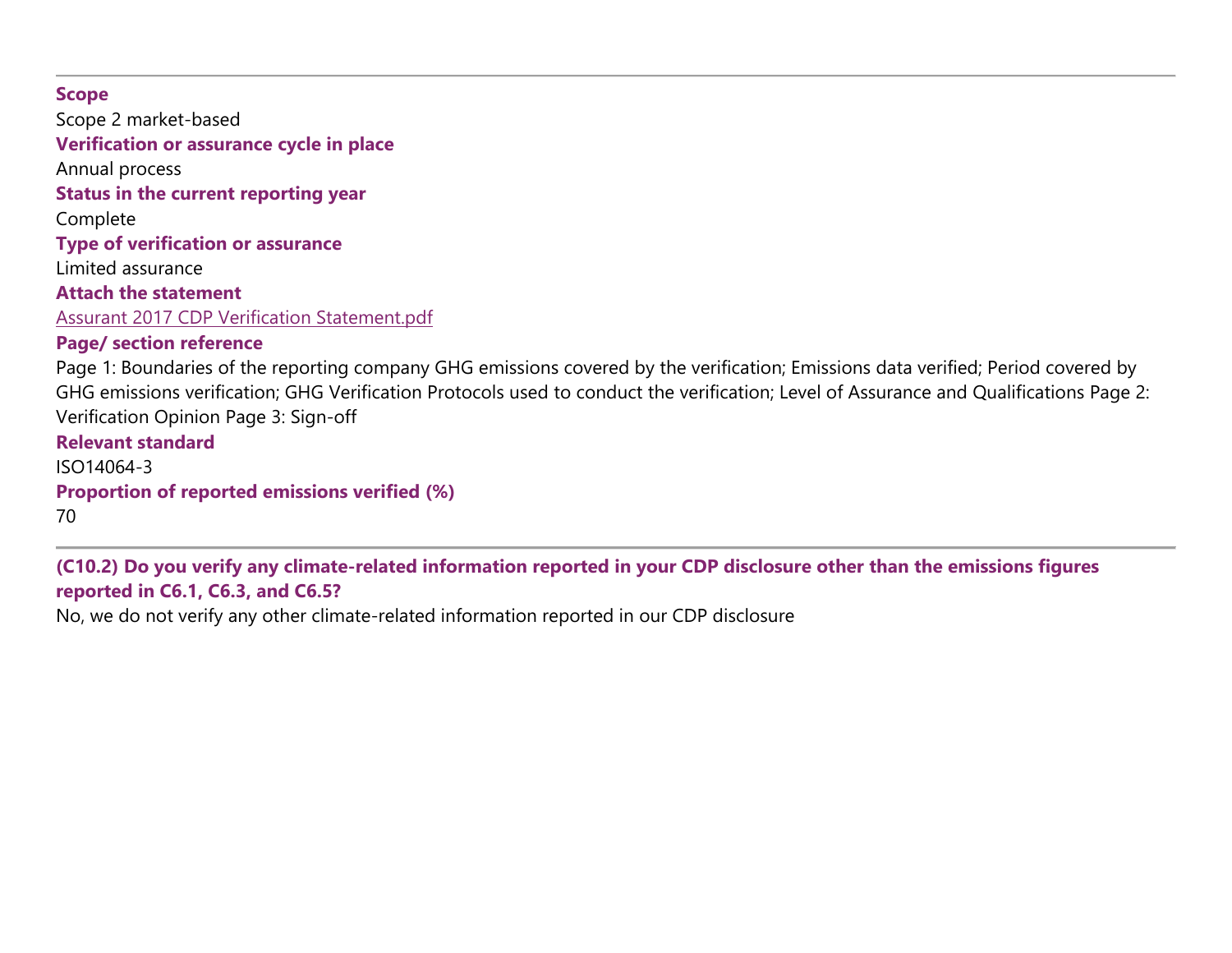**Scope**

Scope 2 market-based

**Verification or assurance cycle in place**

Annual process

**Status in the current reporting year**

Complete

**Type of verification or assurance**

Limited assurance

**Attach the statement**

Assurant 2017 CDP Verification Statement.pdf

**Page/ section reference**

Page 1: Boundaries of the reporting company GHG emissions covered by the verification; Emissions data verified; Period covered by GHG emissions verification; GHG Verification Protocols used to conduct the verification; Level of Assurance and Qualifications Page 2: Verification Opinion Page 3: Sign-off

**Relevant standard**

ISO14064-3

**Proportion of reported emissions verified (%)**

70

---

**(C10.2) Do you verify any climate-related information reported in your CDP disclosure other than the emissions figures reported in C6.1, C6.3, and C6.5?**

No, we do not verify any other climate-related information reported in our CDP disclosure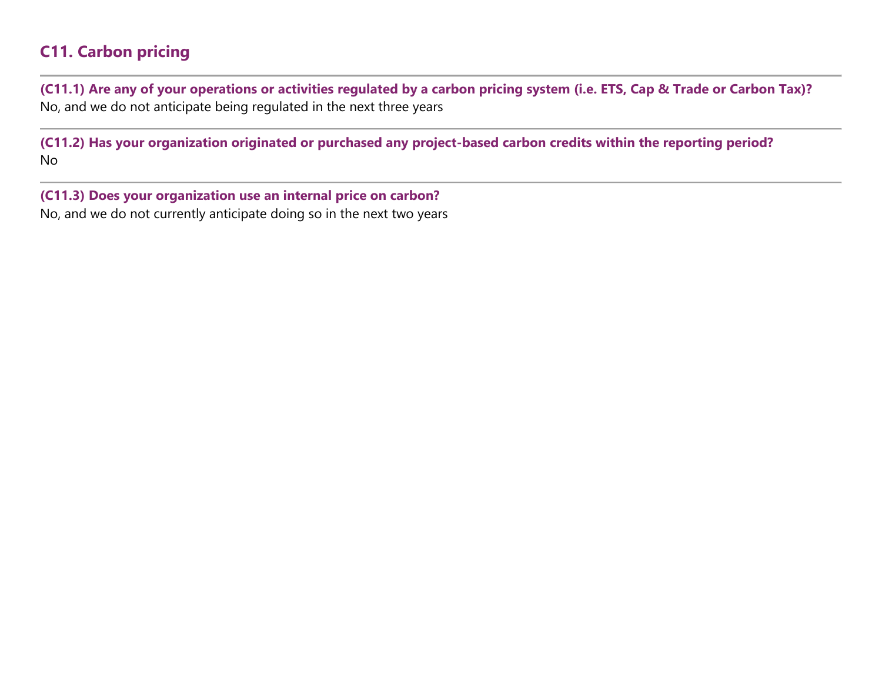## C11. Carbon pricing

**(C11.1) Are any of your operations or activities regulated by a carbon pricing system (i.e. ETS, Cap & Trade or Carbon Tax)?**

No, and we do not anticipate being regulated in the next three years

**(C11.2) Has your organization originated or purchased any project-based carbon credits within the reporting period?**

No

**(C11.3) Does your organization use an internal price on carbon?**

No, and we do not currently anticipate doing so in the next two years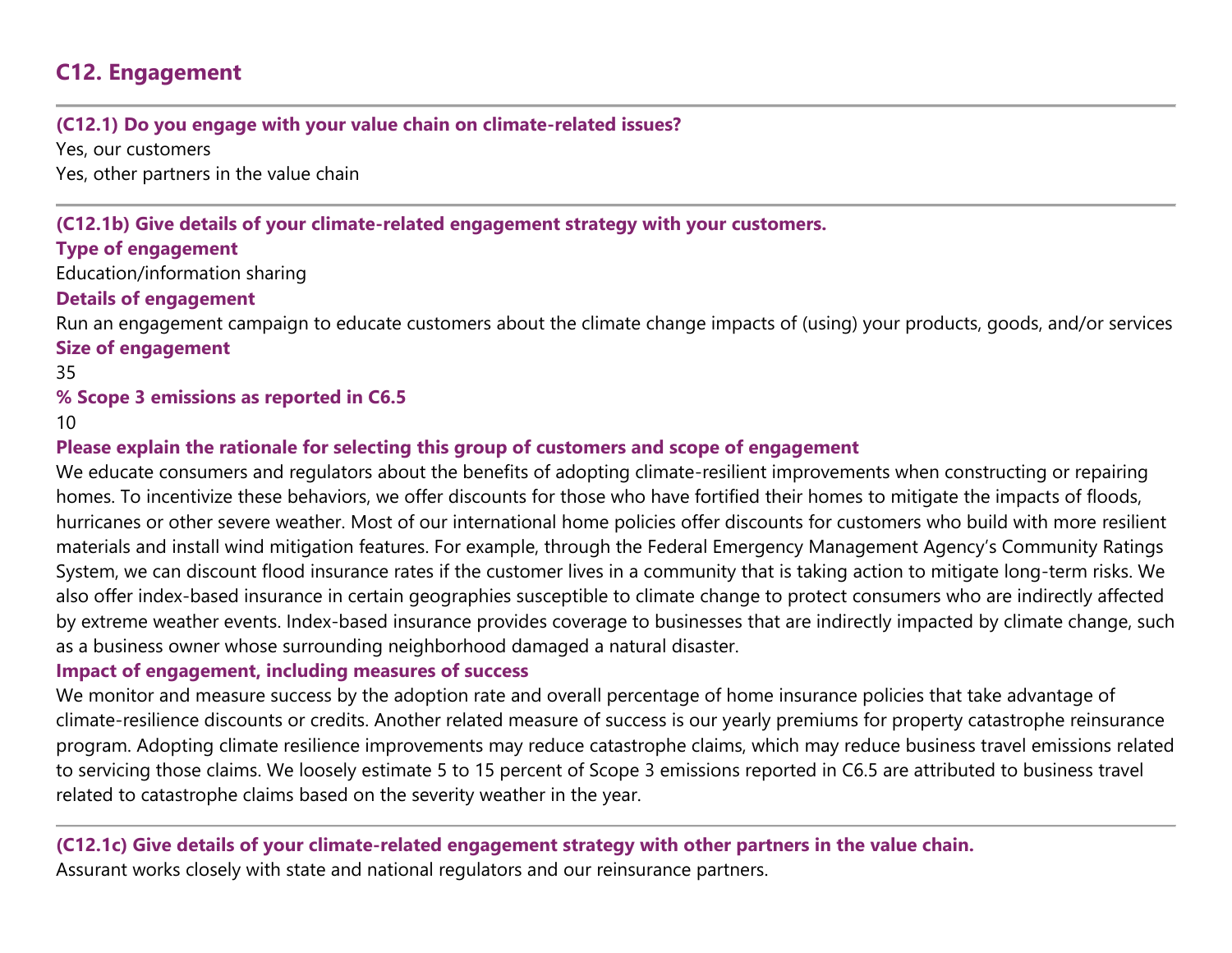## C12. Engagement

**(C12.1) Do you engage with your value chain on climate-related issues?**

Yes, our customers

Yes, other partners in the value chain

**(C12.1b) Give details of your climate-related engagement strategy with your customers.**

**Type of engagement**

Education/information sharing

**Details of engagement**

Run an engagement campaign to educate customers about the climate change impacts of (using) your products, goods, and/or services

**Size of engagement**

35

**% Scope 3 emissions as reported in C6.5**

10

**Please explain the rationale for selecting this group of customers and scope of engagement**

We educate consumers and regulators about the benefits of adopting climate-resilient improvements when constructing or repairing homes. To incentivize these behaviors, we offer discounts for those who have fortified their homes to mitigate the impacts of floods, hurricanes or other severe weather. Most of our international home policies offer discounts for customers who build with more resilient materials and install wind mitigation features. For example, through the Federal Emergency Management Agency's Community Ratings System, we can discount flood insurance rates if the customer lives in a community that is taking action to mitigate long-term risks. We also offer index-based insurance in certain geographies susceptible to climate change to protect consumers who are indirectly affected by extreme weather events. Index-based insurance provides coverage to businesses that are indirectly impacted by climate change, such as a business owner whose surrounding neighborhood damaged a natural disaster.

**Impact of engagement, including measures of success**

We monitor and measure success by the adoption rate and overall percentage of home insurance policies that take advantage of climate-resilience discounts or credits. Another related measure of success is our yearly premiums for property catastrophe reinsurance program. Adopting climate resilience improvements may reduce catastrophe claims, which may reduce business travel emissions related to servicing those claims. We loosely estimate 5 to 15 percent of Scope 3 emissions reported in C6.5 are attributed to business travel related to catastrophe claims based on the severity weather in the year.

**(C12.1c) Give details of your climate-related engagement strategy with other partners in the value chain.**

Assurant works closely with state and national regulators and our reinsurance partners.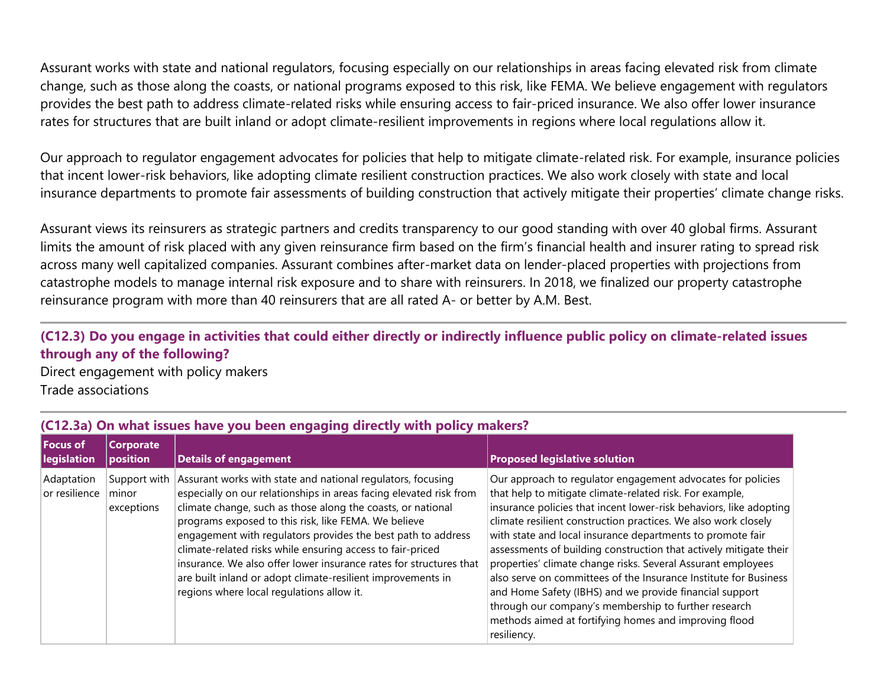Assurant works with state and national regulators, focusing especially on our relationships in areas facing elevated risk from climate change, such as those along the coasts, or national programs exposed to this risk, like FEMA. We believe engagement with regulators provides the best path to address climate-related risks while ensuring access to fair-priced insurance. We also offer lower insurance rates for structures that are built inland or adopt climate-resilient improvements in regions where local regulations allow it.

Our approach to regulator engagement advocates for policies that help to mitigate climate-related risk. For example, insurance policies that incent lower-risk behaviors, like adopting climate resilient construction practices. We also work closely with state and local insurance departments to promote fair assessments of building construction that actively mitigate their properties' climate change risks.

Assurant views its reinsurers as strategic partners and credits transparency to our good standing with over 40 global firms. Assurant limits the amount of risk placed with any given reinsurance firm based on the firm's financial health and insurer rating to spread risk across many well capitalized companies. Assurant combines after-market data on lender-placed properties with projections from catastrophe models to manage internal risk exposure and to share with reinsurers. In 2018, we finalized our property catastrophe reinsurance program with more than 40 reinsurers that are all rated A- or better by A.M. Best.

### (C12.3) Do you engage in activities that could either directly or indirectly influence public policy on climate-related issues through any of the following?

Direct engagement with policy makers
Trade associations

### (C12.3a) On what issues have you been engaging directly with policy makers?

| Focus of legislation | Corporate position | Details of engagement | Proposed legislative solution |
| --- | --- | --- | --- |
| Adaptation or resilience | Support with minor exceptions | Assurant works with state and national regulators, focusing especially on our relationships in areas facing elevated risk from climate change, such as those along the coasts, or national programs exposed to this risk, like FEMA. We believe engagement with regulators provides the best path to address climate-related risks while ensuring access to fair-priced insurance. We also offer lower insurance rates for structures that are built inland or adopt climate-resilient improvements in regions where local regulations allow it. | Our approach to regulator engagement advocates for policies that help to mitigate climate-related risk. For example, insurance policies that incent lower-risk behaviors, like adopting climate resilient construction practices. We also work closely with state and local insurance departments to promote fair assessments of building construction that actively mitigate their properties' climate change risks. Several Assurant employees also serve on committees of the Insurance Institute for Business and Home Safety (IBHS) and we provide financial support through our company's membership to further research methods aimed at fortifying homes and improving flood resiliency. |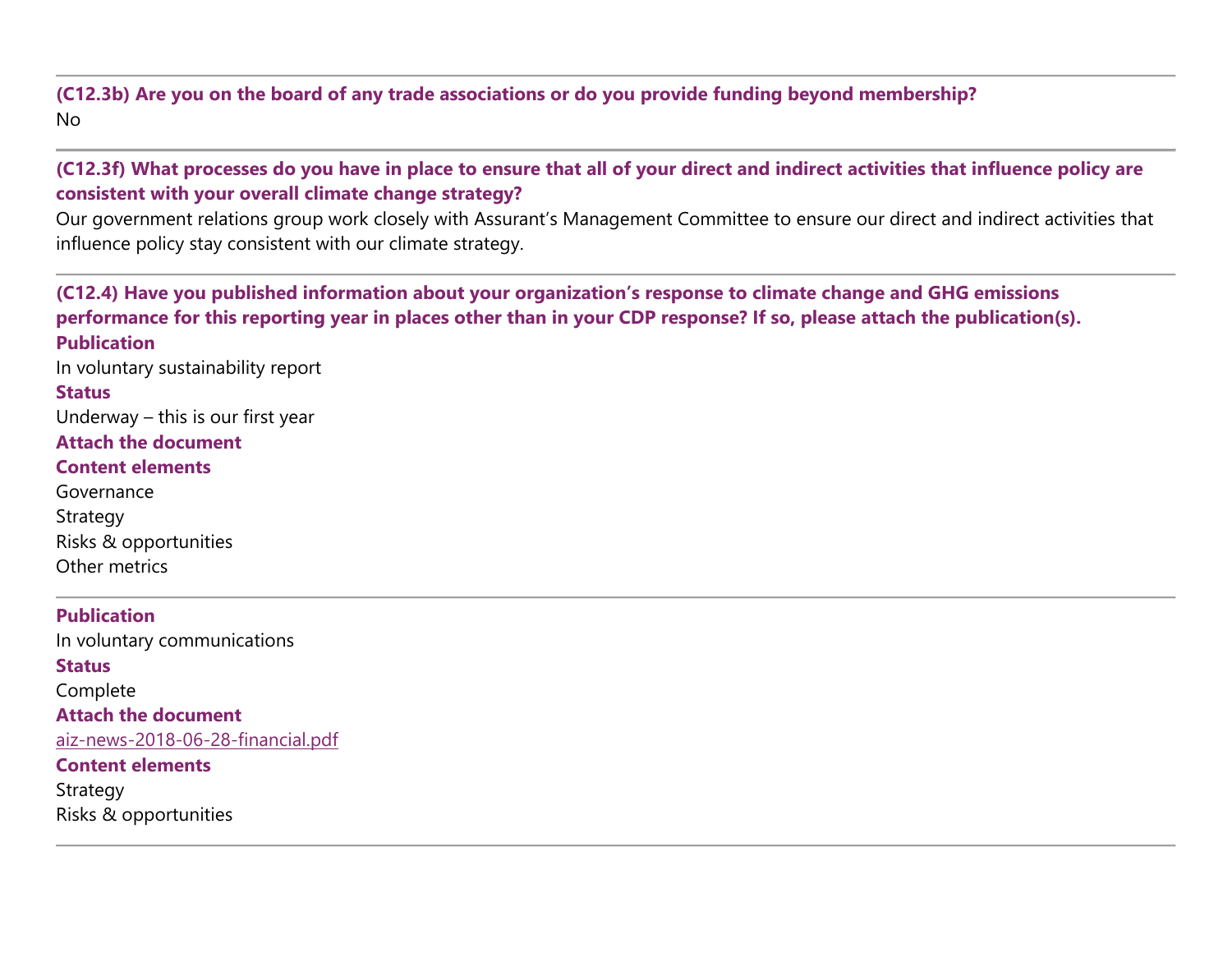**(C12.3b) Are you on the board of any trade associations or do you provide funding beyond membership?**

No

---

**(C12.3f) What processes do you have in place to ensure that all of your direct and indirect activities that influence policy are consistent with your overall climate change strategy?**

Our government relations group work closely with Assurant's Management Committee to ensure our direct and indirect activities that influence policy stay consistent with our climate strategy.

---

**(C12.4) Have you published information about your organization's response to climate change and GHG emissions performance for this reporting year in places other than in your CDP response? If so, please attach the publication(s).**

**Publication**

In voluntary sustainability report

**Status**

Underway – this is our first year

**Attach the document**

**Content elements**

Governance

Strategy

Risks & opportunities

Other metrics

---

**Publication**

In voluntary communications

**Status**

Complete

**Attach the document**

aiz-news-2018-06-28-financial.pdf

**Content elements**

Strategy

Risks & opportunities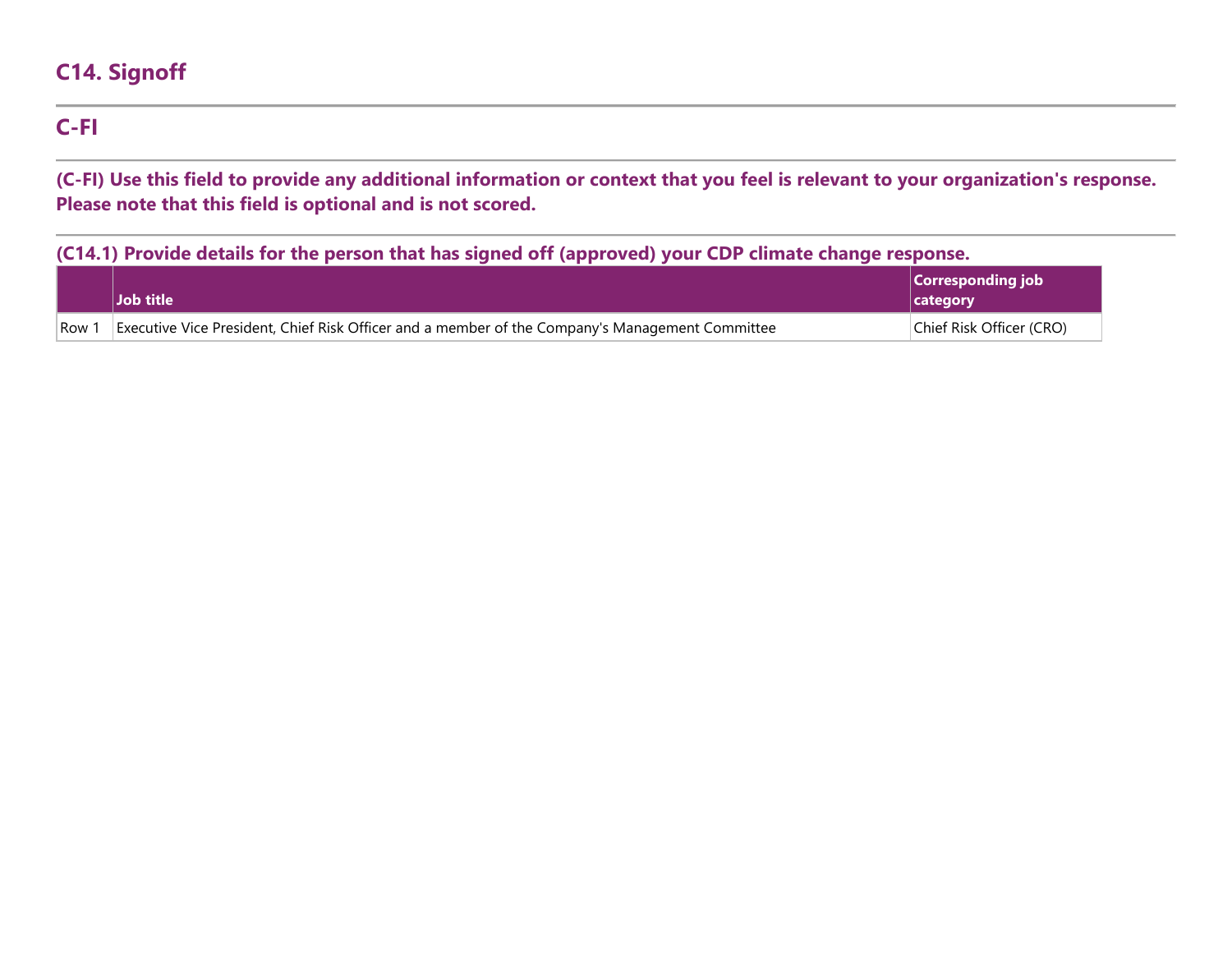## C14. Signoff

### C-FI

**(C-FI) Use this field to provide any additional information or context that you feel is relevant to your organization's response. Please note that this field is optional and is not scored.**

**(C14.1) Provide details for the person that has signed off (approved) your CDP climate change response.**

| | Job title | Corresponding job category |
|---|---|---|
| Row 1 | Executive Vice President, Chief Risk Officer and a member of the Company's Management Committee | Chief Risk Officer (CRO) |